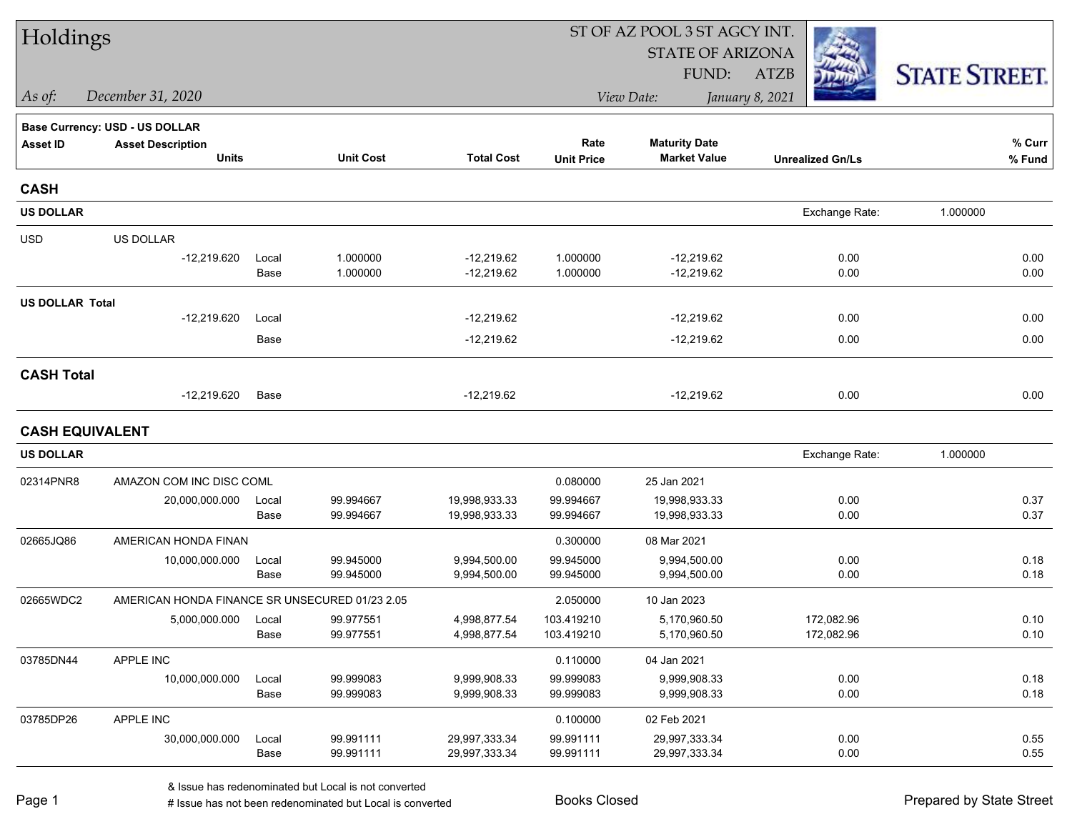# Holdings

ST OF AZ POOL 3 ST AGCY INT.
STATE OF ARIZONA
FUND: ATZB

*As of:* *December 31, 2020*

*View Date:* *January 8, 2021*

STATE STREET.

**Base Currency: USD - US DOLLAR**

| Asset ID | Asset Description / Units | | Unit Cost | Total Cost | Rate / Unit Price | Maturity Date / Market Value | Unrealized Gn/Ls | % Curr / % Fund |
|---|---|---|---|---|---|---|---|---|
| **CASH** | | | | | | | | |
| **US DOLLAR** | | | | | | | Exchange Rate: | 1.000000 |
| USD | US DOLLAR | | | | | | | |
| | -12,219.620 | Local | 1.000000 | -12,219.62 | 1.000000 | -12,219.62 | 0.00 | 0.00 |
| | | Base | 1.000000 | -12,219.62 | 1.000000 | -12,219.62 | 0.00 | 0.00 |
| **US DOLLAR Total** | | | | | | | | |
| | -12,219.620 | Local | | -12,219.62 | | -12,219.62 | 0.00 | 0.00 |
| | | Base | | -12,219.62 | | -12,219.62 | 0.00 | 0.00 |
| **CASH Total** | | | | | | | | |
| | -12,219.620 | Base | | -12,219.62 | | -12,219.62 | 0.00 | 0.00 |
| **CASH EQUIVALENT** | | | | | | | | |
| **US DOLLAR** | | | | | | | Exchange Rate: | 1.000000 |
| 02314PNR8 | AMAZON COM INC DISC COML | | | | 0.080000 | 25 Jan 2021 | | |
| | 20,000,000.000 | Local | 99.994667 | 19,998,933.33 | 99.994667 | 19,998,933.33 | 0.00 | 0.37 |
| | | Base | 99.994667 | 19,998,933.33 | 99.994667 | 19,998,933.33 | 0.00 | 0.37 |
| 02665JQ86 | AMERICAN HONDA FINAN | | | | 0.300000 | 08 Mar 2021 | | |
| | 10,000,000.000 | Local | 99.945000 | 9,994,500.00 | 99.945000 | 9,994,500.00 | 0.00 | 0.18 |
| | | Base | 99.945000 | 9,994,500.00 | 99.945000 | 9,994,500.00 | 0.00 | 0.18 |
| 02665WDC2 | AMERICAN HONDA FINANCE SR UNSECURED 01/23 2.05 | | | | 2.050000 | 10 Jan 2023 | | |
| | 5,000,000.000 | Local | 99.977551 | 4,998,877.54 | 103.419210 | 5,170,960.50 | 172,082.96 | 0.10 |
| | | Base | 99.977551 | 4,998,877.54 | 103.419210 | 5,170,960.50 | 172,082.96 | 0.10 |
| 03785DN44 | APPLE INC | | | | 0.110000 | 04 Jan 2021 | | |
| | 10,000,000.000 | Local | 99.999083 | 9,999,908.33 | 99.999083 | 9,999,908.33 | 0.00 | 0.18 |
| | | Base | 99.999083 | 9,999,908.33 | 99.999083 | 9,999,908.33 | 0.00 | 0.18 |
| 03785DP26 | APPLE INC | | | | 0.100000 | 02 Feb 2021 | | |
| | 30,000,000.000 | Local | 99.991111 | 29,997,333.34 | 99.991111 | 29,997,333.34 | 0.00 | 0.55 |
| | | Base | 99.991111 | 29,997,333.34 | 99.991111 | 29,997,333.34 | 0.00 | 0.55 |

& Issue has redenominated but Local is not converted
# Issue has not been redenominated but Local is converted

Books Closed

Prepared by State Street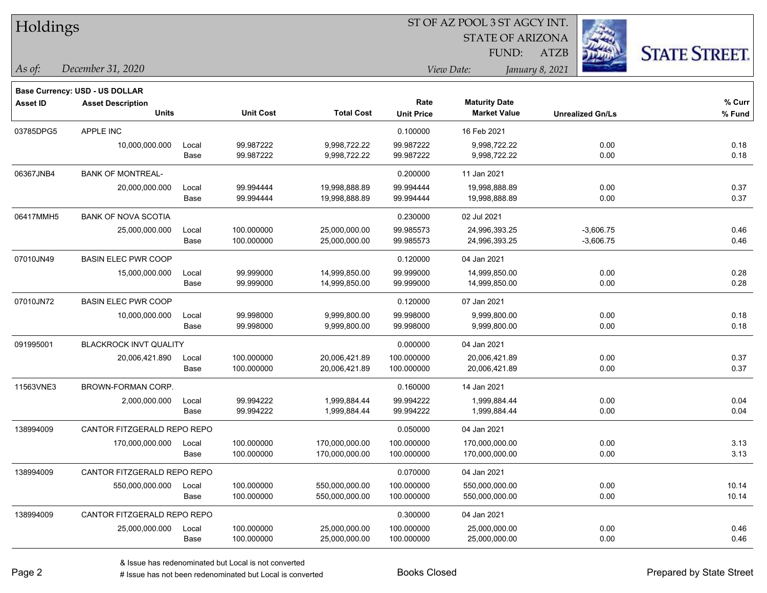# Holdings

ST OF AZ POOL 3 ST AGCY INT.
STATE OF ARIZONA
FUND: ATZB

*As of:* *December 31, 2020*

*View Date:* *January 8, 2021*

**Base Currency: USD - US DOLLAR**

| Asset ID | Asset Description / Units | | Unit Cost | Total Cost | Rate / Unit Price | Maturity Date / Market Value | Unrealized Gn/Ls | % Curr / % Fund |
|---|---|---|---|---|---|---|---|---|
| 03785DPG5 | APPLE INC | | | | 0.100000 | 16 Feb 2021 | | |
| | 10,000,000.000 | Local | 99.987222 | 9,998,722.22 | 99.987222 | 9,998,722.22 | 0.00 | 0.18 |
| | | Base | 99.987222 | 9,998,722.22 | 99.987222 | 9,998,722.22 | 0.00 | 0.18 |
| 06367JNB4 | BANK OF MONTREAL- | | | | 0.200000 | 11 Jan 2021 | | |
| | 20,000,000.000 | Local | 99.994444 | 19,998,888.89 | 99.994444 | 19,998,888.89 | 0.00 | 0.37 |
| | | Base | 99.994444 | 19,998,888.89 | 99.994444 | 19,998,888.89 | 0.00 | 0.37 |
| 06417MMH5 | BANK OF NOVA SCOTIA | | | | 0.230000 | 02 Jul 2021 | | |
| | 25,000,000.000 | Local | 100.000000 | 25,000,000.00 | 99.985573 | 24,996,393.25 | -3,606.75 | 0.46 |
| | | Base | 100.000000 | 25,000,000.00 | 99.985573 | 24,996,393.25 | -3,606.75 | 0.46 |
| 07010JN49 | BASIN ELEC PWR COOP | | | | 0.120000 | 04 Jan 2021 | | |
| | 15,000,000.000 | Local | 99.999000 | 14,999,850.00 | 99.999000 | 14,999,850.00 | 0.00 | 0.28 |
| | | Base | 99.999000 | 14,999,850.00 | 99.999000 | 14,999,850.00 | 0.00 | 0.28 |
| 07010JN72 | BASIN ELEC PWR COOP | | | | 0.120000 | 07 Jan 2021 | | |
| | 10,000,000.000 | Local | 99.998000 | 9,999,800.00 | 99.998000 | 9,999,800.00 | 0.00 | 0.18 |
| | | Base | 99.998000 | 9,999,800.00 | 99.998000 | 9,999,800.00 | 0.00 | 0.18 |
| 091995001 | BLACKROCK INVT QUALITY | | | | 0.000000 | 04 Jan 2021 | | |
| | 20,006,421.890 | Local | 100.000000 | 20,006,421.89 | 100.000000 | 20,006,421.89 | 0.00 | 0.37 |
| | | Base | 100.000000 | 20,006,421.89 | 100.000000 | 20,006,421.89 | 0.00 | 0.37 |
| 11563VNE3 | BROWN-FORMAN CORP. | | | | 0.160000 | 14 Jan 2021 | | |
| | 2,000,000.000 | Local | 99.994222 | 1,999,884.44 | 99.994222 | 1,999,884.44 | 0.00 | 0.04 |
| | | Base | 99.994222 | 1,999,884.44 | 99.994222 | 1,999,884.44 | 0.00 | 0.04 |
| 138994009 | CANTOR FITZGERALD REPO REPO | | | | 0.050000 | 04 Jan 2021 | | |
| | 170,000,000.000 | Local | 100.000000 | 170,000,000.00 | 100.000000 | 170,000,000.00 | 0.00 | 3.13 |
| | | Base | 100.000000 | 170,000,000.00 | 100.000000 | 170,000,000.00 | 0.00 | 3.13 |
| 138994009 | CANTOR FITZGERALD REPO REPO | | | | 0.070000 | 04 Jan 2021 | | |
| | 550,000,000.000 | Local | 100.000000 | 550,000,000.00 | 100.000000 | 550,000,000.00 | 0.00 | 10.14 |
| | | Base | 100.000000 | 550,000,000.00 | 100.000000 | 550,000,000.00 | 0.00 | 10.14 |
| 138994009 | CANTOR FITZGERALD REPO REPO | | | | 0.300000 | 04 Jan 2021 | | |
| | 25,000,000.000 | Local | 100.000000 | 25,000,000.00 | 100.000000 | 25,000,000.00 | 0.00 | 0.46 |
| | | Base | 100.000000 | 25,000,000.00 | 100.000000 | 25,000,000.00 | 0.00 | 0.46 |

& Issue has redenominated but Local is not converted
# Issue has not been redenominated but Local is converted

Books Closed

Prepared by State Street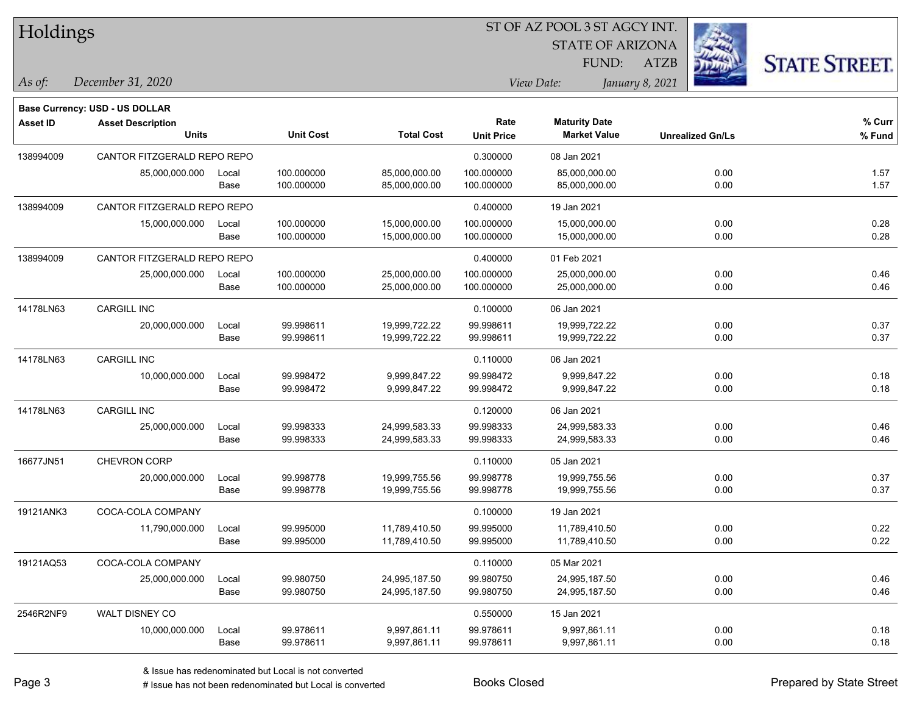# Holdings

ST OF AZ POOL 3 ST AGCY INT.
STATE OF ARIZONA
FUND: ATZB

*As of:* *December 31, 2020*

*View Date:* *January 8, 2021*

STATE STREET.

**Base Currency: USD - US DOLLAR**

| Asset ID | Asset Description / Units | | Unit Cost | Total Cost | Rate / Unit Price | Maturity Date / Market Value | Unrealized Gn/Ls | % Curr / % Fund |
|---|---|---|---|---|---|---|---|---|
| 138994009 | CANTOR FITZGERALD REPO REPO | | | | 0.300000 | 08 Jan 2021 | | |
| | 85,000,000.000 | Local | 100.000000 | 85,000,000.00 | 100.000000 | 85,000,000.00 | 0.00 | 1.57 |
| | | Base | 100.000000 | 85,000,000.00 | 100.000000 | 85,000,000.00 | 0.00 | 1.57 |
| 138994009 | CANTOR FITZGERALD REPO REPO | | | | 0.400000 | 19 Jan 2021 | | |
| | 15,000,000.000 | Local | 100.000000 | 15,000,000.00 | 100.000000 | 15,000,000.00 | 0.00 | 0.28 |
| | | Base | 100.000000 | 15,000,000.00 | 100.000000 | 15,000,000.00 | 0.00 | 0.28 |
| 138994009 | CANTOR FITZGERALD REPO REPO | | | | 0.400000 | 01 Feb 2021 | | |
| | 25,000,000.000 | Local | 100.000000 | 25,000,000.00 | 100.000000 | 25,000,000.00 | 0.00 | 0.46 |
| | | Base | 100.000000 | 25,000,000.00 | 100.000000 | 25,000,000.00 | 0.00 | 0.46 |
| 14178LN63 | CARGILL INC | | | | 0.100000 | 06 Jan 2021 | | |
| | 20,000,000.000 | Local | 99.998611 | 19,999,722.22 | 99.998611 | 19,999,722.22 | 0.00 | 0.37 |
| | | Base | 99.998611 | 19,999,722.22 | 99.998611 | 19,999,722.22 | 0.00 | 0.37 |
| 14178LN63 | CARGILL INC | | | | 0.110000 | 06 Jan 2021 | | |
| | 10,000,000.000 | Local | 99.998472 | 9,999,847.22 | 99.998472 | 9,999,847.22 | 0.00 | 0.18 |
| | | Base | 99.998472 | 9,999,847.22 | 99.998472 | 9,999,847.22 | 0.00 | 0.18 |
| 14178LN63 | CARGILL INC | | | | 0.120000 | 06 Jan 2021 | | |
| | 25,000,000.000 | Local | 99.998333 | 24,999,583.33 | 99.998333 | 24,999,583.33 | 0.00 | 0.46 |
| | | Base | 99.998333 | 24,999,583.33 | 99.998333 | 24,999,583.33 | 0.00 | 0.46 |
| 16677JN51 | CHEVRON CORP | | | | 0.110000 | 05 Jan 2021 | | |
| | 20,000,000.000 | Local | 99.998778 | 19,999,755.56 | 99.998778 | 19,999,755.56 | 0.00 | 0.37 |
| | | Base | 99.998778 | 19,999,755.56 | 99.998778 | 19,999,755.56 | 0.00 | 0.37 |
| 19121ANK3 | COCA-COLA COMPANY | | | | 0.100000 | 19 Jan 2021 | | |
| | 11,790,000.000 | Local | 99.995000 | 11,789,410.50 | 99.995000 | 11,789,410.50 | 0.00 | 0.22 |
| | | Base | 99.995000 | 11,789,410.50 | 99.995000 | 11,789,410.50 | 0.00 | 0.22 |
| 19121AQ53 | COCA-COLA COMPANY | | | | 0.110000 | 05 Mar 2021 | | |
| | 25,000,000.000 | Local | 99.980750 | 24,995,187.50 | 99.980750 | 24,995,187.50 | 0.00 | 0.46 |
| | | Base | 99.980750 | 24,995,187.50 | 99.980750 | 24,995,187.50 | 0.00 | 0.46 |
| 2546R2NF9 | WALT DISNEY CO | | | | 0.550000 | 15 Jan 2021 | | |
| | 10,000,000.000 | Local | 99.978611 | 9,997,861.11 | 99.978611 | 9,997,861.11 | 0.00 | 0.18 |
| | | Base | 99.978611 | 9,997,861.11 | 99.978611 | 9,997,861.11 | 0.00 | 0.18 |

& Issue has redenominated but Local is not converted
# Issue has not been redenominated but Local is converted

Books Closed

Prepared by State Street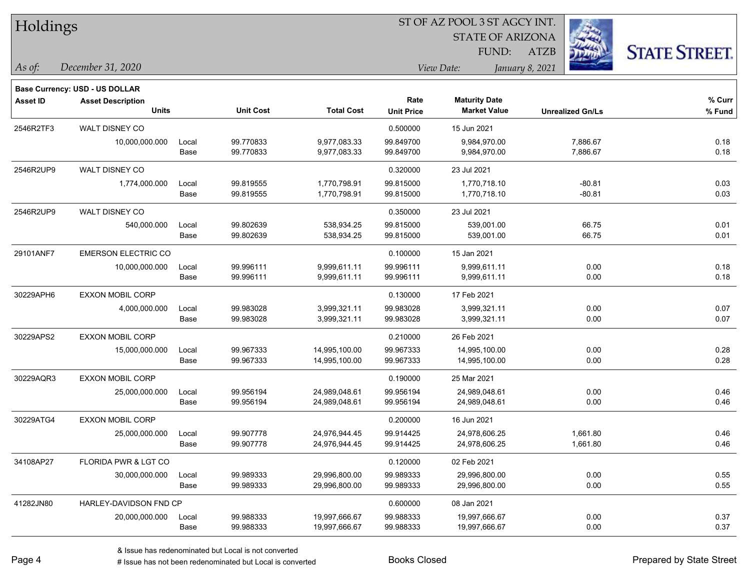# Holdings

ST OF AZ POOL 3 ST AGCY INT.
STATE OF ARIZONA
FUND: ATZB

*As of:* *December 31, 2020*
*View Date:* *January 8, 2021*

**Base Currency: USD - US DOLLAR**

| Asset ID | Asset Description / Units | | Unit Cost | Total Cost | Rate / Unit Price | Maturity Date / Market Value | Unrealized Gn/Ls | % Curr / % Fund |
|---|---|---|---|---|---|---|---|---|
| 2546R2TF3 | WALT DISNEY CO | | | | 0.500000 | 15 Jun 2021 | | |
| | 10,000,000.000 | Local | 99.770833 | 9,977,083.33 | 99.849700 | 9,984,970.00 | 7,886.67 | 0.18 |
| | | Base | 99.770833 | 9,977,083.33 | 99.849700 | 9,984,970.00 | 7,886.67 | 0.18 |
| 2546R2UP9 | WALT DISNEY CO | | | | 0.320000 | 23 Jul 2021 | | |
| | 1,774,000.000 | Local | 99.819555 | 1,770,798.91 | 99.815000 | 1,770,718.10 | -80.81 | 0.03 |
| | | Base | 99.819555 | 1,770,798.91 | 99.815000 | 1,770,718.10 | -80.81 | 0.03 |
| 2546R2UP9 | WALT DISNEY CO | | | | 0.350000 | 23 Jul 2021 | | |
| | 540,000.000 | Local | 99.802639 | 538,934.25 | 99.815000 | 539,001.00 | 66.75 | 0.01 |
| | | Base | 99.802639 | 538,934.25 | 99.815000 | 539,001.00 | 66.75 | 0.01 |
| 29101ANF7 | EMERSON ELECTRIC CO | | | | 0.100000 | 15 Jan 2021 | | |
| | 10,000,000.000 | Local | 99.996111 | 9,999,611.11 | 99.996111 | 9,999,611.11 | 0.00 | 0.18 |
| | | Base | 99.996111 | 9,999,611.11 | 99.996111 | 9,999,611.11 | 0.00 | 0.18 |
| 30229APH6 | EXXON MOBIL CORP | | | | 0.130000 | 17 Feb 2021 | | |
| | 4,000,000.000 | Local | 99.983028 | 3,999,321.11 | 99.983028 | 3,999,321.11 | 0.00 | 0.07 |
| | | Base | 99.983028 | 3,999,321.11 | 99.983028 | 3,999,321.11 | 0.00 | 0.07 |
| 30229APS2 | EXXON MOBIL CORP | | | | 0.210000 | 26 Feb 2021 | | |
| | 15,000,000.000 | Local | 99.967333 | 14,995,100.00 | 99.967333 | 14,995,100.00 | 0.00 | 0.28 |
| | | Base | 99.967333 | 14,995,100.00 | 99.967333 | 14,995,100.00 | 0.00 | 0.28 |
| 30229AQR3 | EXXON MOBIL CORP | | | | 0.190000 | 25 Mar 2021 | | |
| | 25,000,000.000 | Local | 99.956194 | 24,989,048.61 | 99.956194 | 24,989,048.61 | 0.00 | 0.46 |
| | | Base | 99.956194 | 24,989,048.61 | 99.956194 | 24,989,048.61 | 0.00 | 0.46 |
| 30229ATG4 | EXXON MOBIL CORP | | | | 0.200000 | 16 Jun 2021 | | |
| | 25,000,000.000 | Local | 99.907778 | 24,976,944.45 | 99.914425 | 24,978,606.25 | 1,661.80 | 0.46 |
| | | Base | 99.907778 | 24,976,944.45 | 99.914425 | 24,978,606.25 | 1,661.80 | 0.46 |
| 34108AP27 | FLORIDA PWR & LGT CO | | | | 0.120000 | 02 Feb 2021 | | |
| | 30,000,000.000 | Local | 99.989333 | 29,996,800.00 | 99.989333 | 29,996,800.00 | 0.00 | 0.55 |
| | | Base | 99.989333 | 29,996,800.00 | 99.989333 | 29,996,800.00 | 0.00 | 0.55 |
| 41282JN80 | HARLEY-DAVIDSON FND CP | | | | 0.600000 | 08 Jan 2021 | | |
| | 20,000,000.000 | Local | 99.988333 | 19,997,666.67 | 99.988333 | 19,997,666.67 | 0.00 | 0.37 |
| | | Base | 99.988333 | 19,997,666.67 | 99.988333 | 19,997,666.67 | 0.00 | 0.37 |

& Issue has redenominated but Local is not converted
# Issue has not been redenominated but Local is converted

Books Closed

Prepared by State Street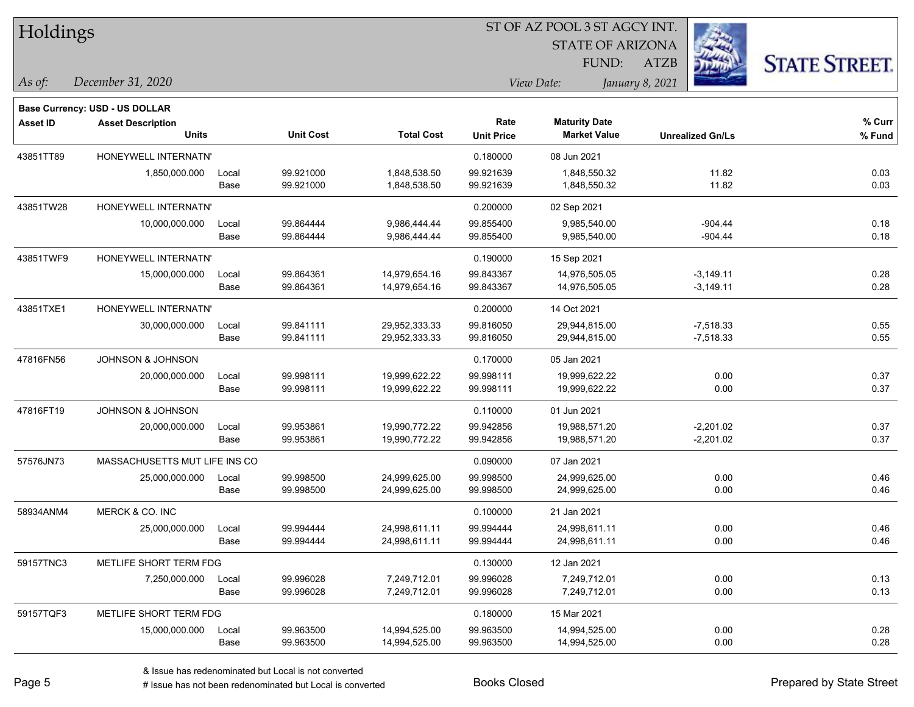# Holdings

ST OF AZ POOL 3 ST AGCY INT.
STATE OF ARIZONA
FUND: ATZB

*As of:* *December 31, 2020*

*View Date:* *January 8, 2021*

**Base Currency: USD - US DOLLAR**

| Asset ID | Asset Description / Units | | Unit Cost | Total Cost | Rate / Unit Price | Maturity Date / Market Value | Unrealized Gn/Ls | % Curr / % Fund |
|---|---|---|---|---|---|---|---|---|
| 43851TT89 | HONEYWELL INTERNATN' | | | | 0.180000 | 08 Jun 2021 | | |
| | 1,850,000.000 | Local | 99.921000 | 1,848,538.50 | 99.921639 | 1,848,550.32 | 11.82 | 0.03 |
| | | Base | 99.921000 | 1,848,538.50 | 99.921639 | 1,848,550.32 | 11.82 | 0.03 |
| 43851TW28 | HONEYWELL INTERNATN' | | | | 0.200000 | 02 Sep 2021 | | |
| | 10,000,000.000 | Local | 99.864444 | 9,986,444.44 | 99.855400 | 9,985,540.00 | -904.44 | 0.18 |
| | | Base | 99.864444 | 9,986,444.44 | 99.855400 | 9,985,540.00 | -904.44 | 0.18 |
| 43851TWF9 | HONEYWELL INTERNATN' | | | | 0.190000 | 15 Sep 2021 | | |
| | 15,000,000.000 | Local | 99.864361 | 14,979,654.16 | 99.843367 | 14,976,505.05 | -3,149.11 | 0.28 |
| | | Base | 99.864361 | 14,979,654.16 | 99.843367 | 14,976,505.05 | -3,149.11 | 0.28 |
| 43851TXE1 | HONEYWELL INTERNATN' | | | | 0.200000 | 14 Oct 2021 | | |
| | 30,000,000.000 | Local | 99.841111 | 29,952,333.33 | 99.816050 | 29,944,815.00 | -7,518.33 | 0.55 |
| | | Base | 99.841111 | 29,952,333.33 | 99.816050 | 29,944,815.00 | -7,518.33 | 0.55 |
| 47816FN56 | JOHNSON & JOHNSON | | | | 0.170000 | 05 Jan 2021 | | |
| | 20,000,000.000 | Local | 99.998111 | 19,999,622.22 | 99.998111 | 19,999,622.22 | 0.00 | 0.37 |
| | | Base | 99.998111 | 19,999,622.22 | 99.998111 | 19,999,622.22 | 0.00 | 0.37 |
| 47816FT19 | JOHNSON & JOHNSON | | | | 0.110000 | 01 Jun 2021 | | |
| | 20,000,000.000 | Local | 99.953861 | 19,990,772.22 | 99.942856 | 19,988,571.20 | -2,201.02 | 0.37 |
| | | Base | 99.953861 | 19,990,772.22 | 99.942856 | 19,988,571.20 | -2,201.02 | 0.37 |
| 57576JN73 | MASSACHUSETTS MUT LIFE INS CO | | | | 0.090000 | 07 Jan 2021 | | |
| | 25,000,000.000 | Local | 99.998500 | 24,999,625.00 | 99.998500 | 24,999,625.00 | 0.00 | 0.46 |
| | | Base | 99.998500 | 24,999,625.00 | 99.998500 | 24,999,625.00 | 0.00 | 0.46 |
| 58934ANM4 | MERCK & CO. INC | | | | 0.100000 | 21 Jan 2021 | | |
| | 25,000,000.000 | Local | 99.994444 | 24,998,611.11 | 99.994444 | 24,998,611.11 | 0.00 | 0.46 |
| | | Base | 99.994444 | 24,998,611.11 | 99.994444 | 24,998,611.11 | 0.00 | 0.46 |
| 59157TNC3 | METLIFE SHORT TERM FDG | | | | 0.130000 | 12 Jan 2021 | | |
| | 7,250,000.000 | Local | 99.996028 | 7,249,712.01 | 99.996028 | 7,249,712.01 | 0.00 | 0.13 |
| | | Base | 99.996028 | 7,249,712.01 | 99.996028 | 7,249,712.01 | 0.00 | 0.13 |
| 59157TQF3 | METLIFE SHORT TERM FDG | | | | 0.180000 | 15 Mar 2021 | | |
| | 15,000,000.000 | Local | 99.963500 | 14,994,525.00 | 99.963500 | 14,994,525.00 | 0.00 | 0.28 |
| | | Base | 99.963500 | 14,994,525.00 | 99.963500 | 14,994,525.00 | 0.00 | 0.28 |

& Issue has redenominated but Local is not converted
# Issue has not been redenominated but Local is converted

Books Closed

Prepared by State Street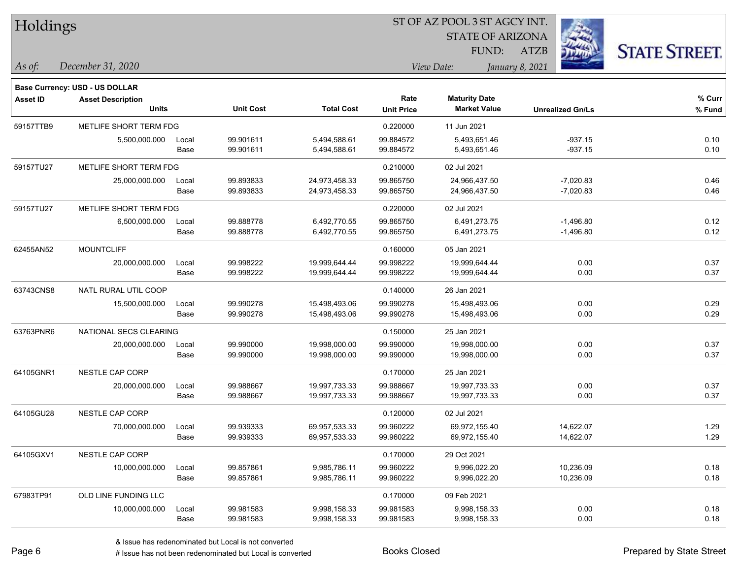# Holdings

ST OF AZ POOL 3 ST AGCY INT.
STATE OF ARIZONA
FUND: ATZB

*As of:* *December 31, 2020*

*View Date:* *January 8, 2021*

**Base Currency: USD - US DOLLAR**

| Asset ID | Asset Description / Units | | Unit Cost | Total Cost | Rate / Unit Price | Maturity Date / Market Value | Unrealized Gn/Ls | % Curr / % Fund |
|---|---|---|---|---|---|---|---|---|
| 59157TTB9 | METLIFE SHORT TERM FDG | | | | 0.220000 | 11 Jun 2021 | | |
| | 5,500,000.000 | Local | 99.901611 | 5,494,588.61 | 99.884572 | 5,493,651.46 | -937.15 | 0.10 |
| | | Base | 99.901611 | 5,494,588.61 | 99.884572 | 5,493,651.46 | -937.15 | 0.10 |
| 59157TU27 | METLIFE SHORT TERM FDG | | | | 0.210000 | 02 Jul 2021 | | |
| | 25,000,000.000 | Local | 99.893833 | 24,973,458.33 | 99.865750 | 24,966,437.50 | -7,020.83 | 0.46 |
| | | Base | 99.893833 | 24,973,458.33 | 99.865750 | 24,966,437.50 | -7,020.83 | 0.46 |
| 59157TU27 | METLIFE SHORT TERM FDG | | | | 0.220000 | 02 Jul 2021 | | |
| | 6,500,000.000 | Local | 99.888778 | 6,492,770.55 | 99.865750 | 6,491,273.75 | -1,496.80 | 0.12 |
| | | Base | 99.888778 | 6,492,770.55 | 99.865750 | 6,491,273.75 | -1,496.80 | 0.12 |
| 62455AN52 | MOUNTCLIFF | | | | 0.160000 | 05 Jan 2021 | | |
| | 20,000,000.000 | Local | 99.998222 | 19,999,644.44 | 99.998222 | 19,999,644.44 | 0.00 | 0.37 |
| | | Base | 99.998222 | 19,999,644.44 | 99.998222 | 19,999,644.44 | 0.00 | 0.37 |
| 63743CNS8 | NATL RURAL UTIL COOP | | | | 0.140000 | 26 Jan 2021 | | |
| | 15,500,000.000 | Local | 99.990278 | 15,498,493.06 | 99.990278 | 15,498,493.06 | 0.00 | 0.29 |
| | | Base | 99.990278 | 15,498,493.06 | 99.990278 | 15,498,493.06 | 0.00 | 0.29 |
| 63763PNR6 | NATIONAL SECS CLEARING | | | | 0.150000 | 25 Jan 2021 | | |
| | 20,000,000.000 | Local | 99.990000 | 19,998,000.00 | 99.990000 | 19,998,000.00 | 0.00 | 0.37 |
| | | Base | 99.990000 | 19,998,000.00 | 99.990000 | 19,998,000.00 | 0.00 | 0.37 |
| 64105GNR1 | NESTLE CAP CORP | | | | 0.170000 | 25 Jan 2021 | | |
| | 20,000,000.000 | Local | 99.988667 | 19,997,733.33 | 99.988667 | 19,997,733.33 | 0.00 | 0.37 |
| | | Base | 99.988667 | 19,997,733.33 | 99.988667 | 19,997,733.33 | 0.00 | 0.37 |
| 64105GU28 | NESTLE CAP CORP | | | | 0.120000 | 02 Jul 2021 | | |
| | 70,000,000.000 | Local | 99.939333 | 69,957,533.33 | 99.960222 | 69,972,155.40 | 14,622.07 | 1.29 |
| | | Base | 99.939333 | 69,957,533.33 | 99.960222 | 69,972,155.40 | 14,622.07 | 1.29 |
| 64105GXV1 | NESTLE CAP CORP | | | | 0.170000 | 29 Oct 2021 | | |
| | 10,000,000.000 | Local | 99.857861 | 9,985,786.11 | 99.960222 | 9,996,022.20 | 10,236.09 | 0.18 |
| | | Base | 99.857861 | 9,985,786.11 | 99.960222 | 9,996,022.20 | 10,236.09 | 0.18 |
| 67983TP91 | OLD LINE FUNDING LLC | | | | 0.170000 | 09 Feb 2021 | | |
| | 10,000,000.000 | Local | 99.981583 | 9,998,158.33 | 99.981583 | 9,998,158.33 | 0.00 | 0.18 |
| | | Base | 99.981583 | 9,998,158.33 | 99.981583 | 9,998,158.33 | 0.00 | 0.18 |

& Issue has redenominated but Local is not converted
# Issue has not been redenominated but Local is converted

Books Closed

Prepared by State Street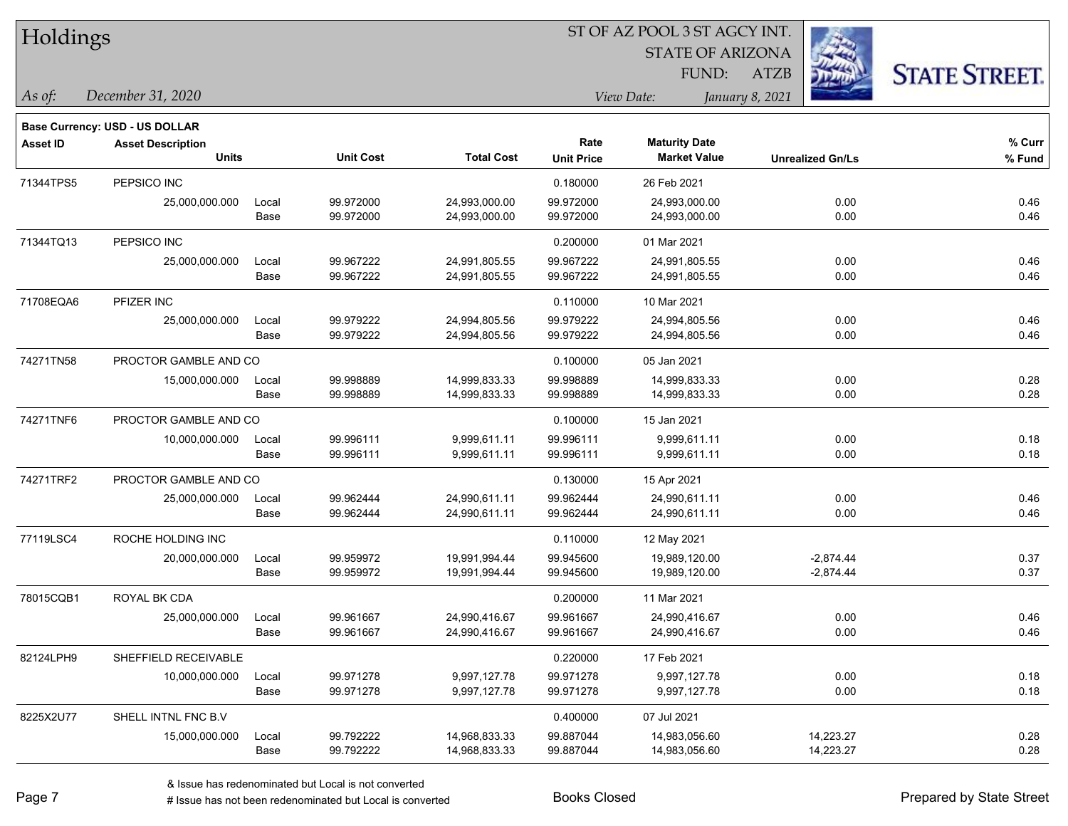# Holdings

ST OF AZ POOL 3 ST AGCY INT.
STATE OF ARIZONA
FUND: ATZB

*As of:* *December 31, 2020*
*View Date:* *January 8, 2021*

**Base Currency: USD - US DOLLAR**

| Asset ID | Asset Description / Units | | Unit Cost | Total Cost | Rate / Unit Price | Maturity Date / Market Value | Unrealized Gn/Ls | % Curr / % Fund |
|---|---|---|---|---|---|---|---|---|
| 71344TPS5 | PEPSICO INC | | | | 0.180000 | 26 Feb 2021 | | |
| | 25,000,000.000 | Local | 99.972000 | 24,993,000.00 | 99.972000 | 24,993,000.00 | 0.00 | 0.46 |
| | | Base | 99.972000 | 24,993,000.00 | 99.972000 | 24,993,000.00 | 0.00 | 0.46 |
| 71344TQ13 | PEPSICO INC | | | | 0.200000 | 01 Mar 2021 | | |
| | 25,000,000.000 | Local | 99.967222 | 24,991,805.55 | 99.967222 | 24,991,805.55 | 0.00 | 0.46 |
| | | Base | 99.967222 | 24,991,805.55 | 99.967222 | 24,991,805.55 | 0.00 | 0.46 |
| 71708EQA6 | PFIZER INC | | | | 0.110000 | 10 Mar 2021 | | |
| | 25,000,000.000 | Local | 99.979222 | 24,994,805.56 | 99.979222 | 24,994,805.56 | 0.00 | 0.46 |
| | | Base | 99.979222 | 24,994,805.56 | 99.979222 | 24,994,805.56 | 0.00 | 0.46 |
| 74271TN58 | PROCTOR GAMBLE AND CO | | | | 0.100000 | 05 Jan 2021 | | |
| | 15,000,000.000 | Local | 99.998889 | 14,999,833.33 | 99.998889 | 14,999,833.33 | 0.00 | 0.28 |
| | | Base | 99.998889 | 14,999,833.33 | 99.998889 | 14,999,833.33 | 0.00 | 0.28 |
| 74271TNF6 | PROCTOR GAMBLE AND CO | | | | 0.100000 | 15 Jan 2021 | | |
| | 10,000,000.000 | Local | 99.996111 | 9,999,611.11 | 99.996111 | 9,999,611.11 | 0.00 | 0.18 |
| | | Base | 99.996111 | 9,999,611.11 | 99.996111 | 9,999,611.11 | 0.00 | 0.18 |
| 74271TRF2 | PROCTOR GAMBLE AND CO | | | | 0.130000 | 15 Apr 2021 | | |
| | 25,000,000.000 | Local | 99.962444 | 24,990,611.11 | 99.962444 | 24,990,611.11 | 0.00 | 0.46 |
| | | Base | 99.962444 | 24,990,611.11 | 99.962444 | 24,990,611.11 | 0.00 | 0.46 |
| 77119LSC4 | ROCHE HOLDING INC | | | | 0.110000 | 12 May 2021 | | |
| | 20,000,000.000 | Local | 99.959972 | 19,991,994.44 | 99.945600 | 19,989,120.00 | -2,874.44 | 0.37 |
| | | Base | 99.959972 | 19,991,994.44 | 99.945600 | 19,989,120.00 | -2,874.44 | 0.37 |
| 78015CQB1 | ROYAL BK CDA | | | | 0.200000 | 11 Mar 2021 | | |
| | 25,000,000.000 | Local | 99.961667 | 24,990,416.67 | 99.961667 | 24,990,416.67 | 0.00 | 0.46 |
| | | Base | 99.961667 | 24,990,416.67 | 99.961667 | 24,990,416.67 | 0.00 | 0.46 |
| 82124LPH9 | SHEFFIELD RECEIVABLE | | | | 0.220000 | 17 Feb 2021 | | |
| | 10,000,000.000 | Local | 99.971278 | 9,997,127.78 | 99.971278 | 9,997,127.78 | 0.00 | 0.18 |
| | | Base | 99.971278 | 9,997,127.78 | 99.971278 | 9,997,127.78 | 0.00 | 0.18 |
| 8225X2U77 | SHELL INTNL FNC B.V | | | | 0.400000 | 07 Jul 2021 | | |
| | 15,000,000.000 | Local | 99.792222 | 14,968,833.33 | 99.887044 | 14,983,056.60 | 14,223.27 | 0.28 |
| | | Base | 99.792222 | 14,968,833.33 | 99.887044 | 14,983,056.60 | 14,223.27 | 0.28 |

& Issue has redenominated but Local is not converted
# Issue has not been redenominated but Local is converted

Books Closed

Prepared by State Street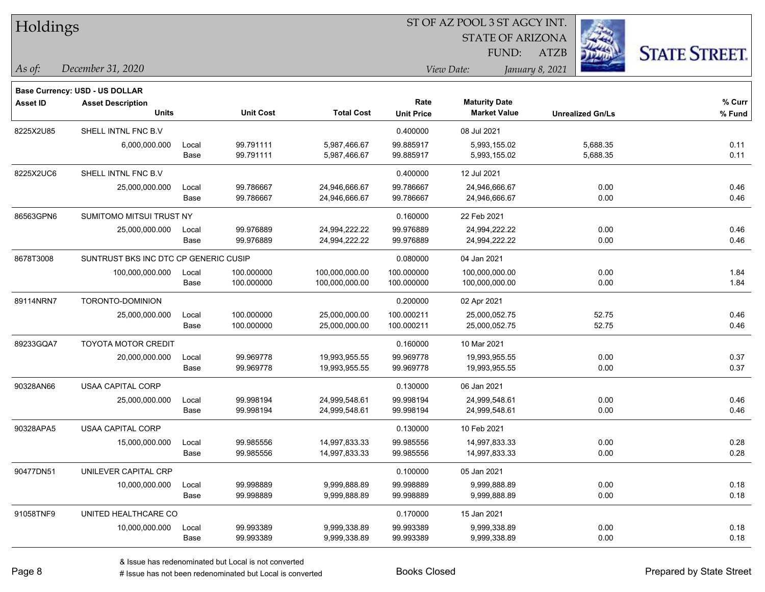# Holdings

ST OF AZ POOL 3 ST AGCY INT.
STATE OF ARIZONA
FUND: ATZB

*As of:* *December 31, 2020*

*View Date:* *January 8, 2021*

**Base Currency: USD - US DOLLAR**

| Asset ID | Asset Description / Units | | Unit Cost | Total Cost | Rate / Unit Price | Maturity Date / Market Value | Unrealized Gn/Ls | % Curr / % Fund |
|---|---|---|---|---|---|---|---|---|
| 8225X2U85 | SHELL INTNL FNC B.V | | | | 0.400000 | 08 Jul 2021 | | |
| | 6,000,000.000 | Local | 99.791111 | 5,987,466.67 | 99.885917 | 5,993,155.02 | 5,688.35 | 0.11 |
| | | Base | 99.791111 | 5,987,466.67 | 99.885917 | 5,993,155.02 | 5,688.35 | 0.11 |
| 8225X2UC6 | SHELL INTNL FNC B.V | | | | 0.400000 | 12 Jul 2021 | | |
| | 25,000,000.000 | Local | 99.786667 | 24,946,666.67 | 99.786667 | 24,946,666.67 | 0.00 | 0.46 |
| | | Base | 99.786667 | 24,946,666.67 | 99.786667 | 24,946,666.67 | 0.00 | 0.46 |
| 86563GPN6 | SUMITOMO MITSUI TRUST NY | | | | 0.160000 | 22 Feb 2021 | | |
| | 25,000,000.000 | Local | 99.976889 | 24,994,222.22 | 99.976889 | 24,994,222.22 | 0.00 | 0.46 |
| | | Base | 99.976889 | 24,994,222.22 | 99.976889 | 24,994,222.22 | 0.00 | 0.46 |
| 8678T3008 | SUNTRUST BKS INC DTC CP GENERIC CUSIP | | | | 0.080000 | 04 Jan 2021 | | |
| | 100,000,000.000 | Local | 100.000000 | 100,000,000.00 | 100.000000 | 100,000,000.00 | 0.00 | 1.84 |
| | | Base | 100.000000 | 100,000,000.00 | 100.000000 | 100,000,000.00 | 0.00 | 1.84 |
| 89114NRN7 | TORONTO-DOMINION | | | | 0.200000 | 02 Apr 2021 | | |
| | 25,000,000.000 | Local | 100.000000 | 25,000,000.00 | 100.000211 | 25,000,052.75 | 52.75 | 0.46 |
| | | Base | 100.000000 | 25,000,000.00 | 100.000211 | 25,000,052.75 | 52.75 | 0.46 |
| 89233GQA7 | TOYOTA MOTOR CREDIT | | | | 0.160000 | 10 Mar 2021 | | |
| | 20,000,000.000 | Local | 99.969778 | 19,993,955.55 | 99.969778 | 19,993,955.55 | 0.00 | 0.37 |
| | | Base | 99.969778 | 19,993,955.55 | 99.969778 | 19,993,955.55 | 0.00 | 0.37 |
| 90328AN66 | USAA CAPITAL CORP | | | | 0.130000 | 06 Jan 2021 | | |
| | 25,000,000.000 | Local | 99.998194 | 24,999,548.61 | 99.998194 | 24,999,548.61 | 0.00 | 0.46 |
| | | Base | 99.998194 | 24,999,548.61 | 99.998194 | 24,999,548.61 | 0.00 | 0.46 |
| 90328APA5 | USAA CAPITAL CORP | | | | 0.130000 | 10 Feb 2021 | | |
| | 15,000,000.000 | Local | 99.985556 | 14,997,833.33 | 99.985556 | 14,997,833.33 | 0.00 | 0.28 |
| | | Base | 99.985556 | 14,997,833.33 | 99.985556 | 14,997,833.33 | 0.00 | 0.28 |
| 90477DN51 | UNILEVER CAPITAL CRP | | | | 0.100000 | 05 Jan 2021 | | |
| | 10,000,000.000 | Local | 99.998889 | 9,999,888.89 | 99.998889 | 9,999,888.89 | 0.00 | 0.18 |
| | | Base | 99.998889 | 9,999,888.89 | 99.998889 | 9,999,888.89 | 0.00 | 0.18 |
| 91058TNF9 | UNITED HEALTHCARE CO | | | | 0.170000 | 15 Jan 2021 | | |
| | 10,000,000.000 | Local | 99.993389 | 9,999,338.89 | 99.993389 | 9,999,338.89 | 0.00 | 0.18 |
| | | Base | 99.993389 | 9,999,338.89 | 99.993389 | 9,999,338.89 | 0.00 | 0.18 |

& Issue has redenominated but Local is not converted
# Issue has not been redenominated but Local is converted

Books Closed

Prepared by State Street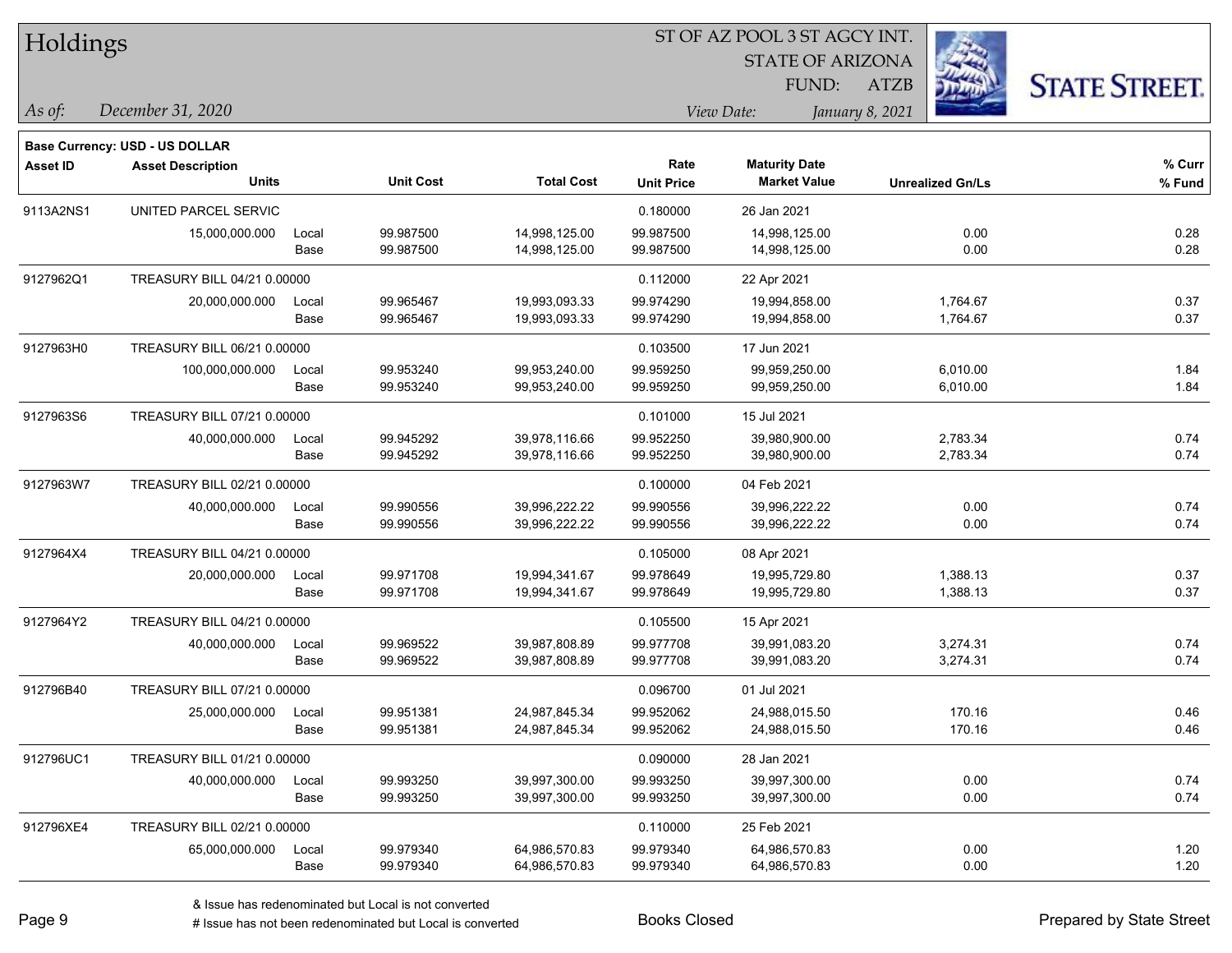# Holdings

ST OF AZ POOL 3 ST AGCY INT.
STATE OF ARIZONA
FUND: ATZB

*As of:* *December 31, 2020*

*View Date:* *January 8, 2021*

**Base Currency: USD - US DOLLAR**

| Asset ID | Asset Description / Units | | Unit Cost | Total Cost | Rate / Unit Price | Maturity Date / Market Value | Unrealized Gn/Ls | % Curr / % Fund |
|---|---|---|---|---|---|---|---|---|
| 9113A2NS1 | UNITED PARCEL SERVIC | | | | 0.180000 | 26 Jan 2021 | | |
| | 15,000,000.000 | Local | 99.987500 | 14,998,125.00 | 99.987500 | 14,998,125.00 | 0.00 | 0.28 |
| | | Base | 99.987500 | 14,998,125.00 | 99.987500 | 14,998,125.00 | 0.00 | 0.28 |
| 9127962Q1 | TREASURY BILL 04/21 0.00000 | | | | 0.112000 | 22 Apr 2021 | | |
| | 20,000,000.000 | Local | 99.965467 | 19,993,093.33 | 99.974290 | 19,994,858.00 | 1,764.67 | 0.37 |
| | | Base | 99.965467 | 19,993,093.33 | 99.974290 | 19,994,858.00 | 1,764.67 | 0.37 |
| 9127963H0 | TREASURY BILL 06/21 0.00000 | | | | 0.103500 | 17 Jun 2021 | | |
| | 100,000,000.000 | Local | 99.953240 | 99,953,240.00 | 99.959250 | 99,959,250.00 | 6,010.00 | 1.84 |
| | | Base | 99.953240 | 99,953,240.00 | 99.959250 | 99,959,250.00 | 6,010.00 | 1.84 |
| 9127963S6 | TREASURY BILL 07/21 0.00000 | | | | 0.101000 | 15 Jul 2021 | | |
| | 40,000,000.000 | Local | 99.945292 | 39,978,116.66 | 99.952250 | 39,980,900.00 | 2,783.34 | 0.74 |
| | | Base | 99.945292 | 39,978,116.66 | 99.952250 | 39,980,900.00 | 2,783.34 | 0.74 |
| 9127963W7 | TREASURY BILL 02/21 0.00000 | | | | 0.100000 | 04 Feb 2021 | | |
| | 40,000,000.000 | Local | 99.990556 | 39,996,222.22 | 99.990556 | 39,996,222.22 | 0.00 | 0.74 |
| | | Base | 99.990556 | 39,996,222.22 | 99.990556 | 39,996,222.22 | 0.00 | 0.74 |
| 9127964X4 | TREASURY BILL 04/21 0.00000 | | | | 0.105000 | 08 Apr 2021 | | |
| | 20,000,000.000 | Local | 99.971708 | 19,994,341.67 | 99.978649 | 19,995,729.80 | 1,388.13 | 0.37 |
| | | Base | 99.971708 | 19,994,341.67 | 99.978649 | 19,995,729.80 | 1,388.13 | 0.37 |
| 9127964Y2 | TREASURY BILL 04/21 0.00000 | | | | 0.105500 | 15 Apr 2021 | | |
| | 40,000,000.000 | Local | 99.969522 | 39,987,808.89 | 99.977708 | 39,991,083.20 | 3,274.31 | 0.74 |
| | | Base | 99.969522 | 39,987,808.89 | 99.977708 | 39,991,083.20 | 3,274.31 | 0.74 |
| 912796B40 | TREASURY BILL 07/21 0.00000 | | | | 0.096700 | 01 Jul 2021 | | |
| | 25,000,000.000 | Local | 99.951381 | 24,987,845.34 | 99.952062 | 24,988,015.50 | 170.16 | 0.46 |
| | | Base | 99.951381 | 24,987,845.34 | 99.952062 | 24,988,015.50 | 170.16 | 0.46 |
| 912796UC1 | TREASURY BILL 01/21 0.00000 | | | | 0.090000 | 28 Jan 2021 | | |
| | 40,000,000.000 | Local | 99.993250 | 39,997,300.00 | 99.993250 | 39,997,300.00 | 0.00 | 0.74 |
| | | Base | 99.993250 | 39,997,300.00 | 99.993250 | 39,997,300.00 | 0.00 | 0.74 |
| 912796XE4 | TREASURY BILL 02/21 0.00000 | | | | 0.110000 | 25 Feb 2021 | | |
| | 65,000,000.000 | Local | 99.979340 | 64,986,570.83 | 99.979340 | 64,986,570.83 | 0.00 | 1.20 |
| | | Base | 99.979340 | 64,986,570.83 | 99.979340 | 64,986,570.83 | 0.00 | 1.20 |

& Issue has redenominated but Local is not converted
# Issue has not been redenominated but Local is converted

Books Closed

Prepared by State Street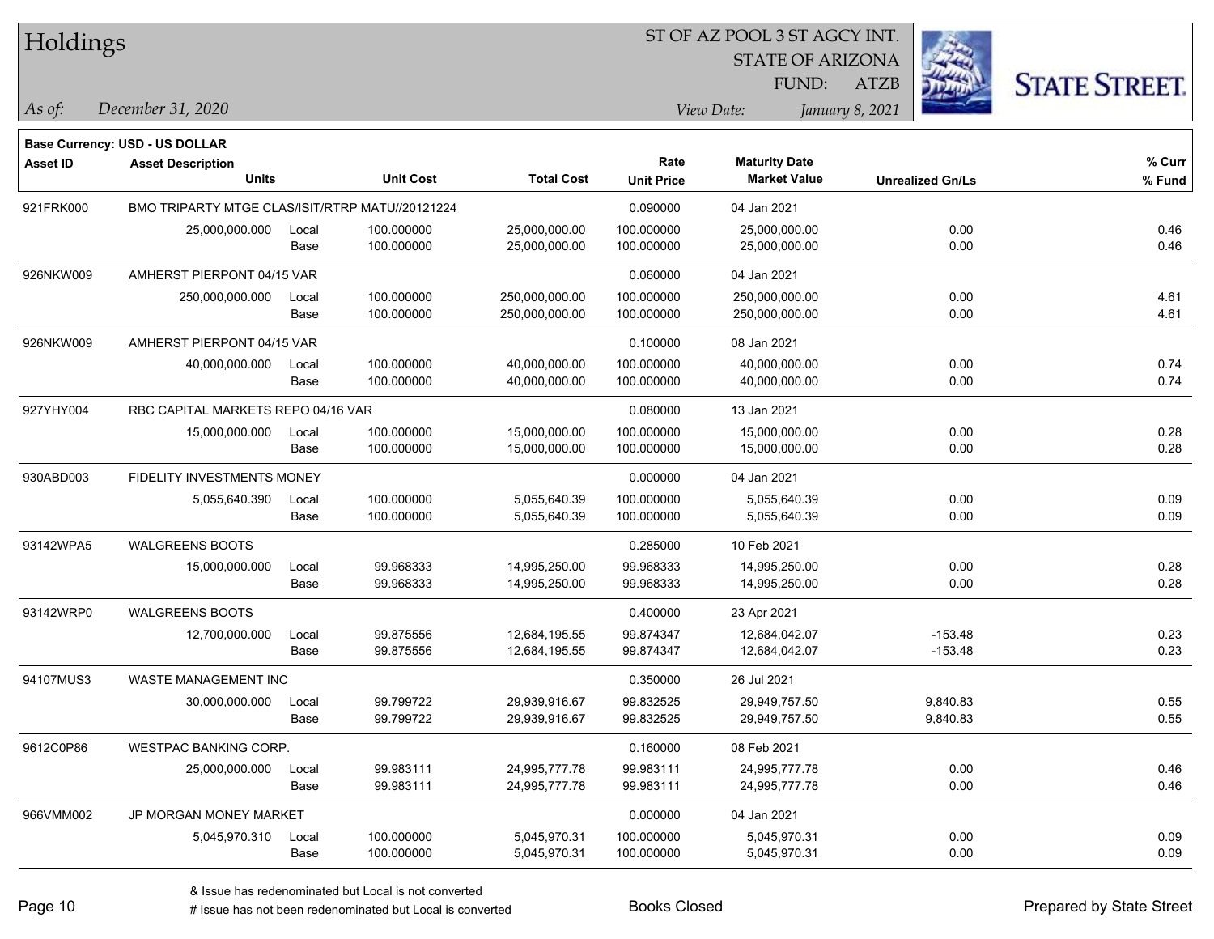# Holdings

ST OF AZ POOL 3 ST AGCY INT.
STATE OF ARIZONA
FUND: ATZB

*As of:* *December 31, 2020*

*View Date:* *January 8, 2021*

**Base Currency: USD - US DOLLAR**

| Asset ID | Asset Description / Units | | Unit Cost | Total Cost | Rate / Unit Price | Maturity Date / Market Value | Unrealized Gn/Ls | % Curr / % Fund |
|---|---|---|---|---|---|---|---|---|
| 921FRK000 | BMO TRIPARTY MTGE CLAS/ISIT/RTRP MATU//20121224 | | | | 0.090000 | 04 Jan 2021 | | |
| | 25,000,000.000 | Local | 100.000000 | 25,000,000.00 | 100.000000 | 25,000,000.00 | 0.00 | 0.46 |
| | | Base | 100.000000 | 25,000,000.00 | 100.000000 | 25,000,000.00 | 0.00 | 0.46 |
| 926NKW009 | AMHERST PIERPONT 04/15 VAR | | | | 0.060000 | 04 Jan 2021 | | |
| | 250,000,000.000 | Local | 100.000000 | 250,000,000.00 | 100.000000 | 250,000,000.00 | 0.00 | 4.61 |
| | | Base | 100.000000 | 250,000,000.00 | 100.000000 | 250,000,000.00 | 0.00 | 4.61 |
| 926NKW009 | AMHERST PIERPONT 04/15 VAR | | | | 0.100000 | 08 Jan 2021 | | |
| | 40,000,000.000 | Local | 100.000000 | 40,000,000.00 | 100.000000 | 40,000,000.00 | 0.00 | 0.74 |
| | | Base | 100.000000 | 40,000,000.00 | 100.000000 | 40,000,000.00 | 0.00 | 0.74 |
| 927YHY004 | RBC CAPITAL MARKETS REPO 04/16 VAR | | | | 0.080000 | 13 Jan 2021 | | |
| | 15,000,000.000 | Local | 100.000000 | 15,000,000.00 | 100.000000 | 15,000,000.00 | 0.00 | 0.28 |
| | | Base | 100.000000 | 15,000,000.00 | 100.000000 | 15,000,000.00 | 0.00 | 0.28 |
| 930ABD003 | FIDELITY INVESTMENTS MONEY | | | | 0.000000 | 04 Jan 2021 | | |
| | 5,055,640.390 | Local | 100.000000 | 5,055,640.39 | 100.000000 | 5,055,640.39 | 0.00 | 0.09 |
| | | Base | 100.000000 | 5,055,640.39 | 100.000000 | 5,055,640.39 | 0.00 | 0.09 |
| 93142WPA5 | WALGREENS BOOTS | | | | 0.285000 | 10 Feb 2021 | | |
| | 15,000,000.000 | Local | 99.968333 | 14,995,250.00 | 99.968333 | 14,995,250.00 | 0.00 | 0.28 |
| | | Base | 99.968333 | 14,995,250.00 | 99.968333 | 14,995,250.00 | 0.00 | 0.28 |
| 93142WRP0 | WALGREENS BOOTS | | | | 0.400000 | 23 Apr 2021 | | |
| | 12,700,000.000 | Local | 99.875556 | 12,684,195.55 | 99.874347 | 12,684,042.07 | -153.48 | 0.23 |
| | | Base | 99.875556 | 12,684,195.55 | 99.874347 | 12,684,042.07 | -153.48 | 0.23 |
| 94107MUS3 | WASTE MANAGEMENT INC | | | | 0.350000 | 26 Jul 2021 | | |
| | 30,000,000.000 | Local | 99.799722 | 29,939,916.67 | 99.832525 | 29,949,757.50 | 9,840.83 | 0.55 |
| | | Base | 99.799722 | 29,939,916.67 | 99.832525 | 29,949,757.50 | 9,840.83 | 0.55 |
| 9612C0P86 | WESTPAC BANKING CORP. | | | | 0.160000 | 08 Feb 2021 | | |
| | 25,000,000.000 | Local | 99.983111 | 24,995,777.78 | 99.983111 | 24,995,777.78 | 0.00 | 0.46 |
| | | Base | 99.983111 | 24,995,777.78 | 99.983111 | 24,995,777.78 | 0.00 | 0.46 |
| 966VMM002 | JP MORGAN MONEY MARKET | | | | 0.000000 | 04 Jan 2021 | | |
| | 5,045,970.310 | Local | 100.000000 | 5,045,970.31 | 100.000000 | 5,045,970.31 | 0.00 | 0.09 |
| | | Base | 100.000000 | 5,045,970.31 | 100.000000 | 5,045,970.31 | 0.00 | 0.09 |

& Issue has redenominated but Local is not converted
# Issue has not been redenominated but Local is converted

Books Closed

Prepared by State Street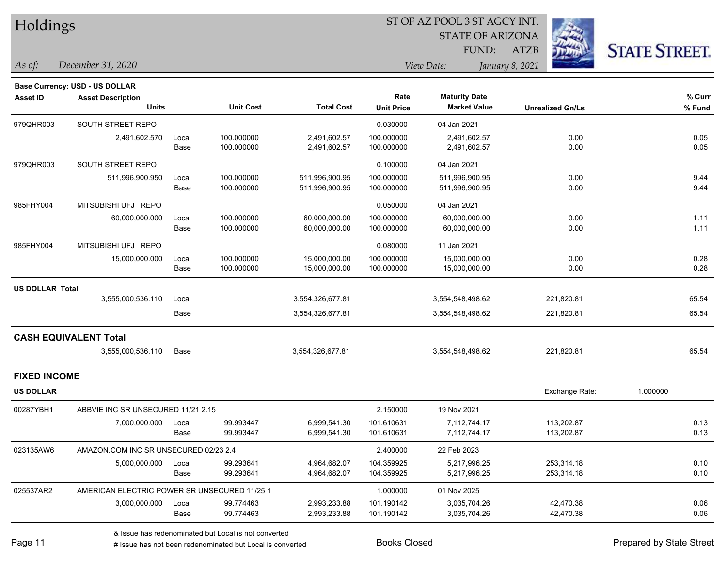# Holdings

ST OF AZ POOL 3 ST AGCY INT.
STATE OF ARIZONA
FUND: ATZB

*As of:* *December 31, 2020*

*View Date:* *January 8, 2021*

**Base Currency: USD - US DOLLAR**

| Asset ID | Asset Description / Units | | Unit Cost | Total Cost | Rate / Unit Price | Maturity Date / Market Value | Unrealized Gn/Ls | % Curr / % Fund |
|---|---|---|---|---|---|---|---|---|
| 979QHR003 | SOUTH STREET REPO | | | | 0.030000 | 04 Jan 2021 | | |
| | 2,491,602.570 | Local | 100.000000 | 2,491,602.57 | 100.000000 | 2,491,602.57 | 0.00 | 0.05 |
| | | Base | 100.000000 | 2,491,602.57 | 100.000000 | 2,491,602.57 | 0.00 | 0.05 |
| 979QHR003 | SOUTH STREET REPO | | | | 0.100000 | 04 Jan 2021 | | |
| | 511,996,900.950 | Local | 100.000000 | 511,996,900.95 | 100.000000 | 511,996,900.95 | 0.00 | 9.44 |
| | | Base | 100.000000 | 511,996,900.95 | 100.000000 | 511,996,900.95 | 0.00 | 9.44 |
| 985FHY004 | MITSUBISHI UFJ REPO | | | | 0.050000 | 04 Jan 2021 | | |
| | 60,000,000.000 | Local | 100.000000 | 60,000,000.00 | 100.000000 | 60,000,000.00 | 0.00 | 1.11 |
| | | Base | 100.000000 | 60,000,000.00 | 100.000000 | 60,000,000.00 | 0.00 | 1.11 |
| 985FHY004 | MITSUBISHI UFJ REPO | | | | 0.080000 | 11 Jan 2021 | | |
| | 15,000,000.000 | Local | 100.000000 | 15,000,000.00 | 100.000000 | 15,000,000.00 | 0.00 | 0.28 |
| | | Base | 100.000000 | 15,000,000.00 | 100.000000 | 15,000,000.00 | 0.00 | 0.28 |
| **US DOLLAR Total** | | | | | | | | |
| | 3,555,000,536.110 | Local | | 3,554,326,677.81 | | 3,554,548,498.62 | 221,820.81 | 65.54 |
| | | Base | | 3,554,326,677.81 | | 3,554,548,498.62 | 221,820.81 | 65.54 |
| **CASH EQUIVALENT Total** | | | | | | | | |
| | 3,555,000,536.110 | Base | | 3,554,326,677.81 | | 3,554,548,498.62 | 221,820.81 | 65.54 |

## FIXED INCOME

**US DOLLAR** — Exchange Rate: 1.000000

| Asset ID | Asset Description / Units | | Unit Cost | Total Cost | Rate / Unit Price | Maturity Date / Market Value | Unrealized Gn/Ls | % Curr / % Fund |
|---|---|---|---|---|---|---|---|---|
| 00287YBH1 | ABBVIE INC SR UNSECURED 11/21 2.15 | | | | 2.150000 | 19 Nov 2021 | | |
| | 7,000,000.000 | Local | 99.993447 | 6,999,541.30 | 101.610631 | 7,112,744.17 | 113,202.87 | 0.13 |
| | | Base | 99.993447 | 6,999,541.30 | 101.610631 | 7,112,744.17 | 113,202.87 | 0.13 |
| 023135AW6 | AMAZON.COM INC SR UNSECURED 02/23 2.4 | | | | 2.400000 | 22 Feb 2023 | | |
| | 5,000,000.000 | Local | 99.293641 | 4,964,682.07 | 104.359925 | 5,217,996.25 | 253,314.18 | 0.10 |
| | | Base | 99.293641 | 4,964,682.07 | 104.359925 | 5,217,996.25 | 253,314.18 | 0.10 |
| 025537AR2 | AMERICAN ELECTRIC POWER SR UNSECURED 11/25 1 | | | | 1.000000 | 01 Nov 2025 | | |
| | 3,000,000.000 | Local | 99.774463 | 2,993,233.88 | 101.190142 | 3,035,704.26 | 42,470.38 | 0.06 |
| | | Base | 99.774463 | 2,993,233.88 | 101.190142 | 3,035,704.26 | 42,470.38 | 0.06 |

& Issue has redenominated but Local is not converted
# Issue has not been redenominated but Local is converted

Books Closed

Prepared by State Street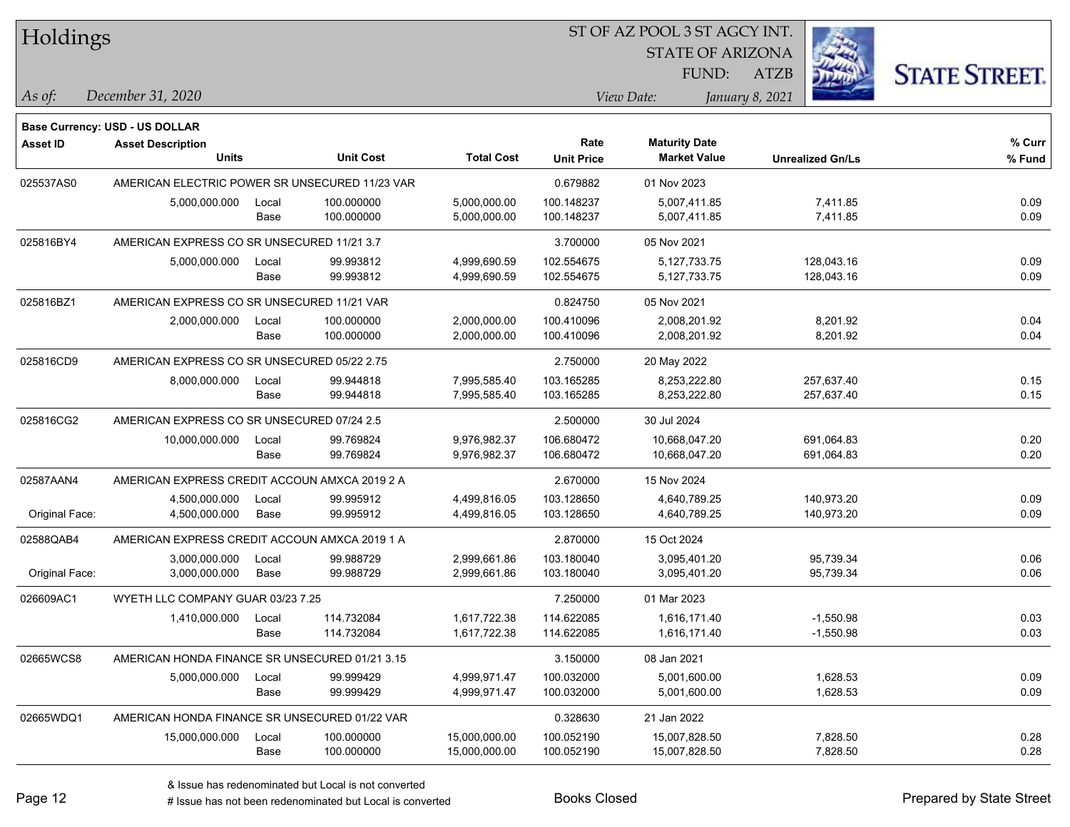# Holdings

ST OF AZ POOL 3 ST AGCY INT.
STATE OF ARIZONA
FUND: ATZB

*As of:* *December 31, 2020*
*View Date:* *January 8, 2021*

**Base Currency: USD - US DOLLAR**

| Asset ID | Asset Description / Units | | Unit Cost | Total Cost | Rate / Unit Price | Maturity Date / Market Value | Unrealized Gn/Ls | % Curr / % Fund |
|---|---|---|---|---|---|---|---|---|
| 025537AS0 | AMERICAN ELECTRIC POWER SR UNSECURED 11/23 VAR | | | | 0.679882 | 01 Nov 2023 | | |
| | 5,000,000.000 | Local | 100.000000 | 5,000,000.00 | 100.148237 | 5,007,411.85 | 7,411.85 | 0.09 |
| | | Base | 100.000000 | 5,000,000.00 | 100.148237 | 5,007,411.85 | 7,411.85 | 0.09 |
| 025816BY4 | AMERICAN EXPRESS CO SR UNSECURED 11/21 3.7 | | | | 3.700000 | 05 Nov 2021 | | |
| | 5,000,000.000 | Local | 99.993812 | 4,999,690.59 | 102.554675 | 5,127,733.75 | 128,043.16 | 0.09 |
| | | Base | 99.993812 | 4,999,690.59 | 102.554675 | 5,127,733.75 | 128,043.16 | 0.09 |
| 025816BZ1 | AMERICAN EXPRESS CO SR UNSECURED 11/21 VAR | | | | 0.824750 | 05 Nov 2021 | | |
| | 2,000,000.000 | Local | 100.000000 | 2,000,000.00 | 100.410096 | 2,008,201.92 | 8,201.92 | 0.04 |
| | | Base | 100.000000 | 2,000,000.00 | 100.410096 | 2,008,201.92 | 8,201.92 | 0.04 |
| 025816CD9 | AMERICAN EXPRESS CO SR UNSECURED 05/22 2.75 | | | | 2.750000 | 20 May 2022 | | |
| | 8,000,000.000 | Local | 99.944818 | 7,995,585.40 | 103.165285 | 8,253,222.80 | 257,637.40 | 0.15 |
| | | Base | 99.944818 | 7,995,585.40 | 103.165285 | 8,253,222.80 | 257,637.40 | 0.15 |
| 025816CG2 | AMERICAN EXPRESS CO SR UNSECURED 07/24 2.5 | | | | 2.500000 | 30 Jul 2024 | | |
| | 10,000,000.000 | Local | 99.769824 | 9,976,982.37 | 106.680472 | 10,668,047.20 | 691,064.83 | 0.20 |
| | | Base | 99.769824 | 9,976,982.37 | 106.680472 | 10,668,047.20 | 691,064.83 | 0.20 |
| 02587AAN4 | AMERICAN EXPRESS CREDIT ACCOUN AMXCA 2019 2 A | | | | 2.670000 | 15 Nov 2024 | | |
| | 4,500,000.000 | Local | 99.995912 | 4,499,816.05 | 103.128650 | 4,640,789.25 | 140,973.20 | 0.09 |
| Original Face: | 4,500,000.000 | Base | 99.995912 | 4,499,816.05 | 103.128650 | 4,640,789.25 | 140,973.20 | 0.09 |
| 02588QAB4 | AMERICAN EXPRESS CREDIT ACCOUN AMXCA 2019 1 A | | | | 2.870000 | 15 Oct 2024 | | |
| | 3,000,000.000 | Local | 99.988729 | 2,999,661.86 | 103.180040 | 3,095,401.20 | 95,739.34 | 0.06 |
| Original Face: | 3,000,000.000 | Base | 99.988729 | 2,999,661.86 | 103.180040 | 3,095,401.20 | 95,739.34 | 0.06 |
| 026609AC1 | WYETH LLC COMPANY GUAR 03/23 7.25 | | | | 7.250000 | 01 Mar 2023 | | |
| | 1,410,000.000 | Local | 114.732084 | 1,617,722.38 | 114.622085 | 1,616,171.40 | -1,550.98 | 0.03 |
| | | Base | 114.732084 | 1,617,722.38 | 114.622085 | 1,616,171.40 | -1,550.98 | 0.03 |
| 02665WCS8 | AMERICAN HONDA FINANCE SR UNSECURED 01/21 3.15 | | | | 3.150000 | 08 Jan 2021 | | |
| | 5,000,000.000 | Local | 99.999429 | 4,999,971.47 | 100.032000 | 5,001,600.00 | 1,628.53 | 0.09 |
| | | Base | 99.999429 | 4,999,971.47 | 100.032000 | 5,001,600.00 | 1,628.53 | 0.09 |
| 02665WDQ1 | AMERICAN HONDA FINANCE SR UNSECURED 01/22 VAR | | | | 0.328630 | 21 Jan 2022 | | |
| | 15,000,000.000 | Local | 100.000000 | 15,000,000.00 | 100.052190 | 15,007,828.50 | 7,828.50 | 0.28 |
| | | Base | 100.000000 | 15,000,000.00 | 100.052190 | 15,007,828.50 | 7,828.50 | 0.28 |

& Issue has redenominated but Local is not converted
# Issue has not been redenominated but Local is converted

Books Closed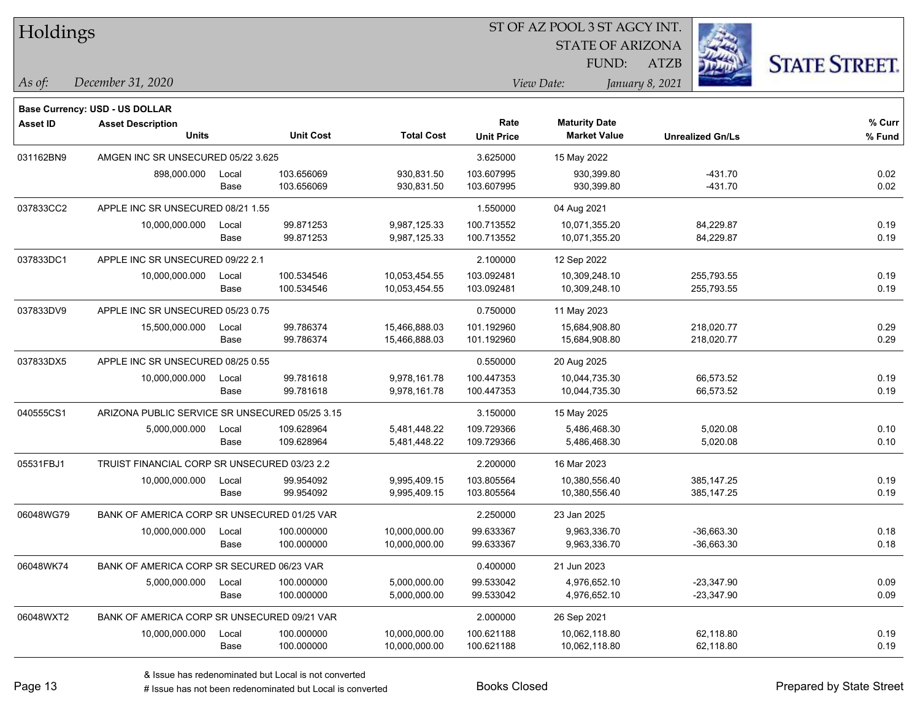# Holdings

ST OF AZ POOL 3 ST AGCY INT.
STATE OF ARIZONA
FUND: ATZB

*As of:* December 31, 2020

*View Date:* January 8, 2021

**Base Currency: USD - US DOLLAR**

| Asset ID | Asset Description / Units | | Unit Cost | Total Cost | Rate / Unit Price | Maturity Date / Market Value | Unrealized Gn/Ls | % Curr / % Fund |
|---|---|---|---|---|---|---|---|---|
| 031162BN9 | AMGEN INC SR UNSECURED 05/22 3.625 | | | | 3.625000 | 15 May 2022 | | |
| | 898,000.000 | Local | 103.656069 | 930,831.50 | 103.607995 | 930,399.80 | -431.70 | 0.02 |
| | | Base | 103.656069 | 930,831.50 | 103.607995 | 930,399.80 | -431.70 | 0.02 |
| 037833CC2 | APPLE INC SR UNSECURED 08/21 1.55 | | | | 1.550000 | 04 Aug 2021 | | |
| | 10,000,000.000 | Local | 99.871253 | 9,987,125.33 | 100.713552 | 10,071,355.20 | 84,229.87 | 0.19 |
| | | Base | 99.871253 | 9,987,125.33 | 100.713552 | 10,071,355.20 | 84,229.87 | 0.19 |
| 037833DC1 | APPLE INC SR UNSECURED 09/22 2.1 | | | | 2.100000 | 12 Sep 2022 | | |
| | 10,000,000.000 | Local | 100.534546 | 10,053,454.55 | 103.092481 | 10,309,248.10 | 255,793.55 | 0.19 |
| | | Base | 100.534546 | 10,053,454.55 | 103.092481 | 10,309,248.10 | 255,793.55 | 0.19 |
| 037833DV9 | APPLE INC SR UNSECURED 05/23 0.75 | | | | 0.750000 | 11 May 2023 | | |
| | 15,500,000.000 | Local | 99.786374 | 15,466,888.03 | 101.192960 | 15,684,908.80 | 218,020.77 | 0.29 |
| | | Base | 99.786374 | 15,466,888.03 | 101.192960 | 15,684,908.80 | 218,020.77 | 0.29 |
| 037833DX5 | APPLE INC SR UNSECURED 08/25 0.55 | | | | 0.550000 | 20 Aug 2025 | | |
| | 10,000,000.000 | Local | 99.781618 | 9,978,161.78 | 100.447353 | 10,044,735.30 | 66,573.52 | 0.19 |
| | | Base | 99.781618 | 9,978,161.78 | 100.447353 | 10,044,735.30 | 66,573.52 | 0.19 |
| 040555CS1 | ARIZONA PUBLIC SERVICE SR UNSECURED 05/25 3.15 | | | | 3.150000 | 15 May 2025 | | |
| | 5,000,000.000 | Local | 109.628964 | 5,481,448.22 | 109.729366 | 5,486,468.30 | 5,020.08 | 0.10 |
| | | Base | 109.628964 | 5,481,448.22 | 109.729366 | 5,486,468.30 | 5,020.08 | 0.10 |
| 05531FBJ1 | TRUIST FINANCIAL CORP SR UNSECURED 03/23 2.2 | | | | 2.200000 | 16 Mar 2023 | | |
| | 10,000,000.000 | Local | 99.954092 | 9,995,409.15 | 103.805564 | 10,380,556.40 | 385,147.25 | 0.19 |
| | | Base | 99.954092 | 9,995,409.15 | 103.805564 | 10,380,556.40 | 385,147.25 | 0.19 |
| 06048WG79 | BANK OF AMERICA CORP SR UNSECURED 01/25 VAR | | | | 2.250000 | 23 Jan 2025 | | |
| | 10,000,000.000 | Local | 100.000000 | 10,000,000.00 | 99.633367 | 9,963,336.70 | -36,663.30 | 0.18 |
| | | Base | 100.000000 | 10,000,000.00 | 99.633367 | 9,963,336.70 | -36,663.30 | 0.18 |
| 06048WK74 | BANK OF AMERICA CORP SR SECURED 06/23 VAR | | | | 0.400000 | 21 Jun 2023 | | |
| | 5,000,000.000 | Local | 100.000000 | 5,000,000.00 | 99.533042 | 4,976,652.10 | -23,347.90 | 0.09 |
| | | Base | 100.000000 | 5,000,000.00 | 99.533042 | 4,976,652.10 | -23,347.90 | 0.09 |
| 06048WXT2 | BANK OF AMERICA CORP SR UNSECURED 09/21 VAR | | | | 2.000000 | 26 Sep 2021 | | |
| | 10,000,000.000 | Local | 100.000000 | 10,000,000.00 | 100.621188 | 10,062,118.80 | 62,118.80 | 0.19 |
| | | Base | 100.000000 | 10,000,000.00 | 100.621188 | 10,062,118.80 | 62,118.80 | 0.19 |

& Issue has redenominated but Local is not converted
# Issue has not been redenominated but Local is converted

Books Closed

Prepared by State Street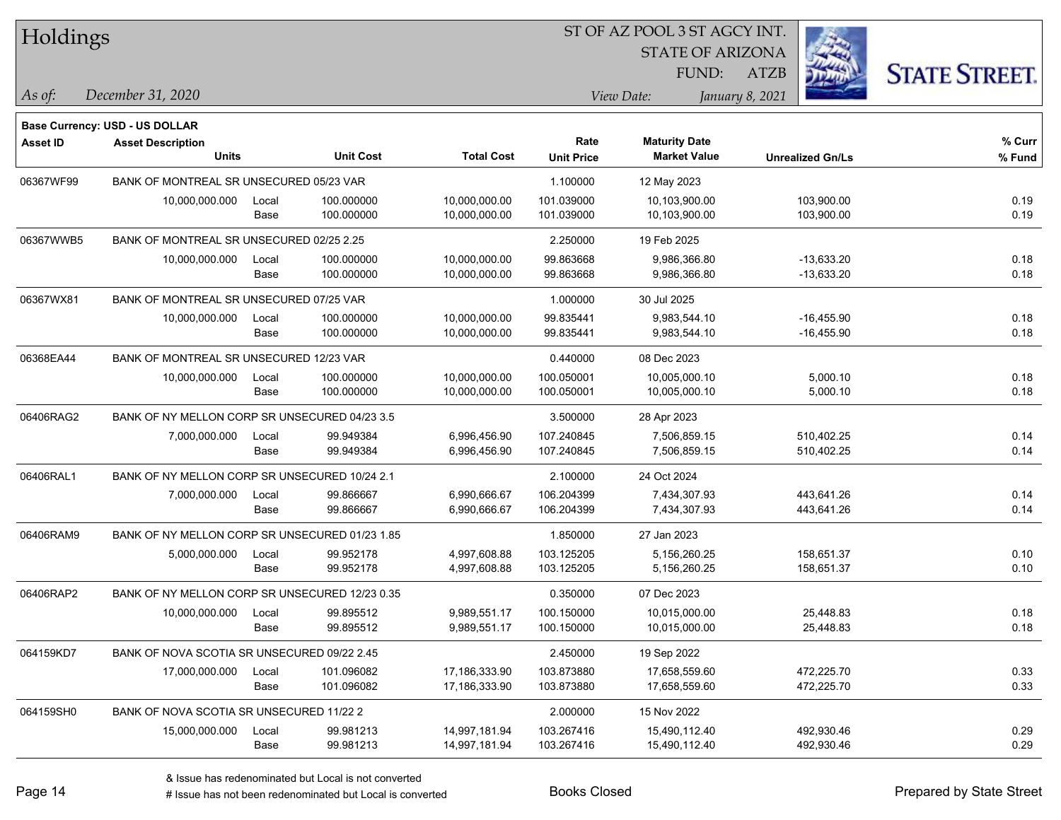# Holdings

ST OF AZ POOL 3 ST AGCY INT.
STATE OF ARIZONA
FUND: ATZB

*As of:* *December 31, 2020*

*View Date:* *January 8, 2021*

**Base Currency: USD - US DOLLAR**

| Asset ID | Asset Description | | | | Rate | Maturity Date | | % Curr |
|---|---|---|---|---|---|---|---|---|
| | Units | | Unit Cost | Total Cost | Unit Price | Market Value | Unrealized Gn/Ls | % Fund |
| 06367WF99 | BANK OF MONTREAL SR UNSECURED 05/23 VAR | | | | 1.100000 | 12 May 2023 | | |
| | 10,000,000.000 | Local | 100.000000 | 10,000,000.00 | 101.039000 | 10,103,900.00 | 103,900.00 | 0.19 |
| | | Base | 100.000000 | 10,000,000.00 | 101.039000 | 10,103,900.00 | 103,900.00 | 0.19 |
| 06367WWB5 | BANK OF MONTREAL SR UNSECURED 02/25 2.25 | | | | 2.250000 | 19 Feb 2025 | | |
| | 10,000,000.000 | Local | 100.000000 | 10,000,000.00 | 99.863668 | 9,986,366.80 | -13,633.20 | 0.18 |
| | | Base | 100.000000 | 10,000,000.00 | 99.863668 | 9,986,366.80 | -13,633.20 | 0.18 |
| 06367WX81 | BANK OF MONTREAL SR UNSECURED 07/25 VAR | | | | 1.000000 | 30 Jul 2025 | | |
| | 10,000,000.000 | Local | 100.000000 | 10,000,000.00 | 99.835441 | 9,983,544.10 | -16,455.90 | 0.18 |
| | | Base | 100.000000 | 10,000,000.00 | 99.835441 | 9,983,544.10 | -16,455.90 | 0.18 |
| 06368EA44 | BANK OF MONTREAL SR UNSECURED 12/23 VAR | | | | 0.440000 | 08 Dec 2023 | | |
| | 10,000,000.000 | Local | 100.000000 | 10,000,000.00 | 100.050001 | 10,005,000.10 | 5,000.10 | 0.18 |
| | | Base | 100.000000 | 10,000,000.00 | 100.050001 | 10,005,000.10 | 5,000.10 | 0.18 |
| 06406RAG2 | BANK OF NY MELLON CORP SR UNSECURED 04/23 3.5 | | | | 3.500000 | 28 Apr 2023 | | |
| | 7,000,000.000 | Local | 99.949384 | 6,996,456.90 | 107.240845 | 7,506,859.15 | 510,402.25 | 0.14 |
| | | Base | 99.949384 | 6,996,456.90 | 107.240845 | 7,506,859.15 | 510,402.25 | 0.14 |
| 06406RAL1 | BANK OF NY MELLON CORP SR UNSECURED 10/24 2.1 | | | | 2.100000 | 24 Oct 2024 | | |
| | 7,000,000.000 | Local | 99.866667 | 6,990,666.67 | 106.204399 | 7,434,307.93 | 443,641.26 | 0.14 |
| | | Base | 99.866667 | 6,990,666.67 | 106.204399 | 7,434,307.93 | 443,641.26 | 0.14 |
| 06406RAM9 | BANK OF NY MELLON CORP SR UNSECURED 01/23 1.85 | | | | 1.850000 | 27 Jan 2023 | | |
| | 5,000,000.000 | Local | 99.952178 | 4,997,608.88 | 103.125205 | 5,156,260.25 | 158,651.37 | 0.10 |
| | | Base | 99.952178 | 4,997,608.88 | 103.125205 | 5,156,260.25 | 158,651.37 | 0.10 |
| 06406RAP2 | BANK OF NY MELLON CORP SR UNSECURED 12/23 0.35 | | | | 0.350000 | 07 Dec 2023 | | |
| | 10,000,000.000 | Local | 99.895512 | 9,989,551.17 | 100.150000 | 10,015,000.00 | 25,448.83 | 0.18 |
| | | Base | 99.895512 | 9,989,551.17 | 100.150000 | 10,015,000.00 | 25,448.83 | 0.18 |
| 064159KD7 | BANK OF NOVA SCOTIA SR UNSECURED 09/22 2.45 | | | | 2.450000 | 19 Sep 2022 | | |
| | 17,000,000.000 | Local | 101.096082 | 17,186,333.90 | 103.873880 | 17,658,559.60 | 472,225.70 | 0.33 |
| | | Base | 101.096082 | 17,186,333.90 | 103.873880 | 17,658,559.60 | 472,225.70 | 0.33 |
| 064159SH0 | BANK OF NOVA SCOTIA SR UNSECURED 11/22 2 | | | | 2.000000 | 15 Nov 2022 | | |
| | 15,000,000.000 | Local | 99.981213 | 14,997,181.94 | 103.267416 | 15,490,112.40 | 492,930.46 | 0.29 |
| | | Base | 99.981213 | 14,997,181.94 | 103.267416 | 15,490,112.40 | 492,930.46 | 0.29 |

& Issue has redenominated but Local is not converted
# Issue has not been redenominated but Local is converted

Books Closed

Prepared by State Street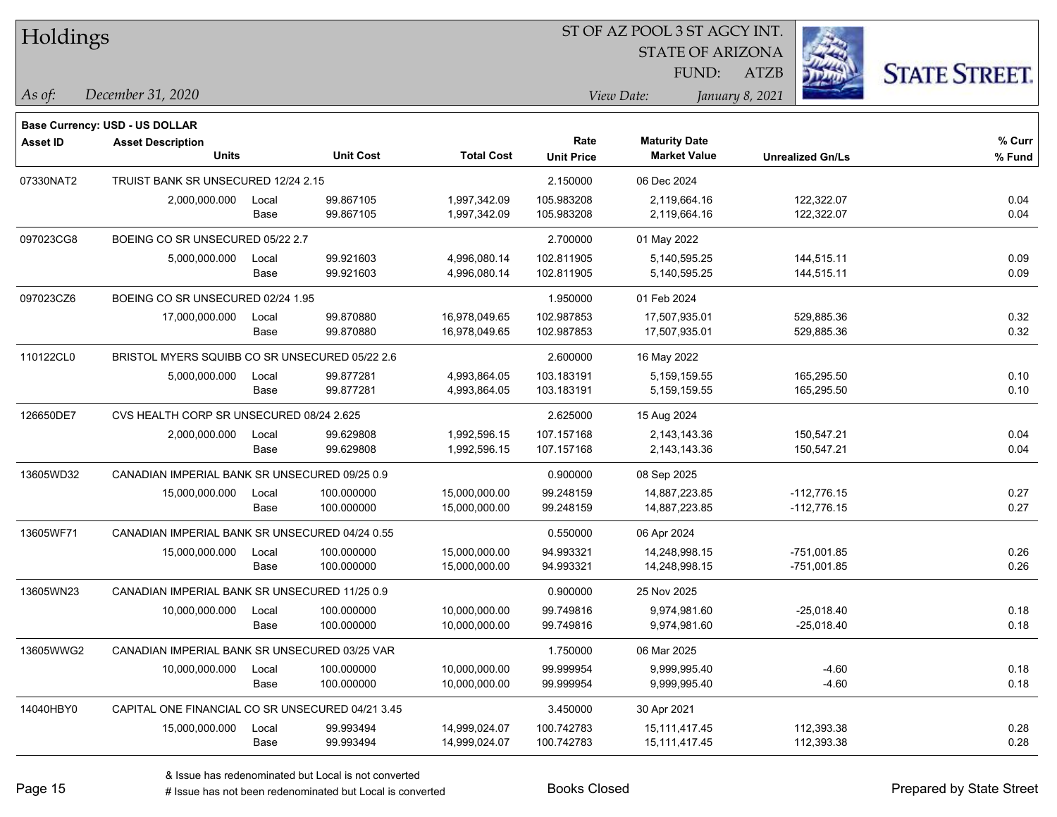# Holdings

ST OF AZ POOL 3 ST AGCY INT.
STATE OF ARIZONA
FUND: ATZB

*As of:* *December 31, 2020*

*View Date:* *January 8, 2021*

**Base Currency: USD - US DOLLAR**

| Asset ID | Asset Description / Units | | Unit Cost | Total Cost | Rate / Unit Price | Maturity Date / Market Value | Unrealized Gn/Ls | % Curr / % Fund |
|---|---|---|---|---|---|---|---|---|
| 07330NAT2 | TRUIST BANK SR UNSECURED 12/24 2.15 | | | | 2.150000 | 06 Dec 2024 | | |
| | 2,000,000.000 | Local | 99.867105 | 1,997,342.09 | 105.983208 | 2,119,664.16 | 122,322.07 | 0.04 |
| | | Base | 99.867105 | 1,997,342.09 | 105.983208 | 2,119,664.16 | 122,322.07 | 0.04 |
| 097023CG8 | BOEING CO SR UNSECURED 05/22 2.7 | | | | 2.700000 | 01 May 2022 | | |
| | 5,000,000.000 | Local | 99.921603 | 4,996,080.14 | 102.811905 | 5,140,595.25 | 144,515.11 | 0.09 |
| | | Base | 99.921603 | 4,996,080.14 | 102.811905 | 5,140,595.25 | 144,515.11 | 0.09 |
| 097023CZ6 | BOEING CO SR UNSECURED 02/24 1.95 | | | | 1.950000 | 01 Feb 2024 | | |
| | 17,000,000.000 | Local | 99.870880 | 16,978,049.65 | 102.987853 | 17,507,935.01 | 529,885.36 | 0.32 |
| | | Base | 99.870880 | 16,978,049.65 | 102.987853 | 17,507,935.01 | 529,885.36 | 0.32 |
| 110122CL0 | BRISTOL MYERS SQUIBB CO SR UNSECURED 05/22 2.6 | | | | 2.600000 | 16 May 2022 | | |
| | 5,000,000.000 | Local | 99.877281 | 4,993,864.05 | 103.183191 | 5,159,159.55 | 165,295.50 | 0.10 |
| | | Base | 99.877281 | 4,993,864.05 | 103.183191 | 5,159,159.55 | 165,295.50 | 0.10 |
| 126650DE7 | CVS HEALTH CORP SR UNSECURED 08/24 2.625 | | | | 2.625000 | 15 Aug 2024 | | |
| | 2,000,000.000 | Local | 99.629808 | 1,992,596.15 | 107.157168 | 2,143,143.36 | 150,547.21 | 0.04 |
| | | Base | 99.629808 | 1,992,596.15 | 107.157168 | 2,143,143.36 | 150,547.21 | 0.04 |
| 13605WD32 | CANADIAN IMPERIAL BANK SR UNSECURED 09/25 0.9 | | | | 0.900000 | 08 Sep 2025 | | |
| | 15,000,000.000 | Local | 100.000000 | 15,000,000.00 | 99.248159 | 14,887,223.85 | -112,776.15 | 0.27 |
| | | Base | 100.000000 | 15,000,000.00 | 99.248159 | 14,887,223.85 | -112,776.15 | 0.27 |
| 13605WF71 | CANADIAN IMPERIAL BANK SR UNSECURED 04/24 0.55 | | | | 0.550000 | 06 Apr 2024 | | |
| | 15,000,000.000 | Local | 100.000000 | 15,000,000.00 | 94.993321 | 14,248,998.15 | -751,001.85 | 0.26 |
| | | Base | 100.000000 | 15,000,000.00 | 94.993321 | 14,248,998.15 | -751,001.85 | 0.26 |
| 13605WN23 | CANADIAN IMPERIAL BANK SR UNSECURED 11/25 0.9 | | | | 0.900000 | 25 Nov 2025 | | |
| | 10,000,000.000 | Local | 100.000000 | 10,000,000.00 | 99.749816 | 9,974,981.60 | -25,018.40 | 0.18 |
| | | Base | 100.000000 | 10,000,000.00 | 99.749816 | 9,974,981.60 | -25,018.40 | 0.18 |
| 13605WWG2 | CANADIAN IMPERIAL BANK SR UNSECURED 03/25 VAR | | | | 1.750000 | 06 Mar 2025 | | |
| | 10,000,000.000 | Local | 100.000000 | 10,000,000.00 | 99.999954 | 9,999,995.40 | -4.60 | 0.18 |
| | | Base | 100.000000 | 10,000,000.00 | 99.999954 | 9,999,995.40 | -4.60 | 0.18 |
| 14040HBY0 | CAPITAL ONE FINANCIAL CO SR UNSECURED 04/21 3.45 | | | | 3.450000 | 30 Apr 2021 | | |
| | 15,000,000.000 | Local | 99.993494 | 14,999,024.07 | 100.742783 | 15,111,417.45 | 112,393.38 | 0.28 |
| | | Base | 99.993494 | 14,999,024.07 | 100.742783 | 15,111,417.45 | 112,393.38 | 0.28 |

& Issue has redenominated but Local is not converted
# Issue has not been redenominated but Local is converted

Books Closed

Prepared by State Street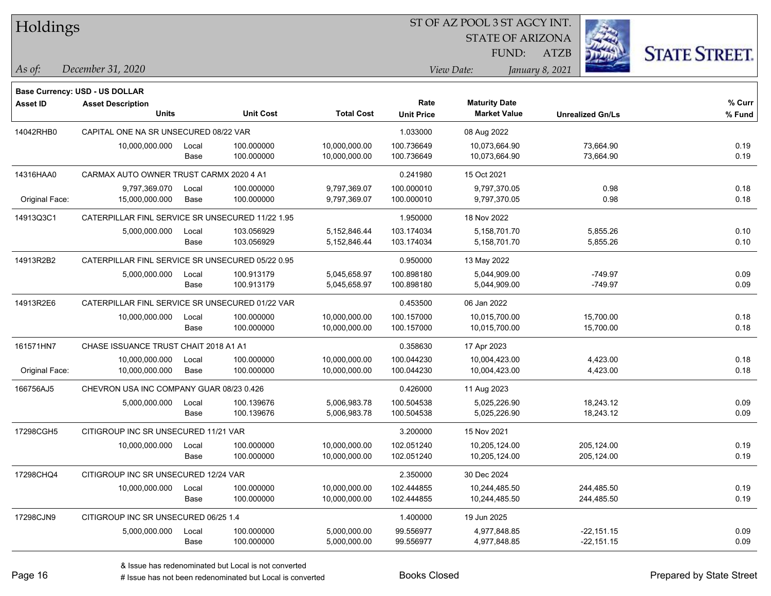# Holdings

ST OF AZ POOL 3 ST AGCY INT.
STATE OF ARIZONA
FUND: ATZB

*As of:* *December 31, 2020*

*View Date:* *January 8, 2021*

**Base Currency: USD - US DOLLAR**

| Asset ID | Asset Description / Units | | Unit Cost | Total Cost | Rate / Unit Price | Maturity Date / Market Value | Unrealized Gn/Ls | % Curr / % Fund |
|---|---|---|---|---|---|---|---|---|
| 14042RHB0 | CAPITAL ONE NA SR UNSECURED 08/22 VAR | | | | 1.033000 | 08 Aug 2022 | | |
| | 10,000,000.000 | Local | 100.000000 | 10,000,000.00 | 100.736649 | 10,073,664.90 | 73,664.90 | 0.19 |
| | | Base | 100.000000 | 10,000,000.00 | 100.736649 | 10,073,664.90 | 73,664.90 | 0.19 |
| 14316HAA0 | CARMAX AUTO OWNER TRUST CARMX 2020 4 A1 | | | | 0.241980 | 15 Oct 2021 | | |
| | 9,797,369.070 | Local | 100.000000 | 9,797,369.07 | 100.000010 | 9,797,370.05 | 0.98 | 0.18 |
| Original Face: | 15,000,000.000 | Base | 100.000000 | 9,797,369.07 | 100.000010 | 9,797,370.05 | 0.98 | 0.18 |
| 14913Q3C1 | CATERPILLAR FINL SERVICE SR UNSECURED 11/22 1.95 | | | | 1.950000 | 18 Nov 2022 | | |
| | 5,000,000.000 | Local | 103.056929 | 5,152,846.44 | 103.174034 | 5,158,701.70 | 5,855.26 | 0.10 |
| | | Base | 103.056929 | 5,152,846.44 | 103.174034 | 5,158,701.70 | 5,855.26 | 0.10 |
| 14913R2B2 | CATERPILLAR FINL SERVICE SR UNSECURED 05/22 0.95 | | | | 0.950000 | 13 May 2022 | | |
| | 5,000,000.000 | Local | 100.913179 | 5,045,658.97 | 100.898180 | 5,044,909.00 | -749.97 | 0.09 |
| | | Base | 100.913179 | 5,045,658.97 | 100.898180 | 5,044,909.00 | -749.97 | 0.09 |
| 14913R2E6 | CATERPILLAR FINL SERVICE SR UNSECURED 01/22 VAR | | | | 0.453500 | 06 Jan 2022 | | |
| | 10,000,000.000 | Local | 100.000000 | 10,000,000.00 | 100.157000 | 10,015,700.00 | 15,700.00 | 0.18 |
| | | Base | 100.000000 | 10,000,000.00 | 100.157000 | 10,015,700.00 | 15,700.00 | 0.18 |
| 161571HN7 | CHASE ISSUANCE TRUST CHAIT 2018 A1 A1 | | | | 0.358630 | 17 Apr 2023 | | |
| | 10,000,000.000 | Local | 100.000000 | 10,000,000.00 | 100.044230 | 10,004,423.00 | 4,423.00 | 0.18 |
| Original Face: | 10,000,000.000 | Base | 100.000000 | 10,000,000.00 | 100.044230 | 10,004,423.00 | 4,423.00 | 0.18 |
| 166756AJ5 | CHEVRON USA INC COMPANY GUAR 08/23 0.426 | | | | 0.426000 | 11 Aug 2023 | | |
| | 5,000,000.000 | Local | 100.139676 | 5,006,983.78 | 100.504538 | 5,025,226.90 | 18,243.12 | 0.09 |
| | | Base | 100.139676 | 5,006,983.78 | 100.504538 | 5,025,226.90 | 18,243.12 | 0.09 |
| 17298CGH5 | CITIGROUP INC SR UNSECURED 11/21 VAR | | | | 3.200000 | 15 Nov 2021 | | |
| | 10,000,000.000 | Local | 100.000000 | 10,000,000.00 | 102.051240 | 10,205,124.00 | 205,124.00 | 0.19 |
| | | Base | 100.000000 | 10,000,000.00 | 102.051240 | 10,205,124.00 | 205,124.00 | 0.19 |
| 17298CHQ4 | CITIGROUP INC SR UNSECURED 12/24 VAR | | | | 2.350000 | 30 Dec 2024 | | |
| | 10,000,000.000 | Local | 100.000000 | 10,000,000.00 | 102.444855 | 10,244,485.50 | 244,485.50 | 0.19 |
| | | Base | 100.000000 | 10,000,000.00 | 102.444855 | 10,244,485.50 | 244,485.50 | 0.19 |
| 17298CJN9 | CITIGROUP INC SR UNSECURED 06/25 1.4 | | | | 1.400000 | 19 Jun 2025 | | |
| | 5,000,000.000 | Local | 100.000000 | 5,000,000.00 | 99.556977 | 4,977,848.85 | -22,151.15 | 0.09 |
| | | Base | 100.000000 | 5,000,000.00 | 99.556977 | 4,977,848.85 | -22,151.15 | 0.09 |

& Issue has redenominated but Local is not converted
# Issue has not been redenominated but Local is converted

Books Closed

Prepared by State Street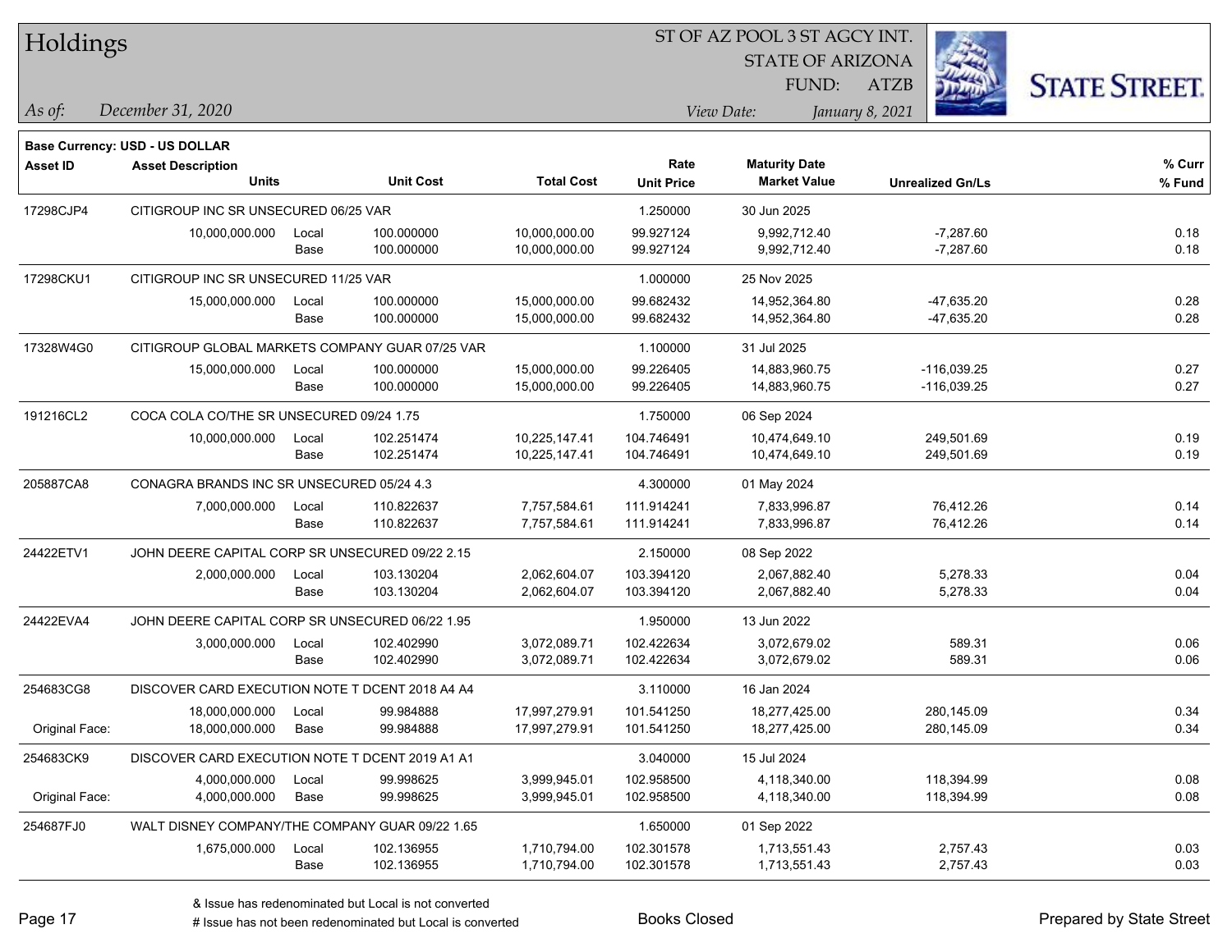# Holdings

ST OF AZ POOL 3 ST AGCY INT.
STATE OF ARIZONA
FUND: ATZB

*As of:* *December 31, 2020*

*View Date:* *January 8, 2021*

**Base Currency: USD - US DOLLAR**

| Asset ID | Asset Description / Units | | Unit Cost | Total Cost | Rate / Unit Price | Maturity Date / Market Value | Unrealized Gn/Ls | % Curr / % Fund |
|---|---|---|---|---|---|---|---|---|
| 17298CJP4 | CITIGROUP INC SR UNSECURED 06/25 VAR | | | | 1.250000 | 30 Jun 2025 | | |
| | 10,000,000.000 | Local | 100.000000 | 10,000,000.00 | 99.927124 | 9,992,712.40 | -7,287.60 | 0.18 |
| | | Base | 100.000000 | 10,000,000.00 | 99.927124 | 9,992,712.40 | -7,287.60 | 0.18 |
| 17298CKU1 | CITIGROUP INC SR UNSECURED 11/25 VAR | | | | 1.000000 | 25 Nov 2025 | | |
| | 15,000,000.000 | Local | 100.000000 | 15,000,000.00 | 99.682432 | 14,952,364.80 | -47,635.20 | 0.28 |
| | | Base | 100.000000 | 15,000,000.00 | 99.682432 | 14,952,364.80 | -47,635.20 | 0.28 |
| 17328W4G0 | CITIGROUP GLOBAL MARKETS COMPANY GUAR 07/25 VAR | | | | 1.100000 | 31 Jul 2025 | | |
| | 15,000,000.000 | Local | 100.000000 | 15,000,000.00 | 99.226405 | 14,883,960.75 | -116,039.25 | 0.27 |
| | | Base | 100.000000 | 15,000,000.00 | 99.226405 | 14,883,960.75 | -116,039.25 | 0.27 |
| 191216CL2 | COCA COLA CO/THE SR UNSECURED 09/24 1.75 | | | | 1.750000 | 06 Sep 2024 | | |
| | 10,000,000.000 | Local | 102.251474 | 10,225,147.41 | 104.746491 | 10,474,649.10 | 249,501.69 | 0.19 |
| | | Base | 102.251474 | 10,225,147.41 | 104.746491 | 10,474,649.10 | 249,501.69 | 0.19 |
| 205887CA8 | CONAGRA BRANDS INC SR UNSECURED 05/24 4.3 | | | | 4.300000 | 01 May 2024 | | |
| | 7,000,000.000 | Local | 110.822637 | 7,757,584.61 | 111.914241 | 7,833,996.87 | 76,412.26 | 0.14 |
| | | Base | 110.822637 | 7,757,584.61 | 111.914241 | 7,833,996.87 | 76,412.26 | 0.14 |
| 24422ETV1 | JOHN DEERE CAPITAL CORP SR UNSECURED 09/22 2.15 | | | | 2.150000 | 08 Sep 2022 | | |
| | 2,000,000.000 | Local | 103.130204 | 2,062,604.07 | 103.394120 | 2,067,882.40 | 5,278.33 | 0.04 |
| | | Base | 103.130204 | 2,062,604.07 | 103.394120 | 2,067,882.40 | 5,278.33 | 0.04 |
| 24422EVA4 | JOHN DEERE CAPITAL CORP SR UNSECURED 06/22 1.95 | | | | 1.950000 | 13 Jun 2022 | | |
| | 3,000,000.000 | Local | 102.402990 | 3,072,089.71 | 102.422634 | 3,072,679.02 | 589.31 | 0.06 |
| | | Base | 102.402990 | 3,072,089.71 | 102.422634 | 3,072,679.02 | 589.31 | 0.06 |
| 254683CG8 | DISCOVER CARD EXECUTION NOTE T DCENT 2018 A4 A4 | | | | 3.110000 | 16 Jan 2024 | | |
| | 18,000,000.000 | Local | 99.984888 | 17,997,279.91 | 101.541250 | 18,277,425.00 | 280,145.09 | 0.34 |
| Original Face: | 18,000,000.000 | Base | 99.984888 | 17,997,279.91 | 101.541250 | 18,277,425.00 | 280,145.09 | 0.34 |
| 254683CK9 | DISCOVER CARD EXECUTION NOTE T DCENT 2019 A1 A1 | | | | 3.040000 | 15 Jul 2024 | | |
| | 4,000,000.000 | Local | 99.998625 | 3,999,945.01 | 102.958500 | 4,118,340.00 | 118,394.99 | 0.08 |
| Original Face: | 4,000,000.000 | Base | 99.998625 | 3,999,945.01 | 102.958500 | 4,118,340.00 | 118,394.99 | 0.08 |
| 254687FJ0 | WALT DISNEY COMPANY/THE COMPANY GUAR 09/22 1.65 | | | | 1.650000 | 01 Sep 2022 | | |
| | 1,675,000.000 | Local | 102.136955 | 1,710,794.00 | 102.301578 | 1,713,551.43 | 2,757.43 | 0.03 |
| | | Base | 102.136955 | 1,710,794.00 | 102.301578 | 1,713,551.43 | 2,757.43 | 0.03 |

& Issue has redenominated but Local is not converted
# Issue has not been redenominated but Local is converted

Books Closed

Prepared by State Street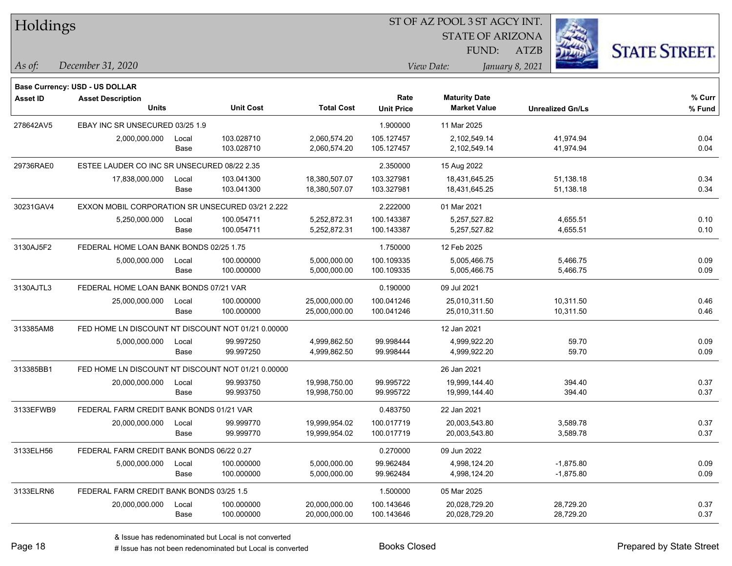# Holdings

ST OF AZ POOL 3 ST AGCY INT.
STATE OF ARIZONA
FUND: ATZB

*As of:* *December 31, 2020*

*View Date:* *January 8, 2021*

**Base Currency: USD - US DOLLAR**

| Asset ID | Asset Description / Units | | Unit Cost | Total Cost | Rate / Unit Price | Maturity Date / Market Value | Unrealized Gn/Ls | % Curr / % Fund |
|---|---|---|---|---|---|---|---|---|
| 278642AV5 | EBAY INC SR UNSECURED 03/25 1.9 | | | | 1.900000 | 11 Mar 2025 | | |
| | 2,000,000.000 | Local | 103.028710 | 2,060,574.20 | 105.127457 | 2,102,549.14 | 41,974.94 | 0.04 |
| | | Base | 103.028710 | 2,060,574.20 | 105.127457 | 2,102,549.14 | 41,974.94 | 0.04 |
| 29736RAE0 | ESTEE LAUDER CO INC SR UNSECURED 08/22 2.35 | | | | 2.350000 | 15 Aug 2022 | | |
| | 17,838,000.000 | Local | 103.041300 | 18,380,507.07 | 103.327981 | 18,431,645.25 | 51,138.18 | 0.34 |
| | | Base | 103.041300 | 18,380,507.07 | 103.327981 | 18,431,645.25 | 51,138.18 | 0.34 |
| 30231GAV4 | EXXON MOBIL CORPORATION SR UNSECURED 03/21 2.222 | | | | 2.222000 | 01 Mar 2021 | | |
| | 5,250,000.000 | Local | 100.054711 | 5,252,872.31 | 100.143387 | 5,257,527.82 | 4,655.51 | 0.10 |
| | | Base | 100.054711 | 5,252,872.31 | 100.143387 | 5,257,527.82 | 4,655.51 | 0.10 |
| 3130AJ5F2 | FEDERAL HOME LOAN BANK BONDS 02/25 1.75 | | | | 1.750000 | 12 Feb 2025 | | |
| | 5,000,000.000 | Local | 100.000000 | 5,000,000.00 | 100.109335 | 5,005,466.75 | 5,466.75 | 0.09 |
| | | Base | 100.000000 | 5,000,000.00 | 100.109335 | 5,005,466.75 | 5,466.75 | 0.09 |
| 3130AJTL3 | FEDERAL HOME LOAN BANK BONDS 07/21 VAR | | | | 0.190000 | 09 Jul 2021 | | |
| | 25,000,000.000 | Local | 100.000000 | 25,000,000.00 | 100.041246 | 25,010,311.50 | 10,311.50 | 0.46 |
| | | Base | 100.000000 | 25,000,000.00 | 100.041246 | 25,010,311.50 | 10,311.50 | 0.46 |
| 313385AM8 | FED HOME LN DISCOUNT NT DISCOUNT NOT 01/21 0.00000 | | | | | 12 Jan 2021 | | |
| | 5,000,000.000 | Local | 99.997250 | 4,999,862.50 | 99.998444 | 4,999,922.20 | 59.70 | 0.09 |
| | | Base | 99.997250 | 4,999,862.50 | 99.998444 | 4,999,922.20 | 59.70 | 0.09 |
| 313385BB1 | FED HOME LN DISCOUNT NT DISCOUNT NOT 01/21 0.00000 | | | | | 26 Jan 2021 | | |
| | 20,000,000.000 | Local | 99.993750 | 19,998,750.00 | 99.995722 | 19,999,144.40 | 394.40 | 0.37 |
| | | Base | 99.993750 | 19,998,750.00 | 99.995722 | 19,999,144.40 | 394.40 | 0.37 |
| 3133EFWB9 | FEDERAL FARM CREDIT BANK BONDS 01/21 VAR | | | | 0.483750 | 22 Jan 2021 | | |
| | 20,000,000.000 | Local | 99.999770 | 19,999,954.02 | 100.017719 | 20,003,543.80 | 3,589.78 | 0.37 |
| | | Base | 99.999770 | 19,999,954.02 | 100.017719 | 20,003,543.80 | 3,589.78 | 0.37 |
| 3133ELH56 | FEDERAL FARM CREDIT BANK BONDS 06/22 0.27 | | | | 0.270000 | 09 Jun 2022 | | |
| | 5,000,000.000 | Local | 100.000000 | 5,000,000.00 | 99.962484 | 4,998,124.20 | -1,875.80 | 0.09 |
| | | Base | 100.000000 | 5,000,000.00 | 99.962484 | 4,998,124.20 | -1,875.80 | 0.09 |
| 3133ELRN6 | FEDERAL FARM CREDIT BANK BONDS 03/25 1.5 | | | | 1.500000 | 05 Mar 2025 | | |
| | 20,000,000.000 | Local | 100.000000 | 20,000,000.00 | 100.143646 | 20,028,729.20 | 28,729.20 | 0.37 |
| | | Base | 100.000000 | 20,000,000.00 | 100.143646 | 20,028,729.20 | 28,729.20 | 0.37 |

& Issue has redenominated but Local is not converted
# Issue has not been redenominated but Local is converted

Books Closed

Prepared by State Street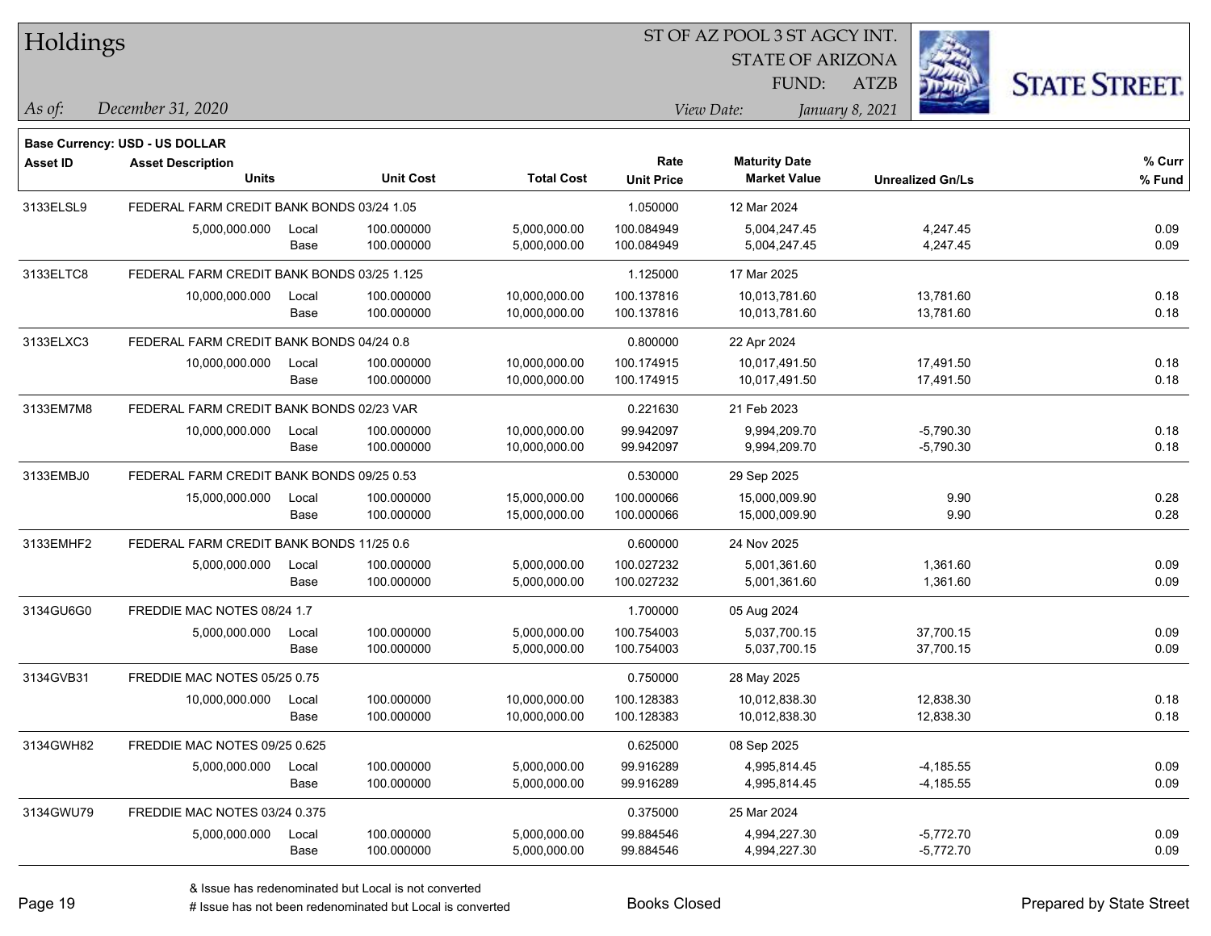# Holdings

ST OF AZ POOL 3 ST AGCY INT.
STATE OF ARIZONA
FUND: ATZB

*As of:* *December 31, 2020*
*View Date:* *January 8, 2021*

**Base Currency: USD - US DOLLAR**

| Asset ID | Asset Description / Units | | Unit Cost | Total Cost | Rate / Unit Price | Maturity Date / Market Value | Unrealized Gn/Ls | % Curr / % Fund |
|---|---|---|---|---|---|---|---|---|
| 3133ELSL9 | FEDERAL FARM CREDIT BANK BONDS 03/24 1.05 | | | | 1.050000 | 12 Mar 2024 | | |
| | 5,000,000.000 | Local | 100.000000 | 5,000,000.00 | 100.084949 | 5,004,247.45 | 4,247.45 | 0.09 |
| | | Base | 100.000000 | 5,000,000.00 | 100.084949 | 5,004,247.45 | 4,247.45 | 0.09 |
| 3133ELTC8 | FEDERAL FARM CREDIT BANK BONDS 03/25 1.125 | | | | 1.125000 | 17 Mar 2025 | | |
| | 10,000,000.000 | Local | 100.000000 | 10,000,000.00 | 100.137816 | 10,013,781.60 | 13,781.60 | 0.18 |
| | | Base | 100.000000 | 10,000,000.00 | 100.137816 | 10,013,781.60 | 13,781.60 | 0.18 |
| 3133ELXC3 | FEDERAL FARM CREDIT BANK BONDS 04/24 0.8 | | | | 0.800000 | 22 Apr 2024 | | |
| | 10,000,000.000 | Local | 100.000000 | 10,000,000.00 | 100.174915 | 10,017,491.50 | 17,491.50 | 0.18 |
| | | Base | 100.000000 | 10,000,000.00 | 100.174915 | 10,017,491.50 | 17,491.50 | 0.18 |
| 3133EM7M8 | FEDERAL FARM CREDIT BANK BONDS 02/23 VAR | | | | 0.221630 | 21 Feb 2023 | | |
| | 10,000,000.000 | Local | 100.000000 | 10,000,000.00 | 99.942097 | 9,994,209.70 | -5,790.30 | 0.18 |
| | | Base | 100.000000 | 10,000,000.00 | 99.942097 | 9,994,209.70 | -5,790.30 | 0.18 |
| 3133EMBJ0 | FEDERAL FARM CREDIT BANK BONDS 09/25 0.53 | | | | 0.530000 | 29 Sep 2025 | | |
| | 15,000,000.000 | Local | 100.000000 | 15,000,000.00 | 100.000066 | 15,000,009.90 | 9.90 | 0.28 |
| | | Base | 100.000000 | 15,000,000.00 | 100.000066 | 15,000,009.90 | 9.90 | 0.28 |
| 3133EMHF2 | FEDERAL FARM CREDIT BANK BONDS 11/25 0.6 | | | | 0.600000 | 24 Nov 2025 | | |
| | 5,000,000.000 | Local | 100.000000 | 5,000,000.00 | 100.027232 | 5,001,361.60 | 1,361.60 | 0.09 |
| | | Base | 100.000000 | 5,000,000.00 | 100.027232 | 5,001,361.60 | 1,361.60 | 0.09 |
| 3134GU6G0 | FREDDIE MAC NOTES 08/24 1.7 | | | | 1.700000 | 05 Aug 2024 | | |
| | 5,000,000.000 | Local | 100.000000 | 5,000,000.00 | 100.754003 | 5,037,700.15 | 37,700.15 | 0.09 |
| | | Base | 100.000000 | 5,000,000.00 | 100.754003 | 5,037,700.15 | 37,700.15 | 0.09 |
| 3134GVB31 | FREDDIE MAC NOTES 05/25 0.75 | | | | 0.750000 | 28 May 2025 | | |
| | 10,000,000.000 | Local | 100.000000 | 10,000,000.00 | 100.128383 | 10,012,838.30 | 12,838.30 | 0.18 |
| | | Base | 100.000000 | 10,000,000.00 | 100.128383 | 10,012,838.30 | 12,838.30 | 0.18 |
| 3134GWH82 | FREDDIE MAC NOTES 09/25 0.625 | | | | 0.625000 | 08 Sep 2025 | | |
| | 5,000,000.000 | Local | 100.000000 | 5,000,000.00 | 99.916289 | 4,995,814.45 | -4,185.55 | 0.09 |
| | | Base | 100.000000 | 5,000,000.00 | 99.916289 | 4,995,814.45 | -4,185.55 | 0.09 |
| 3134GWU79 | FREDDIE MAC NOTES 03/24 0.375 | | | | 0.375000 | 25 Mar 2024 | | |
| | 5,000,000.000 | Local | 100.000000 | 5,000,000.00 | 99.884546 | 4,994,227.30 | -5,772.70 | 0.09 |
| | | Base | 100.000000 | 5,000,000.00 | 99.884546 | 4,994,227.30 | -5,772.70 | 0.09 |

& Issue has redenominated but Local is not converted
# Issue has not been redenominated but Local is converted

Books Closed

Prepared by State Street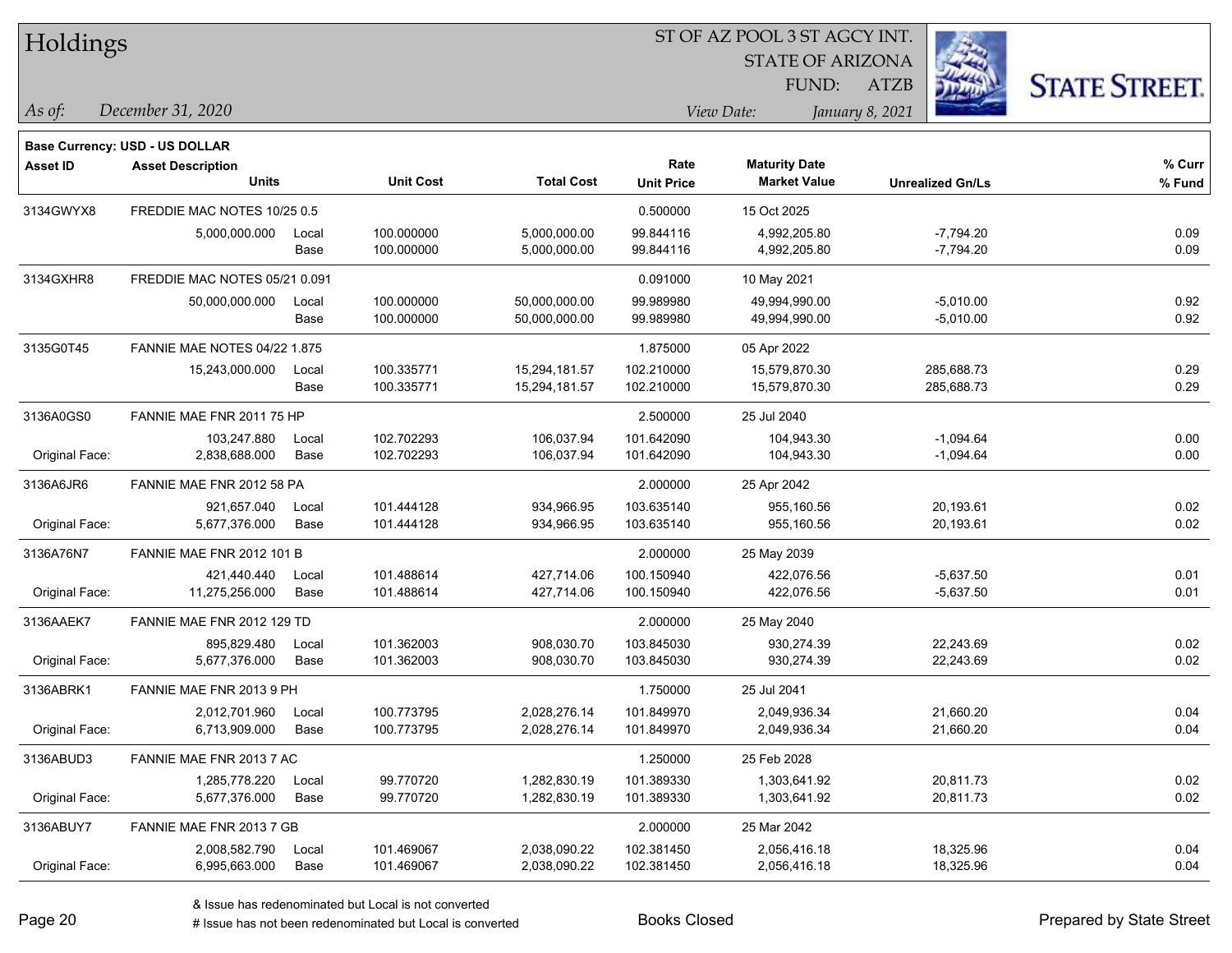# Holdings

ST OF AZ POOL 3 ST AGCY INT.
STATE OF ARIZONA
FUND: ATZB

*As of:* *December 31, 2020*

*View Date:* *January 8, 2021*

**Base Currency: USD - US DOLLAR**

| Asset ID | Asset Description / Units | | Unit Cost | Total Cost | Rate / Unit Price | Maturity Date / Market Value | Unrealized Gn/Ls | % Curr / % Fund |
|---|---|---|---|---|---|---|---|---|
| 3134GWYX8 | FREDDIE MAC NOTES 10/25 0.5 | | | | 0.500000 | 15 Oct 2025 | | |
| | 5,000,000.000 | Local | 100.000000 | 5,000,000.00 | 99.844116 | 4,992,205.80 | -7,794.20 | 0.09 |
| | | Base | 100.000000 | 5,000,000.00 | 99.844116 | 4,992,205.80 | -7,794.20 | 0.09 |
| 3134GXHR8 | FREDDIE MAC NOTES 05/21 0.091 | | | | 0.091000 | 10 May 2021 | | |
| | 50,000,000.000 | Local | 100.000000 | 50,000,000.00 | 99.989980 | 49,994,990.00 | -5,010.00 | 0.92 |
| | | Base | 100.000000 | 50,000,000.00 | 99.989980 | 49,994,990.00 | -5,010.00 | 0.92 |
| 3135G0T45 | FANNIE MAE NOTES 04/22 1.875 | | | | 1.875000 | 05 Apr 2022 | | |
| | 15,243,000.000 | Local | 100.335771 | 15,294,181.57 | 102.210000 | 15,579,870.30 | 285,688.73 | 0.29 |
| | | Base | 100.335771 | 15,294,181.57 | 102.210000 | 15,579,870.30 | 285,688.73 | 0.29 |
| 3136A0GS0 | FANNIE MAE FNR 2011 75 HP | | | | 2.500000 | 25 Jul 2040 | | |
| | 103,247.880 | Local | 102.702293 | 106,037.94 | 101.642090 | 104,943.30 | -1,094.64 | 0.00 |
| Original Face: | 2,838,688.000 | Base | 102.702293 | 106,037.94 | 101.642090 | 104,943.30 | -1,094.64 | 0.00 |
| 3136A6JR6 | FANNIE MAE FNR 2012 58 PA | | | | 2.000000 | 25 Apr 2042 | | |
| | 921,657.040 | Local | 101.444128 | 934,966.95 | 103.635140 | 955,160.56 | 20,193.61 | 0.02 |
| Original Face: | 5,677,376.000 | Base | 101.444128 | 934,966.95 | 103.635140 | 955,160.56 | 20,193.61 | 0.02 |
| 3136A76N7 | FANNIE MAE FNR 2012 101 B | | | | 2.000000 | 25 May 2039 | | |
| | 421,440.440 | Local | 101.488614 | 427,714.06 | 100.150940 | 422,076.56 | -5,637.50 | 0.01 |
| Original Face: | 11,275,256.000 | Base | 101.488614 | 427,714.06 | 100.150940 | 422,076.56 | -5,637.50 | 0.01 |
| 3136AAEK7 | FANNIE MAE FNR 2012 129 TD | | | | 2.000000 | 25 May 2040 | | |
| | 895,829.480 | Local | 101.362003 | 908,030.70 | 103.845030 | 930,274.39 | 22,243.69 | 0.02 |
| Original Face: | 5,677,376.000 | Base | 101.362003 | 908,030.70 | 103.845030 | 930,274.39 | 22,243.69 | 0.02 |
| 3136ABRK1 | FANNIE MAE FNR 2013 9 PH | | | | 1.750000 | 25 Jul 2041 | | |
| | 2,012,701.960 | Local | 100.773795 | 2,028,276.14 | 101.849970 | 2,049,936.34 | 21,660.20 | 0.04 |
| Original Face: | 6,713,909.000 | Base | 100.773795 | 2,028,276.14 | 101.849970 | 2,049,936.34 | 21,660.20 | 0.04 |
| 3136ABUD3 | FANNIE MAE FNR 2013 7 AC | | | | 1.250000 | 25 Feb 2028 | | |
| | 1,285,778.220 | Local | 99.770720 | 1,282,830.19 | 101.389330 | 1,303,641.92 | 20,811.73 | 0.02 |
| Original Face: | 5,677,376.000 | Base | 99.770720 | 1,282,830.19 | 101.389330 | 1,303,641.92 | 20,811.73 | 0.02 |
| 3136ABUY7 | FANNIE MAE FNR 2013 7 GB | | | | 2.000000 | 25 Mar 2042 | | |
| | 2,008,582.790 | Local | 101.469067 | 2,038,090.22 | 102.381450 | 2,056,416.18 | 18,325.96 | 0.04 |
| Original Face: | 6,995,663.000 | Base | 101.469067 | 2,038,090.22 | 102.381450 | 2,056,416.18 | 18,325.96 | 0.04 |

& Issue has redenominated but Local is not converted
# Issue has not been redenominated but Local is converted

Books Closed

Prepared by State Street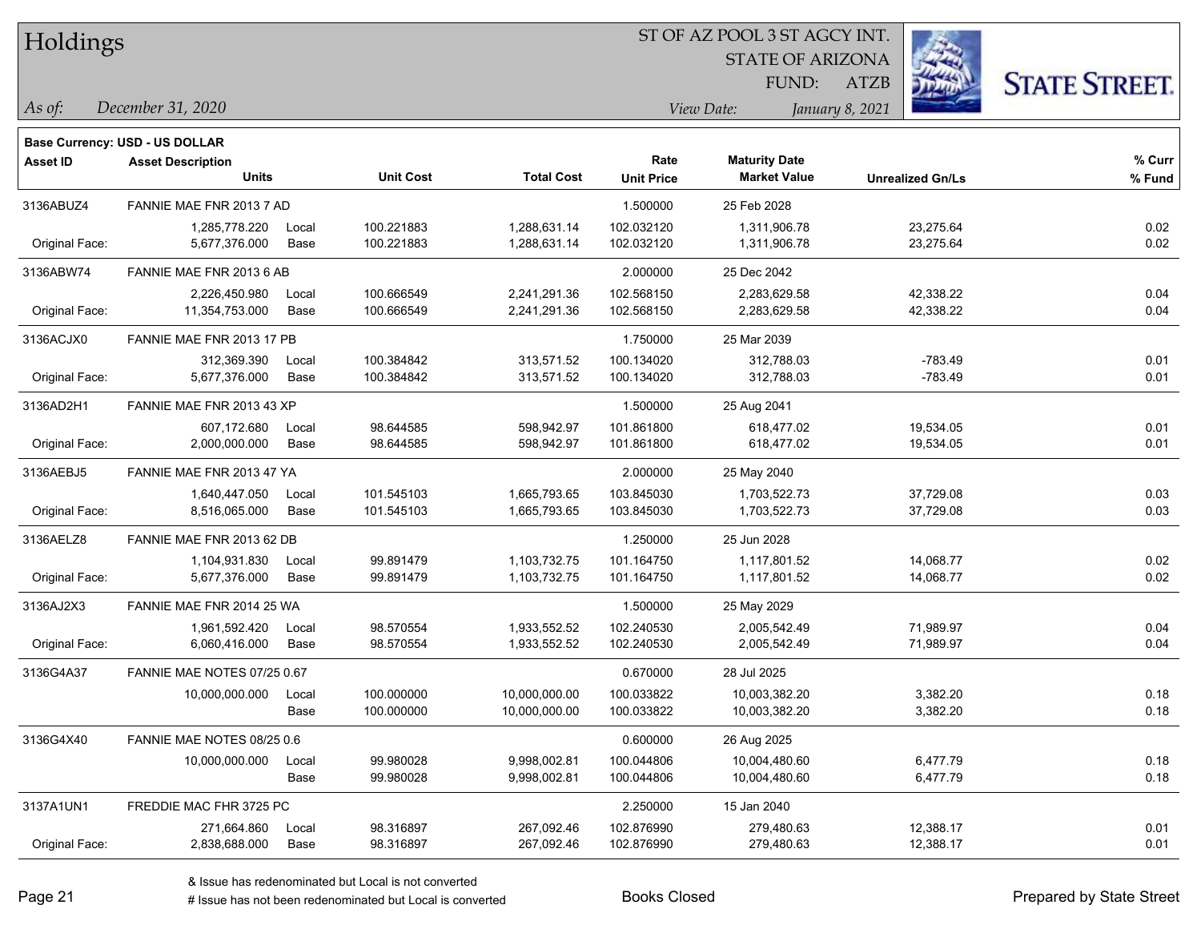# Holdings

ST OF AZ POOL 3 ST AGCY INT.
STATE OF ARIZONA
FUND: ATZB

*As of:* *December 31, 2020*
*View Date:* *January 8, 2021*

**Base Currency: USD - US DOLLAR**

| Asset ID | Asset Description / Units | | Unit Cost | Total Cost | Rate / Unit Price | Maturity Date / Market Value | Unrealized Gn/Ls | % Curr / % Fund |
|---|---|---|---|---|---|---|---|---|
| 3136ABUZ4 | FANNIE MAE FNR 2013 7 AD | | | | 1.500000 | 25 Feb 2028 | | |
| | 1,285,778.220 | Local | 100.221883 | 1,288,631.14 | 102.032120 | 1,311,906.78 | 23,275.64 | 0.02 |
| Original Face: | 5,677,376.000 | Base | 100.221883 | 1,288,631.14 | 102.032120 | 1,311,906.78 | 23,275.64 | 0.02 |
| 3136ABW74 | FANNIE MAE FNR 2013 6 AB | | | | 2.000000 | 25 Dec 2042 | | |
| | 2,226,450.980 | Local | 100.666549 | 2,241,291.36 | 102.568150 | 2,283,629.58 | 42,338.22 | 0.04 |
| Original Face: | 11,354,753.000 | Base | 100.666549 | 2,241,291.36 | 102.568150 | 2,283,629.58 | 42,338.22 | 0.04 |
| 3136ACJX0 | FANNIE MAE FNR 2013 17 PB | | | | 1.750000 | 25 Mar 2039 | | |
| | 312,369.390 | Local | 100.384842 | 313,571.52 | 100.134020 | 312,788.03 | -783.49 | 0.01 |
| Original Face: | 5,677,376.000 | Base | 100.384842 | 313,571.52 | 100.134020 | 312,788.03 | -783.49 | 0.01 |
| 3136AD2H1 | FANNIE MAE FNR 2013 43 XP | | | | 1.500000 | 25 Aug 2041 | | |
| | 607,172.680 | Local | 98.644585 | 598,942.97 | 101.861800 | 618,477.02 | 19,534.05 | 0.01 |
| Original Face: | 2,000,000.000 | Base | 98.644585 | 598,942.97 | 101.861800 | 618,477.02 | 19,534.05 | 0.01 |
| 3136AEBJ5 | FANNIE MAE FNR 2013 47 YA | | | | 2.000000 | 25 May 2040 | | |
| | 1,640,447.050 | Local | 101.545103 | 1,665,793.65 | 103.845030 | 1,703,522.73 | 37,729.08 | 0.03 |
| Original Face: | 8,516,065.000 | Base | 101.545103 | 1,665,793.65 | 103.845030 | 1,703,522.73 | 37,729.08 | 0.03 |
| 3136AELZ8 | FANNIE MAE FNR 2013 62 DB | | | | 1.250000 | 25 Jun 2028 | | |
| | 1,104,931.830 | Local | 99.891479 | 1,103,732.75 | 101.164750 | 1,117,801.52 | 14,068.77 | 0.02 |
| Original Face: | 5,677,376.000 | Base | 99.891479 | 1,103,732.75 | 101.164750 | 1,117,801.52 | 14,068.77 | 0.02 |
| 3136AJ2X3 | FANNIE MAE FNR 2014 25 WA | | | | 1.500000 | 25 May 2029 | | |
| | 1,961,592.420 | Local | 98.570554 | 1,933,552.52 | 102.240530 | 2,005,542.49 | 71,989.97 | 0.04 |
| Original Face: | 6,060,416.000 | Base | 98.570554 | 1,933,552.52 | 102.240530 | 2,005,542.49 | 71,989.97 | 0.04 |
| 3136G4A37 | FANNIE MAE NOTES 07/25 0.67 | | | | 0.670000 | 28 Jul 2025 | | |
| | 10,000,000.000 | Local | 100.000000 | 10,000,000.00 | 100.033822 | 10,003,382.20 | 3,382.20 | 0.18 |
| | | Base | 100.000000 | 10,000,000.00 | 100.033822 | 10,003,382.20 | 3,382.20 | 0.18 |
| 3136G4X40 | FANNIE MAE NOTES 08/25 0.6 | | | | 0.600000 | 26 Aug 2025 | | |
| | 10,000,000.000 | Local | 99.980028 | 9,998,002.81 | 100.044806 | 10,004,480.60 | 6,477.79 | 0.18 |
| | | Base | 99.980028 | 9,998,002.81 | 100.044806 | 10,004,480.60 | 6,477.79 | 0.18 |
| 3137A1UN1 | FREDDIE MAC FHR 3725 PC | | | | 2.250000 | 15 Jan 2040 | | |
| | 271,664.860 | Local | 98.316897 | 267,092.46 | 102.876990 | 279,480.63 | 12,388.17 | 0.01 |
| Original Face: | 2,838,688.000 | Base | 98.316897 | 267,092.46 | 102.876990 | 279,480.63 | 12,388.17 | 0.01 |

& Issue has redenominated but Local is not converted
# Issue has not been redenominated but Local is converted

Books Closed

Prepared by State Street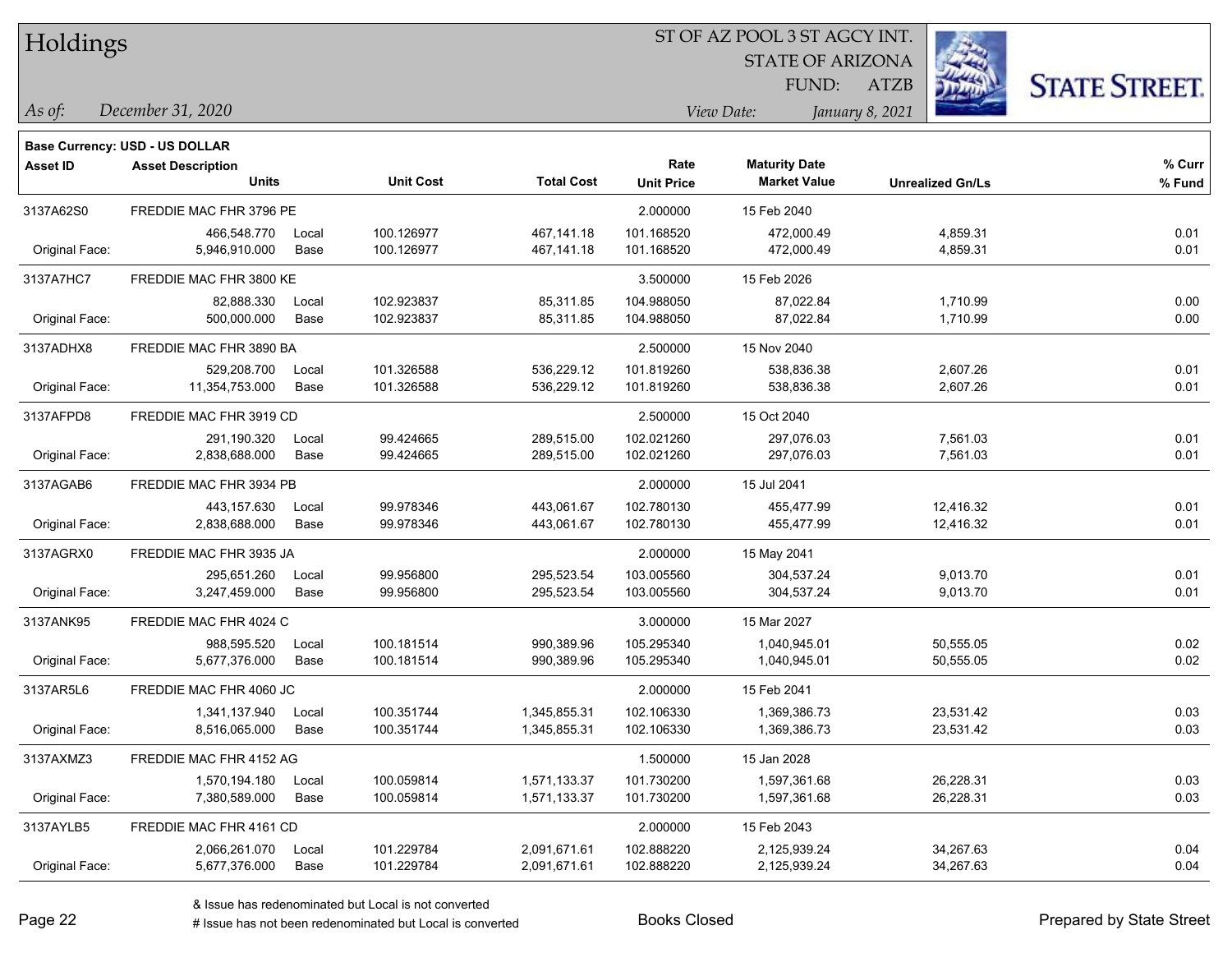# Holdings

ST OF AZ POOL 3 ST AGCY INT.
STATE OF ARIZONA
FUND: ATZB

*As of:* *December 31, 2020*
*View Date:* *January 8, 2021*

STATE STREET.

**Base Currency: USD - US DOLLAR**

| Asset ID | Asset Description / Units | | Unit Cost | Total Cost | Rate / Unit Price | Maturity Date / Market Value | Unrealized Gn/Ls | % Curr / % Fund |
|---|---|---|---|---|---|---|---|---|
| 3137A62S0 | FREDDIE MAC FHR 3796 PE | | | | 2.000000 | 15 Feb 2040 | | |
| | 466,548.770 | Local | 100.126977 | 467,141.18 | 101.168520 | 472,000.49 | 4,859.31 | 0.01 |
| Original Face: | 5,946,910.000 | Base | 100.126977 | 467,141.18 | 101.168520 | 472,000.49 | 4,859.31 | 0.01 |
| 3137A7HC7 | FREDDIE MAC FHR 3800 KE | | | | 3.500000 | 15 Feb 2026 | | |
| | 82,888.330 | Local | 102.923837 | 85,311.85 | 104.988050 | 87,022.84 | 1,710.99 | 0.00 |
| Original Face: | 500,000.000 | Base | 102.923837 | 85,311.85 | 104.988050 | 87,022.84 | 1,710.99 | 0.00 |
| 3137ADHX8 | FREDDIE MAC FHR 3890 BA | | | | 2.500000 | 15 Nov 2040 | | |
| | 529,208.700 | Local | 101.326588 | 536,229.12 | 101.819260 | 538,836.38 | 2,607.26 | 0.01 |
| Original Face: | 11,354,753.000 | Base | 101.326588 | 536,229.12 | 101.819260 | 538,836.38 | 2,607.26 | 0.01 |
| 3137AFPD8 | FREDDIE MAC FHR 3919 CD | | | | 2.500000 | 15 Oct 2040 | | |
| | 291,190.320 | Local | 99.424665 | 289,515.00 | 102.021260 | 297,076.03 | 7,561.03 | 0.01 |
| Original Face: | 2,838,688.000 | Base | 99.424665 | 289,515.00 | 102.021260 | 297,076.03 | 7,561.03 | 0.01 |
| 3137AGAB6 | FREDDIE MAC FHR 3934 PB | | | | 2.000000 | 15 Jul 2041 | | |
| | 443,157.630 | Local | 99.978346 | 443,061.67 | 102.780130 | 455,477.99 | 12,416.32 | 0.01 |
| Original Face: | 2,838,688.000 | Base | 99.978346 | 443,061.67 | 102.780130 | 455,477.99 | 12,416.32 | 0.01 |
| 3137AGRX0 | FREDDIE MAC FHR 3935 JA | | | | 2.000000 | 15 May 2041 | | |
| | 295,651.260 | Local | 99.956800 | 295,523.54 | 103.005560 | 304,537.24 | 9,013.70 | 0.01 |
| Original Face: | 3,247,459.000 | Base | 99.956800 | 295,523.54 | 103.005560 | 304,537.24 | 9,013.70 | 0.01 |
| 3137ANK95 | FREDDIE MAC FHR 4024 C | | | | 3.000000 | 15 Mar 2027 | | |
| | 988,595.520 | Local | 100.181514 | 990,389.96 | 105.295340 | 1,040,945.01 | 50,555.05 | 0.02 |
| Original Face: | 5,677,376.000 | Base | 100.181514 | 990,389.96 | 105.295340 | 1,040,945.01 | 50,555.05 | 0.02 |
| 3137AR5L6 | FREDDIE MAC FHR 4060 JC | | | | 2.000000 | 15 Feb 2041 | | |
| | 1,341,137.940 | Local | 100.351744 | 1,345,855.31 | 102.106330 | 1,369,386.73 | 23,531.42 | 0.03 |
| Original Face: | 8,516,065.000 | Base | 100.351744 | 1,345,855.31 | 102.106330 | 1,369,386.73 | 23,531.42 | 0.03 |
| 3137AXMZ3 | FREDDIE MAC FHR 4152 AG | | | | 1.500000 | 15 Jan 2028 | | |
| | 1,570,194.180 | Local | 100.059814 | 1,571,133.37 | 101.730200 | 1,597,361.68 | 26,228.31 | 0.03 |
| Original Face: | 7,380,589.000 | Base | 100.059814 | 1,571,133.37 | 101.730200 | 1,597,361.68 | 26,228.31 | 0.03 |
| 3137AYLB5 | FREDDIE MAC FHR 4161 CD | | | | 2.000000 | 15 Feb 2043 | | |
| | 2,066,261.070 | Local | 101.229784 | 2,091,671.61 | 102.888220 | 2,125,939.24 | 34,267.63 | 0.04 |
| Original Face: | 5,677,376.000 | Base | 101.229784 | 2,091,671.61 | 102.888220 | 2,125,939.24 | 34,267.63 | 0.04 |

& Issue has redenominated but Local is not converted
# Issue has not been redenominated but Local is converted

Books Closed

Prepared by State Street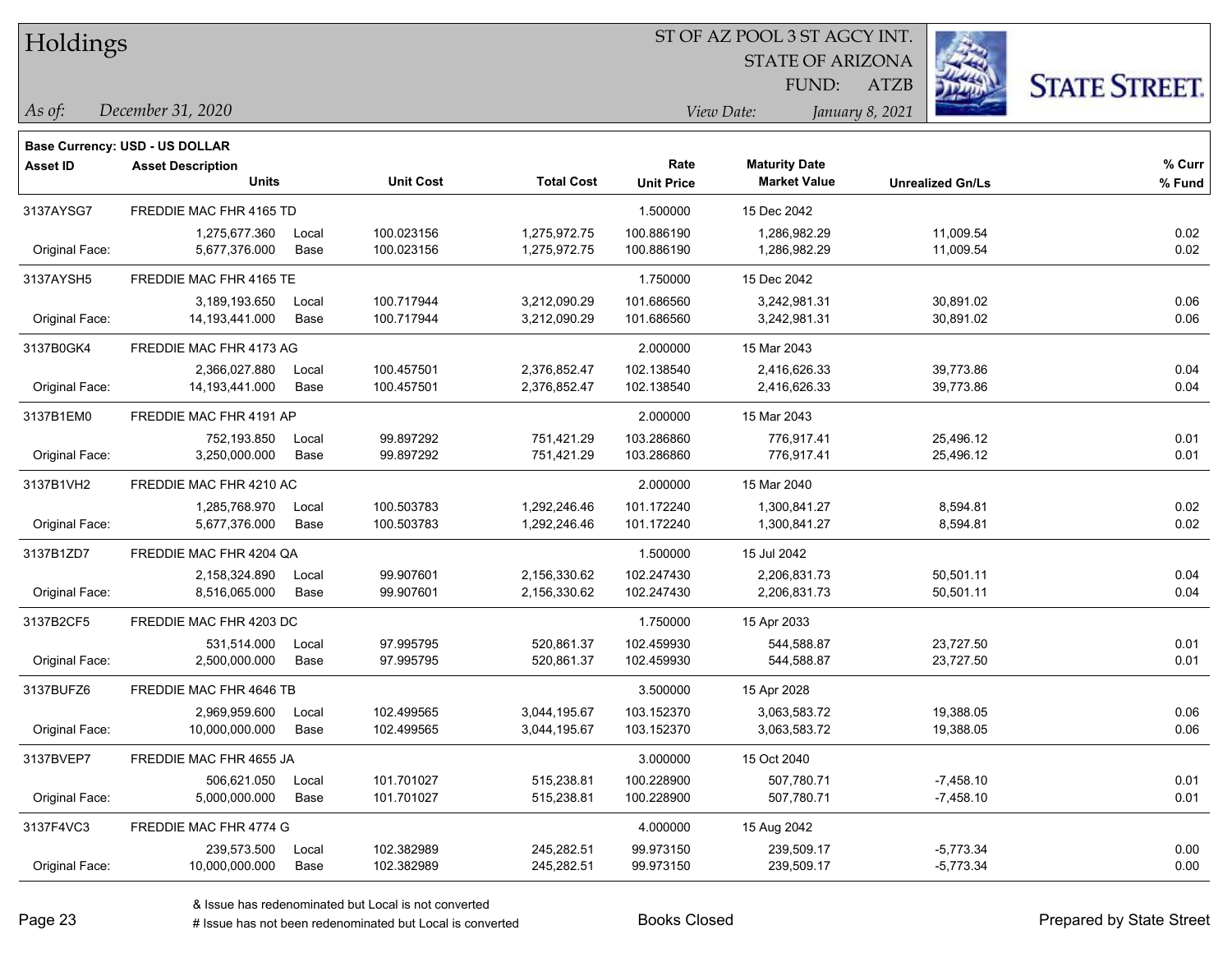# Holdings

ST OF AZ POOL 3 ST AGCY INT.
STATE OF ARIZONA
FUND: ATZB

*As of:* *December 31, 2020*
*View Date:* *January 8, 2021*

**Base Currency: USD - US DOLLAR**

| Asset ID | Asset Description / Units | | Unit Cost | Total Cost | Rate / Unit Price | Maturity Date / Market Value | Unrealized Gn/Ls | % Curr / % Fund |
|---|---|---|---|---|---|---|---|---|
| 3137AYSG7 | FREDDIE MAC FHR 4165 TD | | | | 1.500000 | 15 Dec 2042 | | |
| | 1,275,677.360 | Local | 100.023156 | 1,275,972.75 | 100.886190 | 1,286,982.29 | 11,009.54 | 0.02 |
| Original Face: | 5,677,376.000 | Base | 100.023156 | 1,275,972.75 | 100.886190 | 1,286,982.29 | 11,009.54 | 0.02 |
| 3137AYSH5 | FREDDIE MAC FHR 4165 TE | | | | 1.750000 | 15 Dec 2042 | | |
| | 3,189,193.650 | Local | 100.717944 | 3,212,090.29 | 101.686560 | 3,242,981.31 | 30,891.02 | 0.06 |
| Original Face: | 14,193,441.000 | Base | 100.717944 | 3,212,090.29 | 101.686560 | 3,242,981.31 | 30,891.02 | 0.06 |
| 3137B0GK4 | FREDDIE MAC FHR 4173 AG | | | | 2.000000 | 15 Mar 2043 | | |
| | 2,366,027.880 | Local | 100.457501 | 2,376,852.47 | 102.138540 | 2,416,626.33 | 39,773.86 | 0.04 |
| Original Face: | 14,193,441.000 | Base | 100.457501 | 2,376,852.47 | 102.138540 | 2,416,626.33 | 39,773.86 | 0.04 |
| 3137B1EM0 | FREDDIE MAC FHR 4191 AP | | | | 2.000000 | 15 Mar 2043 | | |
| | 752,193.850 | Local | 99.897292 | 751,421.29 | 103.286860 | 776,917.41 | 25,496.12 | 0.01 |
| Original Face: | 3,250,000.000 | Base | 99.897292 | 751,421.29 | 103.286860 | 776,917.41 | 25,496.12 | 0.01 |
| 3137B1VH2 | FREDDIE MAC FHR 4210 AC | | | | 2.000000 | 15 Mar 2040 | | |
| | 1,285,768.970 | Local | 100.503783 | 1,292,246.46 | 101.172240 | 1,300,841.27 | 8,594.81 | 0.02 |
| Original Face: | 5,677,376.000 | Base | 100.503783 | 1,292,246.46 | 101.172240 | 1,300,841.27 | 8,594.81 | 0.02 |
| 3137B1ZD7 | FREDDIE MAC FHR 4204 QA | | | | 1.500000 | 15 Jul 2042 | | |
| | 2,158,324.890 | Local | 99.907601 | 2,156,330.62 | 102.247430 | 2,206,831.73 | 50,501.11 | 0.04 |
| Original Face: | 8,516,065.000 | Base | 99.907601 | 2,156,330.62 | 102.247430 | 2,206,831.73 | 50,501.11 | 0.04 |
| 3137B2CF5 | FREDDIE MAC FHR 4203 DC | | | | 1.750000 | 15 Apr 2033 | | |
| | 531,514.000 | Local | 97.995795 | 520,861.37 | 102.459930 | 544,588.87 | 23,727.50 | 0.01 |
| Original Face: | 2,500,000.000 | Base | 97.995795 | 520,861.37 | 102.459930 | 544,588.87 | 23,727.50 | 0.01 |
| 3137BUFZ6 | FREDDIE MAC FHR 4646 TB | | | | 3.500000 | 15 Apr 2028 | | |
| | 2,969,959.600 | Local | 102.499565 | 3,044,195.67 | 103.152370 | 3,063,583.72 | 19,388.05 | 0.06 |
| Original Face: | 10,000,000.000 | Base | 102.499565 | 3,044,195.67 | 103.152370 | 3,063,583.72 | 19,388.05 | 0.06 |
| 3137BVEP7 | FREDDIE MAC FHR 4655 JA | | | | 3.000000 | 15 Oct 2040 | | |
| | 506,621.050 | Local | 101.701027 | 515,238.81 | 100.228900 | 507,780.71 | -7,458.10 | 0.01 |
| Original Face: | 5,000,000.000 | Base | 101.701027 | 515,238.81 | 100.228900 | 507,780.71 | -7,458.10 | 0.01 |
| 3137F4VC3 | FREDDIE MAC FHR 4774 G | | | | 4.000000 | 15 Aug 2042 | | |
| | 239,573.500 | Local | 102.382989 | 245,282.51 | 99.973150 | 239,509.17 | -5,773.34 | 0.00 |
| Original Face: | 10,000,000.000 | Base | 102.382989 | 245,282.51 | 99.973150 | 239,509.17 | -5,773.34 | 0.00 |

& Issue has redenominated but Local is not converted
# Issue has not been redenominated but Local is converted

Books Closed

Prepared by State Street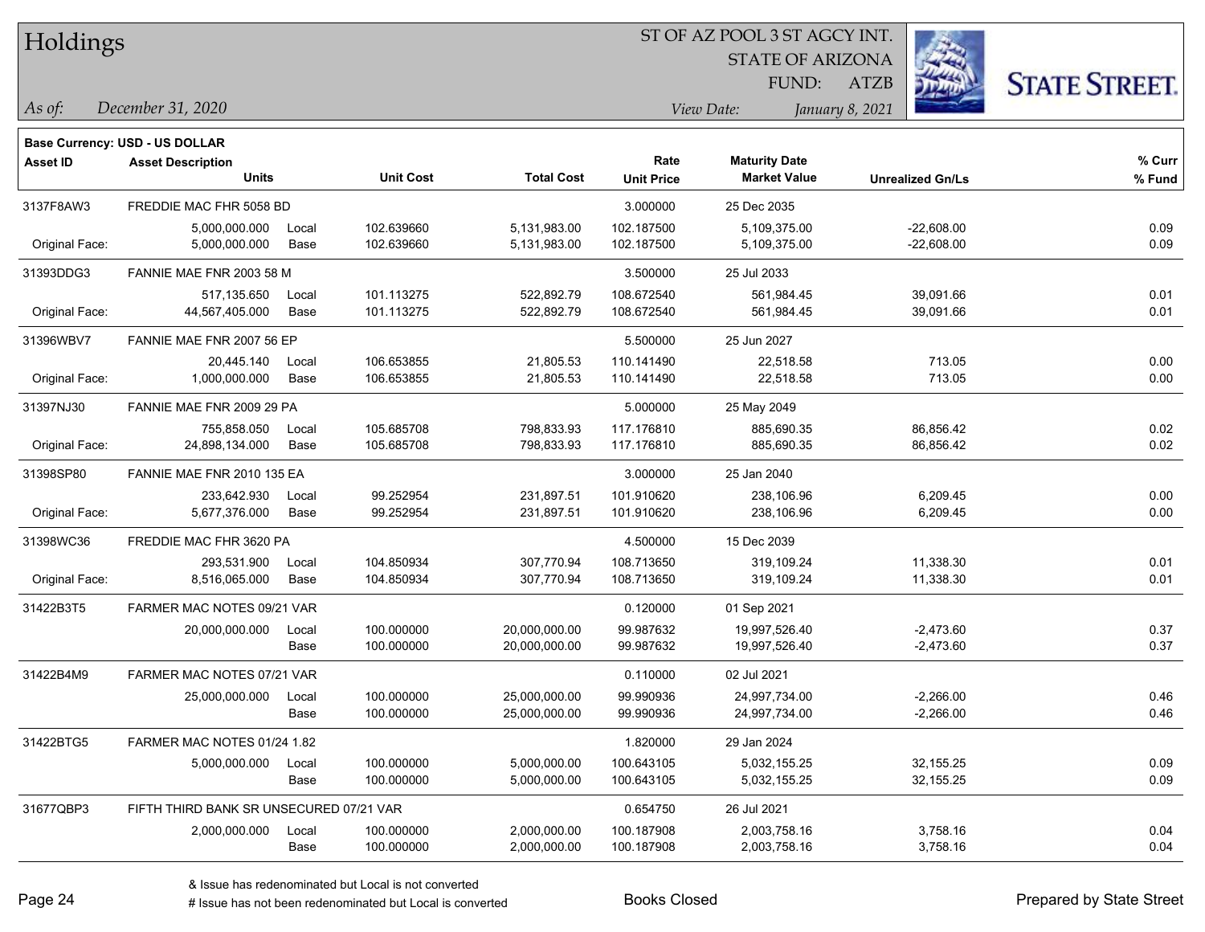# Holdings

ST OF AZ POOL 3 ST AGCY INT.
STATE OF ARIZONA
FUND: ATZB

*As of:* *December 31, 2020*

*View Date:* *January 8, 2021*

**Base Currency: USD - US DOLLAR**

| Asset ID | Asset Description / Units | | Unit Cost | Total Cost | Rate / Unit Price | Maturity Date / Market Value | Unrealized Gn/Ls | % Curr / % Fund |
|---|---|---|---|---|---|---|---|---|
| 3137F8AW3 | FREDDIE MAC FHR 5058 BD | | | | 3.000000 | 25 Dec 2035 | | |
| | 5,000,000.000 | Local | 102.639660 | 5,131,983.00 | 102.187500 | 5,109,375.00 | -22,608.00 | 0.09 |
| Original Face: | 5,000,000.000 | Base | 102.639660 | 5,131,983.00 | 102.187500 | 5,109,375.00 | -22,608.00 | 0.09 |
| 31393DDG3 | FANNIE MAE FNR 2003 58 M | | | | 3.500000 | 25 Jul 2033 | | |
| | 517,135.650 | Local | 101.113275 | 522,892.79 | 108.672540 | 561,984.45 | 39,091.66 | 0.01 |
| Original Face: | 44,567,405.000 | Base | 101.113275 | 522,892.79 | 108.672540 | 561,984.45 | 39,091.66 | 0.01 |
| 31396WBV7 | FANNIE MAE FNR 2007 56 EP | | | | 5.500000 | 25 Jun 2027 | | |
| | 20,445.140 | Local | 106.653855 | 21,805.53 | 110.141490 | 22,518.58 | 713.05 | 0.00 |
| Original Face: | 1,000,000.000 | Base | 106.653855 | 21,805.53 | 110.141490 | 22,518.58 | 713.05 | 0.00 |
| 31397NJ30 | FANNIE MAE FNR 2009 29 PA | | | | 5.000000 | 25 May 2049 | | |
| | 755,858.050 | Local | 105.685708 | 798,833.93 | 117.176810 | 885,690.35 | 86,856.42 | 0.02 |
| Original Face: | 24,898,134.000 | Base | 105.685708 | 798,833.93 | 117.176810 | 885,690.35 | 86,856.42 | 0.02 |
| 31398SP80 | FANNIE MAE FNR 2010 135 EA | | | | 3.000000 | 25 Jan 2040 | | |
| | 233,642.930 | Local | 99.252954 | 231,897.51 | 101.910620 | 238,106.96 | 6,209.45 | 0.00 |
| Original Face: | 5,677,376.000 | Base | 99.252954 | 231,897.51 | 101.910620 | 238,106.96 | 6,209.45 | 0.00 |
| 31398WC36 | FREDDIE MAC FHR 3620 PA | | | | 4.500000 | 15 Dec 2039 | | |
| | 293,531.900 | Local | 104.850934 | 307,770.94 | 108.713650 | 319,109.24 | 11,338.30 | 0.01 |
| Original Face: | 8,516,065.000 | Base | 104.850934 | 307,770.94 | 108.713650 | 319,109.24 | 11,338.30 | 0.01 |
| 31422B3T5 | FARMER MAC NOTES 09/21 VAR | | | | 0.120000 | 01 Sep 2021 | | |
| | 20,000,000.000 | Local | 100.000000 | 20,000,000.00 | 99.987632 | 19,997,526.40 | -2,473.60 | 0.37 |
| | | Base | 100.000000 | 20,000,000.00 | 99.987632 | 19,997,526.40 | -2,473.60 | 0.37 |
| 31422B4M9 | FARMER MAC NOTES 07/21 VAR | | | | 0.110000 | 02 Jul 2021 | | |
| | 25,000,000.000 | Local | 100.000000 | 25,000,000.00 | 99.990936 | 24,997,734.00 | -2,266.00 | 0.46 |
| | | Base | 100.000000 | 25,000,000.00 | 99.990936 | 24,997,734.00 | -2,266.00 | 0.46 |
| 31422BTG5 | FARMER MAC NOTES 01/24 1.82 | | | | 1.820000 | 29 Jan 2024 | | |
| | 5,000,000.000 | Local | 100.000000 | 5,000,000.00 | 100.643105 | 5,032,155.25 | 32,155.25 | 0.09 |
| | | Base | 100.000000 | 5,000,000.00 | 100.643105 | 5,032,155.25 | 32,155.25 | 0.09 |
| 31677QBP3 | FIFTH THIRD BANK SR UNSECURED 07/21 VAR | | | | 0.654750 | 26 Jul 2021 | | |
| | 2,000,000.000 | Local | 100.000000 | 2,000,000.00 | 100.187908 | 2,003,758.16 | 3,758.16 | 0.04 |
| | | Base | 100.000000 | 2,000,000.00 | 100.187908 | 2,003,758.16 | 3,758.16 | 0.04 |

& Issue has redenominated but Local is not converted
# Issue has not been redenominated but Local is converted

Books Closed

Prepared by State Street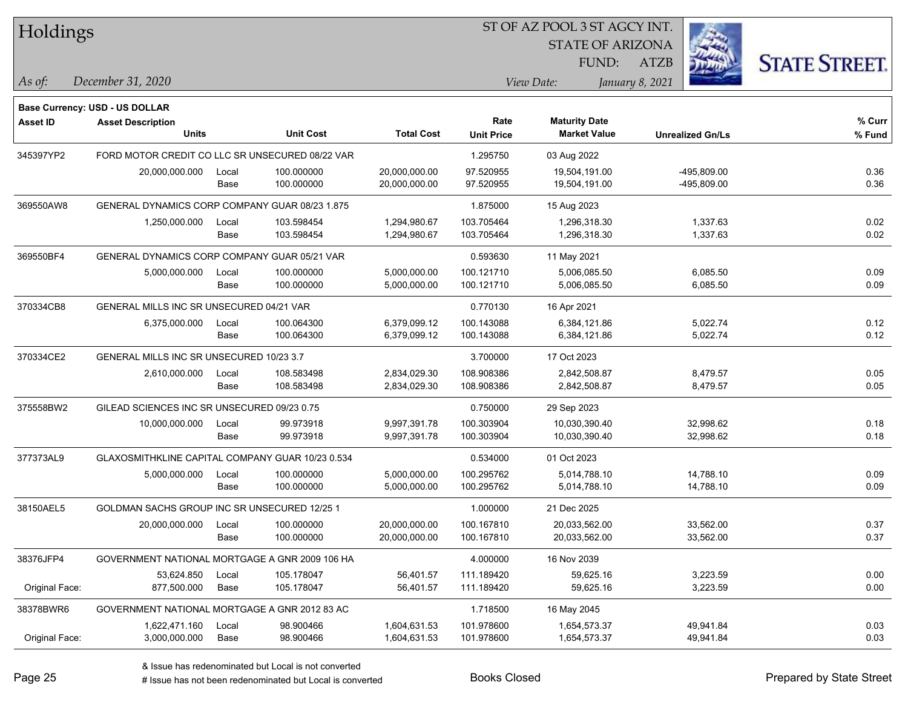# Holdings

ST OF AZ POOL 3 ST AGCY INT.
STATE OF ARIZONA
FUND: ATZB

*As of:* *December 31, 2020*

*View Date:* *January 8, 2021*

**Base Currency: USD - US DOLLAR**

| Asset ID | Asset Description / Units | | Unit Cost | Total Cost | Rate / Unit Price | Maturity Date / Market Value | Unrealized Gn/Ls | % Curr / % Fund |
|---|---|---|---|---|---|---|---|---|
| 345397YP2 | FORD MOTOR CREDIT CO LLC SR UNSECURED 08/22 VAR | | | | 1.295750 | 03 Aug 2022 | | |
| | 20,000,000.000 | Local | 100.000000 | 20,000,000.00 | 97.520955 | 19,504,191.00 | -495,809.00 | 0.36 |
| | | Base | 100.000000 | 20,000,000.00 | 97.520955 | 19,504,191.00 | -495,809.00 | 0.36 |
| 369550AW8 | GENERAL DYNAMICS CORP COMPANY GUAR 08/23 1.875 | | | | 1.875000 | 15 Aug 2023 | | |
| | 1,250,000.000 | Local | 103.598454 | 1,294,980.67 | 103.705464 | 1,296,318.30 | 1,337.63 | 0.02 |
| | | Base | 103.598454 | 1,294,980.67 | 103.705464 | 1,296,318.30 | 1,337.63 | 0.02 |
| 369550BF4 | GENERAL DYNAMICS CORP COMPANY GUAR 05/21 VAR | | | | 0.593630 | 11 May 2021 | | |
| | 5,000,000.000 | Local | 100.000000 | 5,000,000.00 | 100.121710 | 5,006,085.50 | 6,085.50 | 0.09 |
| | | Base | 100.000000 | 5,000,000.00 | 100.121710 | 5,006,085.50 | 6,085.50 | 0.09 |
| 370334CB8 | GENERAL MILLS INC SR UNSECURED 04/21 VAR | | | | 0.770130 | 16 Apr 2021 | | |
| | 6,375,000.000 | Local | 100.064300 | 6,379,099.12 | 100.143088 | 6,384,121.86 | 5,022.74 | 0.12 |
| | | Base | 100.064300 | 6,379,099.12 | 100.143088 | 6,384,121.86 | 5,022.74 | 0.12 |
| 370334CE2 | GENERAL MILLS INC SR UNSECURED 10/23 3.7 | | | | 3.700000 | 17 Oct 2023 | | |
| | 2,610,000.000 | Local | 108.583498 | 2,834,029.30 | 108.908386 | 2,842,508.87 | 8,479.57 | 0.05 |
| | | Base | 108.583498 | 2,834,029.30 | 108.908386 | 2,842,508.87 | 8,479.57 | 0.05 |
| 375558BW2 | GILEAD SCIENCES INC SR UNSECURED 09/23 0.75 | | | | 0.750000 | 29 Sep 2023 | | |
| | 10,000,000.000 | Local | 99.973918 | 9,997,391.78 | 100.303904 | 10,030,390.40 | 32,998.62 | 0.18 |
| | | Base | 99.973918 | 9,997,391.78 | 100.303904 | 10,030,390.40 | 32,998.62 | 0.18 |
| 377373AL9 | GLAXOSMITHKLINE CAPITAL COMPANY GUAR 10/23 0.534 | | | | 0.534000 | 01 Oct 2023 | | |
| | 5,000,000.000 | Local | 100.000000 | 5,000,000.00 | 100.295762 | 5,014,788.10 | 14,788.10 | 0.09 |
| | | Base | 100.000000 | 5,000,000.00 | 100.295762 | 5,014,788.10 | 14,788.10 | 0.09 |
| 38150AEL5 | GOLDMAN SACHS GROUP INC SR UNSECURED 12/25 1 | | | | 1.000000 | 21 Dec 2025 | | |
| | 20,000,000.000 | Local | 100.000000 | 20,000,000.00 | 100.167810 | 20,033,562.00 | 33,562.00 | 0.37 |
| | | Base | 100.000000 | 20,000,000.00 | 100.167810 | 20,033,562.00 | 33,562.00 | 0.37 |
| 38376JFP4 | GOVERNMENT NATIONAL MORTGAGE A GNR 2009 106 HA | | | | 4.000000 | 16 Nov 2039 | | |
| | 53,624.850 | Local | 105.178047 | 56,401.57 | 111.189420 | 59,625.16 | 3,223.59 | 0.00 |
| Original Face: | 877,500.000 | Base | 105.178047 | 56,401.57 | 111.189420 | 59,625.16 | 3,223.59 | 0.00 |
| 38378BWR6 | GOVERNMENT NATIONAL MORTGAGE A GNR 2012 83 AC | | | | 1.718500 | 16 May 2045 | | |
| | 1,622,471.160 | Local | 98.900466 | 1,604,631.53 | 101.978600 | 1,654,573.37 | 49,941.84 | 0.03 |
| Original Face: | 3,000,000.000 | Base | 98.900466 | 1,604,631.53 | 101.978600 | 1,654,573.37 | 49,941.84 | 0.03 |

& Issue has redenominated but Local is not converted
# Issue has not been redenominated but Local is converted

Books Closed

Prepared by State Street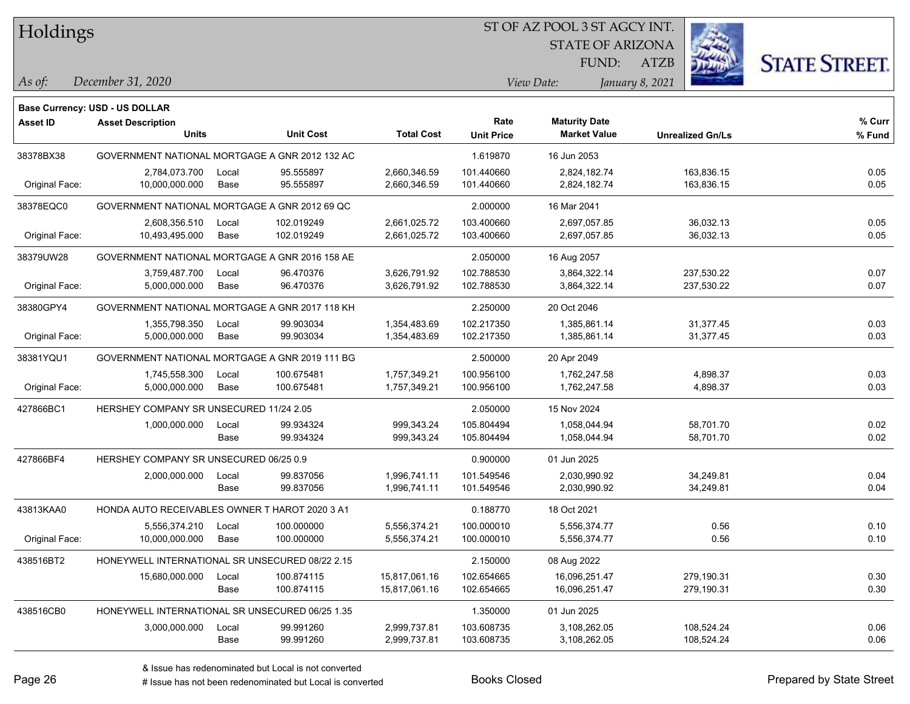# Holdings

ST OF AZ POOL 3 ST AGCY INT.
STATE OF ARIZONA
FUND: ATZB

*As of:* *December 31, 2020*
*View Date:* *January 8, 2021*

**Base Currency: USD - US DOLLAR**

| Asset ID | Asset Description / Units | | Unit Cost | Total Cost | Rate / Unit Price | Maturity Date / Market Value | Unrealized Gn/Ls | % Curr / % Fund |
|---|---|---|---|---|---|---|---|---|
| 38378BX38 | GOVERNMENT NATIONAL MORTGAGE A GNR 2012 132 AC | | | | 1.619870 | 16 Jun 2053 | | |
| | 2,784,073.700 | Local | 95.555897 | 2,660,346.59 | 101.440660 | 2,824,182.74 | 163,836.15 | 0.05 |
| Original Face: | 10,000,000.000 | Base | 95.555897 | 2,660,346.59 | 101.440660 | 2,824,182.74 | 163,836.15 | 0.05 |
| 38378EQC0 | GOVERNMENT NATIONAL MORTGAGE A GNR 2012 69 QC | | | | 2.000000 | 16 Mar 2041 | | |
| | 2,608,356.510 | Local | 102.019249 | 2,661,025.72 | 103.400660 | 2,697,057.85 | 36,032.13 | 0.05 |
| Original Face: | 10,493,495.000 | Base | 102.019249 | 2,661,025.72 | 103.400660 | 2,697,057.85 | 36,032.13 | 0.05 |
| 38379UW28 | GOVERNMENT NATIONAL MORTGAGE A GNR 2016 158 AE | | | | 2.050000 | 16 Aug 2057 | | |
| | 3,759,487.700 | Local | 96.470376 | 3,626,791.92 | 102.788530 | 3,864,322.14 | 237,530.22 | 0.07 |
| Original Face: | 5,000,000.000 | Base | 96.470376 | 3,626,791.92 | 102.788530 | 3,864,322.14 | 237,530.22 | 0.07 |
| 38380GPY4 | GOVERNMENT NATIONAL MORTGAGE A GNR 2017 118 KH | | | | 2.250000 | 20 Oct 2046 | | |
| | 1,355,798.350 | Local | 99.903034 | 1,354,483.69 | 102.217350 | 1,385,861.14 | 31,377.45 | 0.03 |
| Original Face: | 5,000,000.000 | Base | 99.903034 | 1,354,483.69 | 102.217350 | 1,385,861.14 | 31,377.45 | 0.03 |
| 38381YQU1 | GOVERNMENT NATIONAL MORTGAGE A GNR 2019 111 BG | | | | 2.500000 | 20 Apr 2049 | | |
| | 1,745,558.300 | Local | 100.675481 | 1,757,349.21 | 100.956100 | 1,762,247.58 | 4,898.37 | 0.03 |
| Original Face: | 5,000,000.000 | Base | 100.675481 | 1,757,349.21 | 100.956100 | 1,762,247.58 | 4,898.37 | 0.03 |
| 427866BC1 | HERSHEY COMPANY SR UNSECURED 11/24 2.05 | | | | 2.050000 | 15 Nov 2024 | | |
| | 1,000,000.000 | Local | 99.934324 | 999,343.24 | 105.804494 | 1,058,044.94 | 58,701.70 | 0.02 |
| | | Base | 99.934324 | 999,343.24 | 105.804494 | 1,058,044.94 | 58,701.70 | 0.02 |
| 427866BF4 | HERSHEY COMPANY SR UNSECURED 06/25 0.9 | | | | 0.900000 | 01 Jun 2025 | | |
| | 2,000,000.000 | Local | 99.837056 | 1,996,741.11 | 101.549546 | 2,030,990.92 | 34,249.81 | 0.04 |
| | | Base | 99.837056 | 1,996,741.11 | 101.549546 | 2,030,990.92 | 34,249.81 | 0.04 |
| 43813KAA0 | HONDA AUTO RECEIVABLES OWNER T HAROT 2020 3 A1 | | | | 0.188770 | 18 Oct 2021 | | |
| | 5,556,374.210 | Local | 100.000000 | 5,556,374.21 | 100.000010 | 5,556,374.77 | 0.56 | 0.10 |
| Original Face: | 10,000,000.000 | Base | 100.000000 | 5,556,374.21 | 100.000010 | 5,556,374.77 | 0.56 | 0.10 |
| 438516BT2 | HONEYWELL INTERNATIONAL SR UNSECURED 08/22 2.15 | | | | 2.150000 | 08 Aug 2022 | | |
| | 15,680,000.000 | Local | 100.874115 | 15,817,061.16 | 102.654665 | 16,096,251.47 | 279,190.31 | 0.30 |
| | | Base | 100.874115 | 15,817,061.16 | 102.654665 | 16,096,251.47 | 279,190.31 | 0.30 |
| 438516CB0 | HONEYWELL INTERNATIONAL SR UNSECURED 06/25 1.35 | | | | 1.350000 | 01 Jun 2025 | | |
| | 3,000,000.000 | Local | 99.991260 | 2,999,737.81 | 103.608735 | 3,108,262.05 | 108,524.24 | 0.06 |
| | | Base | 99.991260 | 2,999,737.81 | 103.608735 | 3,108,262.05 | 108,524.24 | 0.06 |

& Issue has redenominated but Local is not converted
# Issue has not been redenominated but Local is converted

Books Closed

Prepared by State Street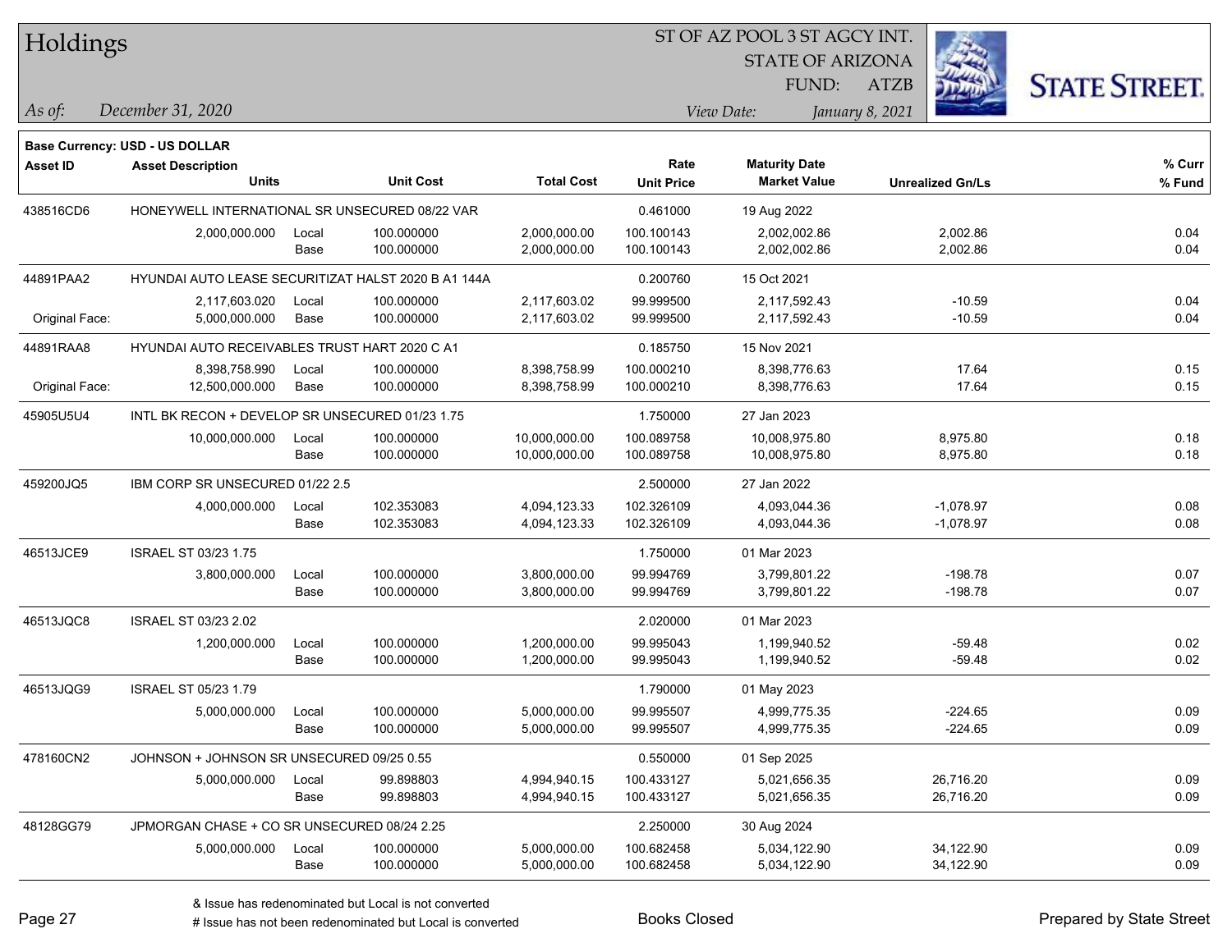# Holdings

ST OF AZ POOL 3 ST AGCY INT.
STATE OF ARIZONA
FUND: ATZB

*As of:* *December 31, 2020*
*View Date:* *January 8, 2021*

**Base Currency: USD - US DOLLAR**

| Asset ID | Asset Description / Units | | Unit Cost | Total Cost | Rate / Unit Price | Maturity Date / Market Value | Unrealized Gn/Ls | % Curr / % Fund |
|---|---|---|---|---|---|---|---|---|
| 438516CD6 | HONEYWELL INTERNATIONAL SR UNSECURED 08/22 VAR | | | | 0.461000 | 19 Aug 2022 | | |
| | 2,000,000.000 | Local | 100.000000 | 2,000,000.00 | 100.100143 | 2,002,002.86 | 2,002.86 | 0.04 |
| | | Base | 100.000000 | 2,000,000.00 | 100.100143 | 2,002,002.86 | 2,002.86 | 0.04 |
| 44891PAA2 | HYUNDAI AUTO LEASE SECURITIZAT HALST 2020 B A1 144A | | | | 0.200760 | 15 Oct 2021 | | |
| | 2,117,603.020 | Local | 100.000000 | 2,117,603.02 | 99.999500 | 2,117,592.43 | -10.59 | 0.04 |
| Original Face: | 5,000,000.000 | Base | 100.000000 | 2,117,603.02 | 99.999500 | 2,117,592.43 | -10.59 | 0.04 |
| 44891RAA8 | HYUNDAI AUTO RECEIVABLES TRUST HART 2020 C A1 | | | | 0.185750 | 15 Nov 2021 | | |
| | 8,398,758.990 | Local | 100.000000 | 8,398,758.99 | 100.000210 | 8,398,776.63 | 17.64 | 0.15 |
| Original Face: | 12,500,000.000 | Base | 100.000000 | 8,398,758.99 | 100.000210 | 8,398,776.63 | 17.64 | 0.15 |
| 45905U5U4 | INTL BK RECON + DEVELOP SR UNSECURED 01/23 1.75 | | | | 1.750000 | 27 Jan 2023 | | |
| | 10,000,000.000 | Local | 100.000000 | 10,000,000.00 | 100.089758 | 10,008,975.80 | 8,975.80 | 0.18 |
| | | Base | 100.000000 | 10,000,000.00 | 100.089758 | 10,008,975.80 | 8,975.80 | 0.18 |
| 459200JQ5 | IBM CORP SR UNSECURED 01/22 2.5 | | | | 2.500000 | 27 Jan 2022 | | |
| | 4,000,000.000 | Local | 102.353083 | 4,094,123.33 | 102.326109 | 4,093,044.36 | -1,078.97 | 0.08 |
| | | Base | 102.353083 | 4,094,123.33 | 102.326109 | 4,093,044.36 | -1,078.97 | 0.08 |
| 46513JCE9 | ISRAEL ST 03/23 1.75 | | | | 1.750000 | 01 Mar 2023 | | |
| | 3,800,000.000 | Local | 100.000000 | 3,800,000.00 | 99.994769 | 3,799,801.22 | -198.78 | 0.07 |
| | | Base | 100.000000 | 3,800,000.00 | 99.994769 | 3,799,801.22 | -198.78 | 0.07 |
| 46513JQC8 | ISRAEL ST 03/23 2.02 | | | | 2.020000 | 01 Mar 2023 | | |
| | 1,200,000.000 | Local | 100.000000 | 1,200,000.00 | 99.995043 | 1,199,940.52 | -59.48 | 0.02 |
| | | Base | 100.000000 | 1,200,000.00 | 99.995043 | 1,199,940.52 | -59.48 | 0.02 |
| 46513JQG9 | ISRAEL ST 05/23 1.79 | | | | 1.790000 | 01 May 2023 | | |
| | 5,000,000.000 | Local | 100.000000 | 5,000,000.00 | 99.995507 | 4,999,775.35 | -224.65 | 0.09 |
| | | Base | 100.000000 | 5,000,000.00 | 99.995507 | 4,999,775.35 | -224.65 | 0.09 |
| 478160CN2 | JOHNSON + JOHNSON SR UNSECURED 09/25 0.55 | | | | 0.550000 | 01 Sep 2025 | | |
| | 5,000,000.000 | Local | 99.898803 | 4,994,940.15 | 100.433127 | 5,021,656.35 | 26,716.20 | 0.09 |
| | | Base | 99.898803 | 4,994,940.15 | 100.433127 | 5,021,656.35 | 26,716.20 | 0.09 |
| 48128GG79 | JPMORGAN CHASE + CO SR UNSECURED 08/24 2.25 | | | | 2.250000 | 30 Aug 2024 | | |
| | 5,000,000.000 | Local | 100.000000 | 5,000,000.00 | 100.682458 | 5,034,122.90 | 34,122.90 | 0.09 |
| | | Base | 100.000000 | 5,000,000.00 | 100.682458 | 5,034,122.90 | 34,122.90 | 0.09 |

& Issue has redenominated but Local is not converted
# Issue has not been redenominated but Local is converted

Books Closed

Prepared by State Street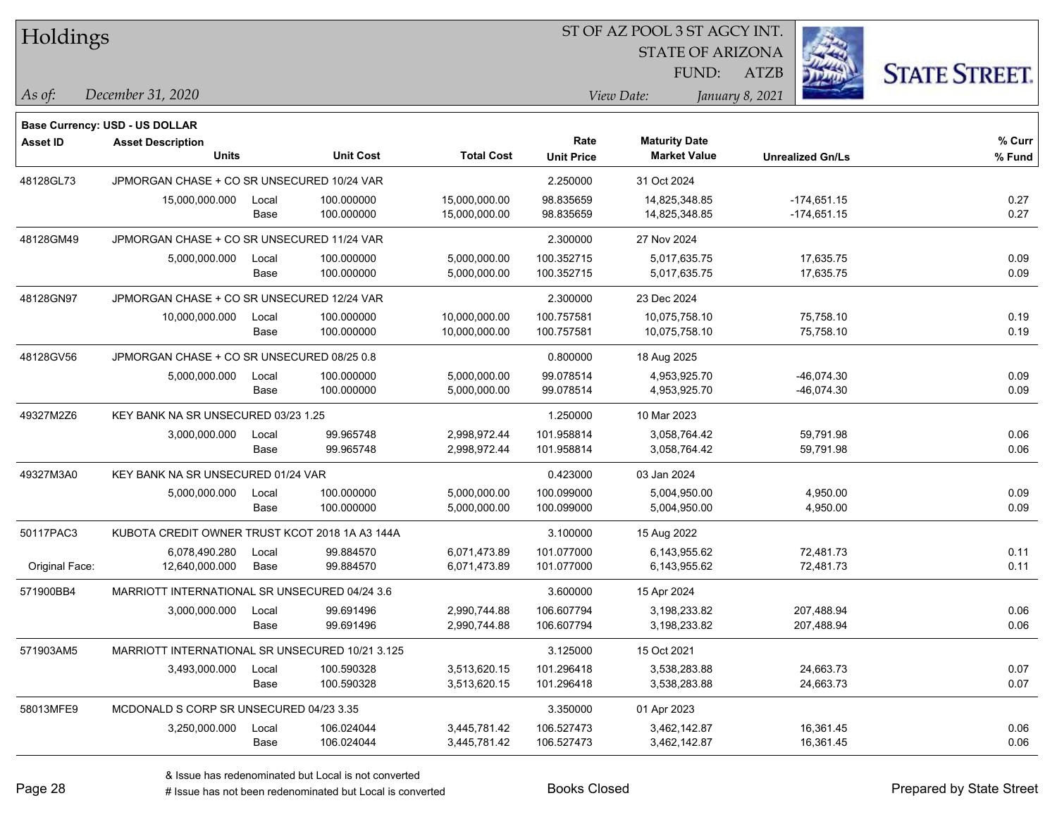# Holdings

ST OF AZ POOL 3 ST AGCY INT.
STATE OF ARIZONA
FUND: ATZB

*As of:* *December 31, 2020*
*View Date:* *January 8, 2021*

**Base Currency: USD - US DOLLAR**

| Asset ID | Asset Description / Units | | Unit Cost | Total Cost | Rate / Unit Price | Maturity Date / Market Value | Unrealized Gn/Ls | % Curr / % Fund |
|---|---|---|---|---|---|---|---|---|
| 48128GL73 | JPMORGAN CHASE + CO SR UNSECURED 10/24 VAR | | | | 2.250000 | 31 Oct 2024 | | |
| | 15,000,000.000 | Local | 100.000000 | 15,000,000.00 | 98.835659 | 14,825,348.85 | -174,651.15 | 0.27 |
| | | Base | 100.000000 | 15,000,000.00 | 98.835659 | 14,825,348.85 | -174,651.15 | 0.27 |
| 48128GM49 | JPMORGAN CHASE + CO SR UNSECURED 11/24 VAR | | | | 2.300000 | 27 Nov 2024 | | |
| | 5,000,000.000 | Local | 100.000000 | 5,000,000.00 | 100.352715 | 5,017,635.75 | 17,635.75 | 0.09 |
| | | Base | 100.000000 | 5,000,000.00 | 100.352715 | 5,017,635.75 | 17,635.75 | 0.09 |
| 48128GN97 | JPMORGAN CHASE + CO SR UNSECURED 12/24 VAR | | | | 2.300000 | 23 Dec 2024 | | |
| | 10,000,000.000 | Local | 100.000000 | 10,000,000.00 | 100.757581 | 10,075,758.10 | 75,758.10 | 0.19 |
| | | Base | 100.000000 | 10,000,000.00 | 100.757581 | 10,075,758.10 | 75,758.10 | 0.19 |
| 48128GV56 | JPMORGAN CHASE + CO SR UNSECURED 08/25 0.8 | | | | 0.800000 | 18 Aug 2025 | | |
| | 5,000,000.000 | Local | 100.000000 | 5,000,000.00 | 99.078514 | 4,953,925.70 | -46,074.30 | 0.09 |
| | | Base | 100.000000 | 5,000,000.00 | 99.078514 | 4,953,925.70 | -46,074.30 | 0.09 |
| 49327M2Z6 | KEY BANK NA SR UNSECURED 03/23 1.25 | | | | 1.250000 | 10 Mar 2023 | | |
| | 3,000,000.000 | Local | 99.965748 | 2,998,972.44 | 101.958814 | 3,058,764.42 | 59,791.98 | 0.06 |
| | | Base | 99.965748 | 2,998,972.44 | 101.958814 | 3,058,764.42 | 59,791.98 | 0.06 |
| 49327M3A0 | KEY BANK NA SR UNSECURED 01/24 VAR | | | | 0.423000 | 03 Jan 2024 | | |
| | 5,000,000.000 | Local | 100.000000 | 5,000,000.00 | 100.099000 | 5,004,950.00 | 4,950.00 | 0.09 |
| | | Base | 100.000000 | 5,000,000.00 | 100.099000 | 5,004,950.00 | 4,950.00 | 0.09 |
| 50117PAC3 | KUBOTA CREDIT OWNER TRUST KCOT 2018 1A A3 144A | | | | 3.100000 | 15 Aug 2022 | | |
| | 6,078,490.280 | Local | 99.884570 | 6,071,473.89 | 101.077000 | 6,143,955.62 | 72,481.73 | 0.11 |
| Original Face: | 12,640,000.000 | Base | 99.884570 | 6,071,473.89 | 101.077000 | 6,143,955.62 | 72,481.73 | 0.11 |
| 571900BB4 | MARRIOTT INTERNATIONAL SR UNSECURED 04/24 3.6 | | | | 3.600000 | 15 Apr 2024 | | |
| | 3,000,000.000 | Local | 99.691496 | 2,990,744.88 | 106.607794 | 3,198,233.82 | 207,488.94 | 0.06 |
| | | Base | 99.691496 | 2,990,744.88 | 106.607794 | 3,198,233.82 | 207,488.94 | 0.06 |
| 571903AM5 | MARRIOTT INTERNATIONAL SR UNSECURED 10/21 3.125 | | | | 3.125000 | 15 Oct 2021 | | |
| | 3,493,000.000 | Local | 100.590328 | 3,513,620.15 | 101.296418 | 3,538,283.88 | 24,663.73 | 0.07 |
| | | Base | 100.590328 | 3,513,620.15 | 101.296418 | 3,538,283.88 | 24,663.73 | 0.07 |
| 58013MFE9 | MCDONALD S CORP SR UNSECURED 04/23 3.35 | | | | 3.350000 | 01 Apr 2023 | | |
| | 3,250,000.000 | Local | 106.024044 | 3,445,781.42 | 106.527473 | 3,462,142.87 | 16,361.45 | 0.06 |
| | | Base | 106.024044 | 3,445,781.42 | 106.527473 | 3,462,142.87 | 16,361.45 | 0.06 |

& Issue has redenominated but Local is not converted
# Issue has not been redenominated but Local is converted

Books Closed

Prepared by State Street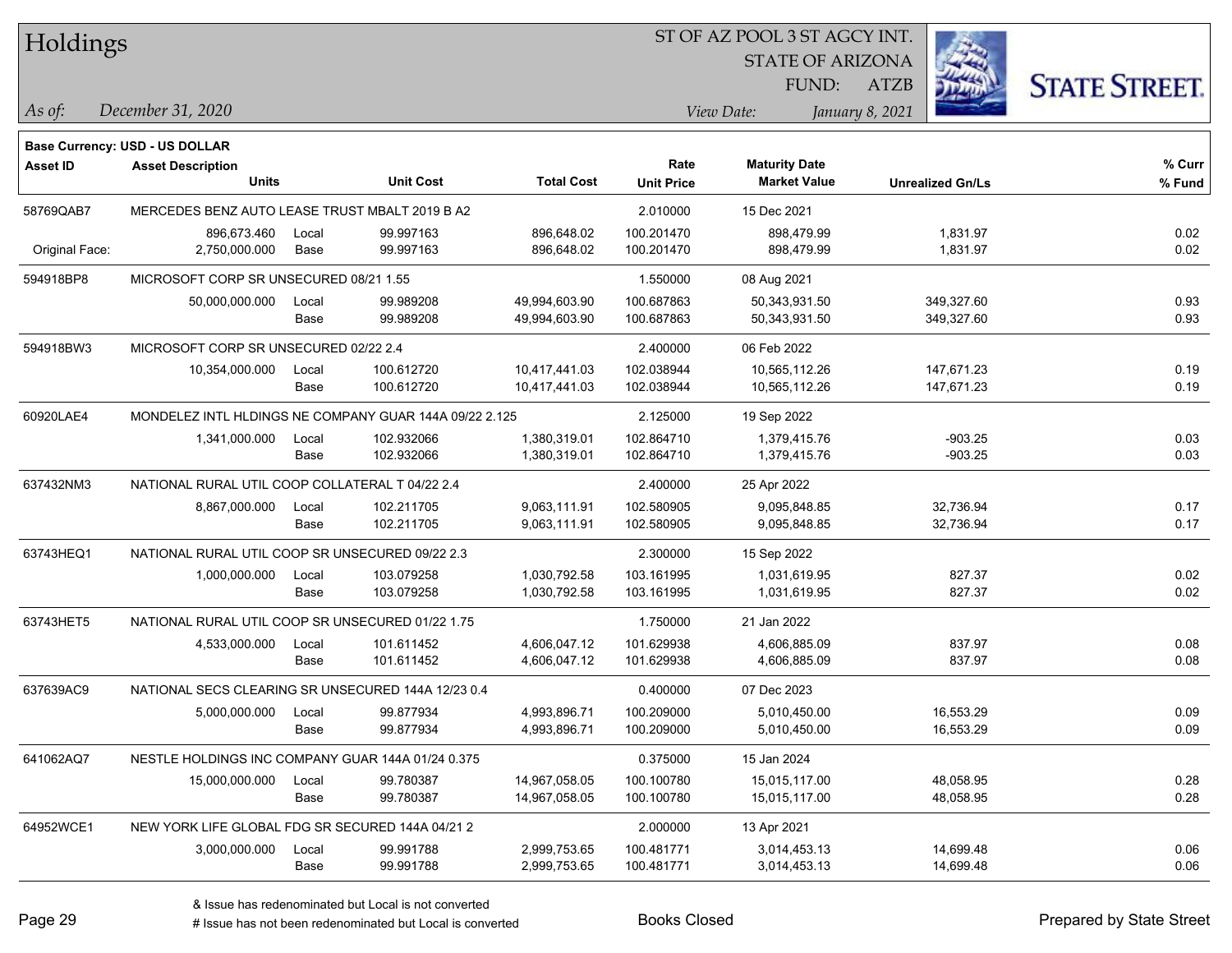# Holdings

ST OF AZ POOL 3 ST AGCY INT.
STATE OF ARIZONA
FUND: ATZB

*As of:* December 31, 2020

*View Date:* January 8, 2021

**Base Currency: USD - US DOLLAR**

| Asset ID | Asset Description / Units | | Unit Cost | Total Cost | Rate / Unit Price | Maturity Date / Market Value | Unrealized Gn/Ls | % Curr / % Fund |
|---|---|---|---|---|---|---|---|---|
| 58769QAB7 | MERCEDES BENZ AUTO LEASE TRUST MBALT 2019 B A2 | | | | 2.010000 | 15 Dec 2021 | | |
| | 896,673.460 | Local | 99.997163 | 896,648.02 | 100.201470 | 898,479.99 | 1,831.97 | 0.02 |
| Original Face: | 2,750,000.000 | Base | 99.997163 | 896,648.02 | 100.201470 | 898,479.99 | 1,831.97 | 0.02 |
| 594918BP8 | MICROSOFT CORP SR UNSECURED 08/21 1.55 | | | | 1.550000 | 08 Aug 2021 | | |
| | 50,000,000.000 | Local | 99.989208 | 49,994,603.90 | 100.687863 | 50,343,931.50 | 349,327.60 | 0.93 |
| | | Base | 99.989208 | 49,994,603.90 | 100.687863 | 50,343,931.50 | 349,327.60 | 0.93 |
| 594918BW3 | MICROSOFT CORP SR UNSECURED 02/22 2.4 | | | | 2.400000 | 06 Feb 2022 | | |
| | 10,354,000.000 | Local | 100.612720 | 10,417,441.03 | 102.038944 | 10,565,112.26 | 147,671.23 | 0.19 |
| | | Base | 100.612720 | 10,417,441.03 | 102.038944 | 10,565,112.26 | 147,671.23 | 0.19 |
| 60920LAE4 | MONDELEZ INTL HLDINGS NE COMPANY GUAR 144A 09/22 2.125 | | | | 2.125000 | 19 Sep 2022 | | |
| | 1,341,000.000 | Local | 102.932066 | 1,380,319.01 | 102.864710 | 1,379,415.76 | -903.25 | 0.03 |
| | | Base | 102.932066 | 1,380,319.01 | 102.864710 | 1,379,415.76 | -903.25 | 0.03 |
| 637432NM3 | NATIONAL RURAL UTIL COOP COLLATERAL T 04/22 2.4 | | | | 2.400000 | 25 Apr 2022 | | |
| | 8,867,000.000 | Local | 102.211705 | 9,063,111.91 | 102.580905 | 9,095,848.85 | 32,736.94 | 0.17 |
| | | Base | 102.211705 | 9,063,111.91 | 102.580905 | 9,095,848.85 | 32,736.94 | 0.17 |
| 63743HEQ1 | NATIONAL RURAL UTIL COOP SR UNSECURED 09/22 2.3 | | | | 2.300000 | 15 Sep 2022 | | |
| | 1,000,000.000 | Local | 103.079258 | 1,030,792.58 | 103.161995 | 1,031,619.95 | 827.37 | 0.02 |
| | | Base | 103.079258 | 1,030,792.58 | 103.161995 | 1,031,619.95 | 827.37 | 0.02 |
| 63743HET5 | NATIONAL RURAL UTIL COOP SR UNSECURED 01/22 1.75 | | | | 1.750000 | 21 Jan 2022 | | |
| | 4,533,000.000 | Local | 101.611452 | 4,606,047.12 | 101.629938 | 4,606,885.09 | 837.97 | 0.08 |
| | | Base | 101.611452 | 4,606,047.12 | 101.629938 | 4,606,885.09 | 837.97 | 0.08 |
| 637639AC9 | NATIONAL SECS CLEARING SR UNSECURED 144A 12/23 0.4 | | | | 0.400000 | 07 Dec 2023 | | |
| | 5,000,000.000 | Local | 99.877934 | 4,993,896.71 | 100.209000 | 5,010,450.00 | 16,553.29 | 0.09 |
| | | Base | 99.877934 | 4,993,896.71 | 100.209000 | 5,010,450.00 | 16,553.29 | 0.09 |
| 641062AQ7 | NESTLE HOLDINGS INC COMPANY GUAR 144A 01/24 0.375 | | | | 0.375000 | 15 Jan 2024 | | |
| | 15,000,000.000 | Local | 99.780387 | 14,967,058.05 | 100.100780 | 15,015,117.00 | 48,058.95 | 0.28 |
| | | Base | 99.780387 | 14,967,058.05 | 100.100780 | 15,015,117.00 | 48,058.95 | 0.28 |
| 64952WCE1 | NEW YORK LIFE GLOBAL FDG SR SECURED 144A 04/21 2 | | | | 2.000000 | 13 Apr 2021 | | |
| | 3,000,000.000 | Local | 99.991788 | 2,999,753.65 | 100.481771 | 3,014,453.13 | 14,699.48 | 0.06 |
| | | Base | 99.991788 | 2,999,753.65 | 100.481771 | 3,014,453.13 | 14,699.48 | 0.06 |

& Issue has redenominated but Local is not converted
# Issue has not been redenominated but Local is converted

Books Closed

Prepared by State Street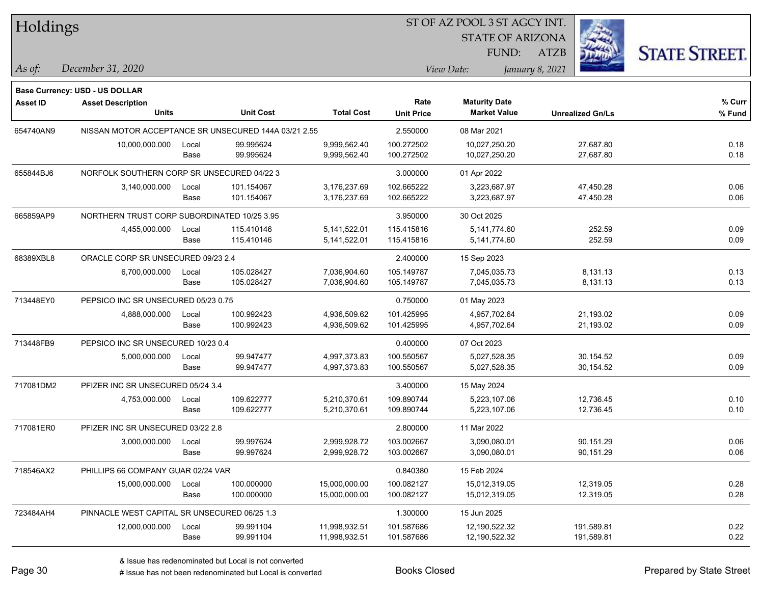# Holdings

ST OF AZ POOL 3 ST AGCY INT.
STATE OF ARIZONA
FUND: ATZB

*As of:* *December 31, 2020*
*View Date:* *January 8, 2021*

**Base Currency: USD - US DOLLAR**

| Asset ID | Asset Description / Units | | Unit Cost | Total Cost | Rate / Unit Price | Maturity Date / Market Value | Unrealized Gn/Ls | % Curr / % Fund |
|---|---|---|---|---|---|---|---|---|
| 654740AN9 | NISSAN MOTOR ACCEPTANCE SR UNSECURED 144A 03/21 2.55 | | | | 2.550000 | 08 Mar 2021 | | |
| | 10,000,000.000 | Local | 99.995624 | 9,999,562.40 | 100.272502 | 10,027,250.20 | 27,687.80 | 0.18 |
| | | Base | 99.995624 | 9,999,562.40 | 100.272502 | 10,027,250.20 | 27,687.80 | 0.18 |
| 655844BJ6 | NORFOLK SOUTHERN CORP SR UNSECURED 04/22 3 | | | | 3.000000 | 01 Apr 2022 | | |
| | 3,140,000.000 | Local | 101.154067 | 3,176,237.69 | 102.665222 | 3,223,687.97 | 47,450.28 | 0.06 |
| | | Base | 101.154067 | 3,176,237.69 | 102.665222 | 3,223,687.97 | 47,450.28 | 0.06 |
| 665859AP9 | NORTHERN TRUST CORP SUBORDINATED 10/25 3.95 | | | | 3.950000 | 30 Oct 2025 | | |
| | 4,455,000.000 | Local | 115.410146 | 5,141,522.01 | 115.415816 | 5,141,774.60 | 252.59 | 0.09 |
| | | Base | 115.410146 | 5,141,522.01 | 115.415816 | 5,141,774.60 | 252.59 | 0.09 |
| 68389XBL8 | ORACLE CORP SR UNSECURED 09/23 2.4 | | | | 2.400000 | 15 Sep 2023 | | |
| | 6,700,000.000 | Local | 105.028427 | 7,036,904.60 | 105.149787 | 7,045,035.73 | 8,131.13 | 0.13 |
| | | Base | 105.028427 | 7,036,904.60 | 105.149787 | 7,045,035.73 | 8,131.13 | 0.13 |
| 713448EY0 | PEPSICO INC SR UNSECURED 05/23 0.75 | | | | 0.750000 | 01 May 2023 | | |
| | 4,888,000.000 | Local | 100.992423 | 4,936,509.62 | 101.425995 | 4,957,702.64 | 21,193.02 | 0.09 |
| | | Base | 100.992423 | 4,936,509.62 | 101.425995 | 4,957,702.64 | 21,193.02 | 0.09 |
| 713448FB9 | PEPSICO INC SR UNSECURED 10/23 0.4 | | | | 0.400000 | 07 Oct 2023 | | |
| | 5,000,000.000 | Local | 99.947477 | 4,997,373.83 | 100.550567 | 5,027,528.35 | 30,154.52 | 0.09 |
| | | Base | 99.947477 | 4,997,373.83 | 100.550567 | 5,027,528.35 | 30,154.52 | 0.09 |
| 717081DM2 | PFIZER INC SR UNSECURED 05/24 3.4 | | | | 3.400000 | 15 May 2024 | | |
| | 4,753,000.000 | Local | 109.622777 | 5,210,370.61 | 109.890744 | 5,223,107.06 | 12,736.45 | 0.10 |
| | | Base | 109.622777 | 5,210,370.61 | 109.890744 | 5,223,107.06 | 12,736.45 | 0.10 |
| 717081ER0 | PFIZER INC SR UNSECURED 03/22 2.8 | | | | 2.800000 | 11 Mar 2022 | | |
| | 3,000,000.000 | Local | 99.997624 | 2,999,928.72 | 103.002667 | 3,090,080.01 | 90,151.29 | 0.06 |
| | | Base | 99.997624 | 2,999,928.72 | 103.002667 | 3,090,080.01 | 90,151.29 | 0.06 |
| 718546AX2 | PHILLIPS 66 COMPANY GUAR 02/24 VAR | | | | 0.840380 | 15 Feb 2024 | | |
| | 15,000,000.000 | Local | 100.000000 | 15,000,000.00 | 100.082127 | 15,012,319.05 | 12,319.05 | 0.28 |
| | | Base | 100.000000 | 15,000,000.00 | 100.082127 | 15,012,319.05 | 12,319.05 | 0.28 |
| 723484AH4 | PINNACLE WEST CAPITAL SR UNSECURED 06/25 1.3 | | | | 1.300000 | 15 Jun 2025 | | |
| | 12,000,000.000 | Local | 99.991104 | 11,998,932.51 | 101.587686 | 12,190,522.32 | 191,589.81 | 0.22 |
| | | Base | 99.991104 | 11,998,932.51 | 101.587686 | 12,190,522.32 | 191,589.81 | 0.22 |

& Issue has redenominated but Local is not converted
# Issue has not been redenominated but Local is converted

Books Closed

Prepared by State Street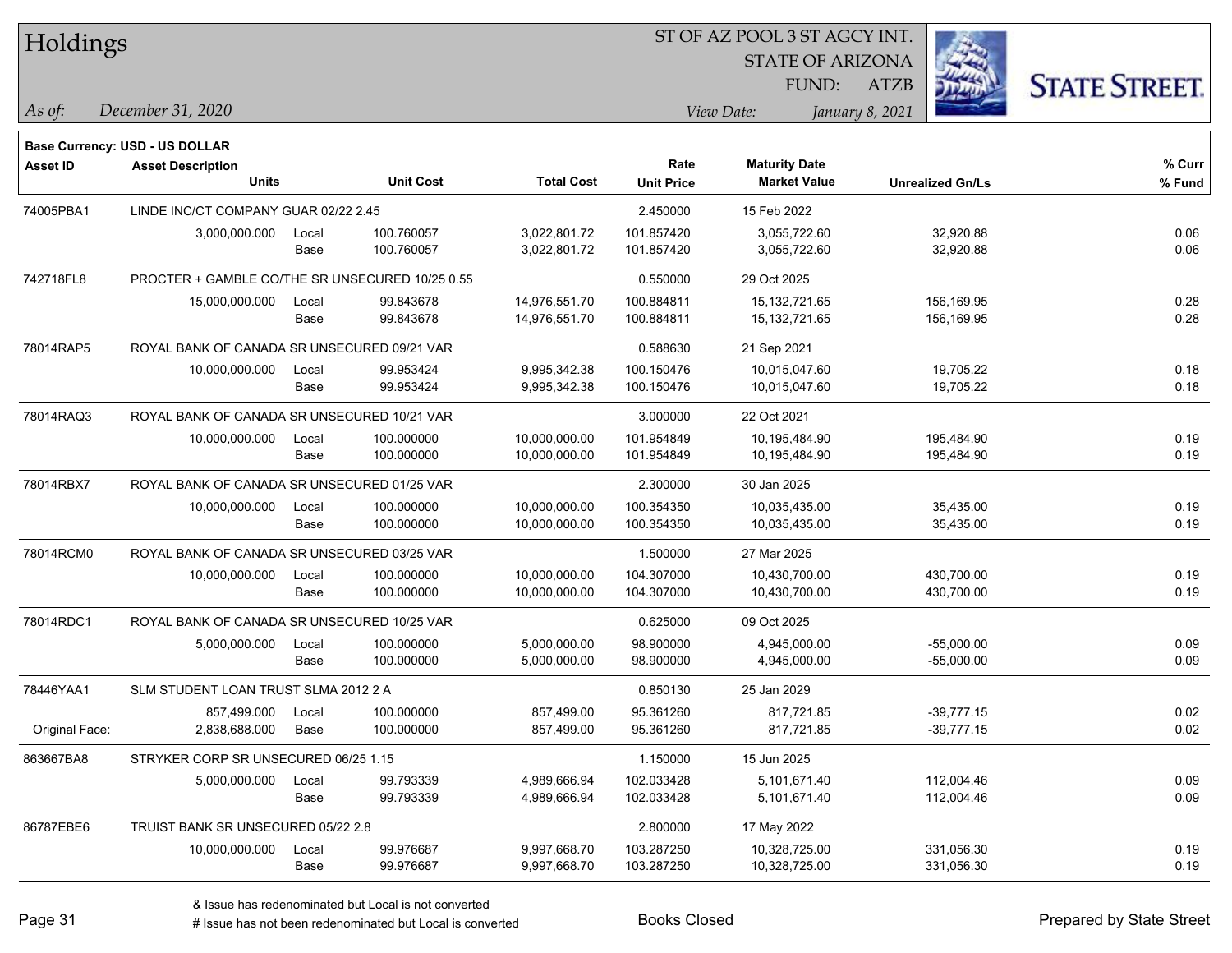# Holdings

ST OF AZ POOL 3 ST AGCY INT.
STATE OF ARIZONA
FUND: ATZB

*As of:* *December 31, 2020*
*View Date:* *January 8, 2021*

**Base Currency: USD - US DOLLAR**

| Asset ID | Asset Description / Units | | Unit Cost | Total Cost | Rate / Unit Price | Maturity Date / Market Value | Unrealized Gn/Ls | % Curr / % Fund |
|---|---|---|---|---|---|---|---|---|
| 74005PBA1 | LINDE INC/CT COMPANY GUAR 02/22 2.45 | | | | 2.450000 | 15 Feb 2022 | | |
| | 3,000,000.000 | Local | 100.760057 | 3,022,801.72 | 101.857420 | 3,055,722.60 | 32,920.88 | 0.06 |
| | | Base | 100.760057 | 3,022,801.72 | 101.857420 | 3,055,722.60 | 32,920.88 | 0.06 |
| 742718FL8 | PROCTER + GAMBLE CO/THE SR UNSECURED 10/25 0.55 | | | | 0.550000 | 29 Oct 2025 | | |
| | 15,000,000.000 | Local | 99.843678 | 14,976,551.70 | 100.884811 | 15,132,721.65 | 156,169.95 | 0.28 |
| | | Base | 99.843678 | 14,976,551.70 | 100.884811 | 15,132,721.65 | 156,169.95 | 0.28 |
| 78014RAP5 | ROYAL BANK OF CANADA SR UNSECURED 09/21 VAR | | | | 0.588630 | 21 Sep 2021 | | |
| | 10,000,000.000 | Local | 99.953424 | 9,995,342.38 | 100.150476 | 10,015,047.60 | 19,705.22 | 0.18 |
| | | Base | 99.953424 | 9,995,342.38 | 100.150476 | 10,015,047.60 | 19,705.22 | 0.18 |
| 78014RAQ3 | ROYAL BANK OF CANADA SR UNSECURED 10/21 VAR | | | | 3.000000 | 22 Oct 2021 | | |
| | 10,000,000.000 | Local | 100.000000 | 10,000,000.00 | 101.954849 | 10,195,484.90 | 195,484.90 | 0.19 |
| | | Base | 100.000000 | 10,000,000.00 | 101.954849 | 10,195,484.90 | 195,484.90 | 0.19 |
| 78014RBX7 | ROYAL BANK OF CANADA SR UNSECURED 01/25 VAR | | | | 2.300000 | 30 Jan 2025 | | |
| | 10,000,000.000 | Local | 100.000000 | 10,000,000.00 | 100.354350 | 10,035,435.00 | 35,435.00 | 0.19 |
| | | Base | 100.000000 | 10,000,000.00 | 100.354350 | 10,035,435.00 | 35,435.00 | 0.19 |
| 78014RCM0 | ROYAL BANK OF CANADA SR UNSECURED 03/25 VAR | | | | 1.500000 | 27 Mar 2025 | | |
| | 10,000,000.000 | Local | 100.000000 | 10,000,000.00 | 104.307000 | 10,430,700.00 | 430,700.00 | 0.19 |
| | | Base | 100.000000 | 10,000,000.00 | 104.307000 | 10,430,700.00 | 430,700.00 | 0.19 |
| 78014RDC1 | ROYAL BANK OF CANADA SR UNSECURED 10/25 VAR | | | | 0.625000 | 09 Oct 2025 | | |
| | 5,000,000.000 | Local | 100.000000 | 5,000,000.00 | 98.900000 | 4,945,000.00 | -55,000.00 | 0.09 |
| | | Base | 100.000000 | 5,000,000.00 | 98.900000 | 4,945,000.00 | -55,000.00 | 0.09 |
| 78446YAA1 | SLM STUDENT LOAN TRUST SLMA 2012 2 A | | | | 0.850130 | 25 Jan 2029 | | |
| | 857,499.000 | Local | 100.000000 | 857,499.00 | 95.361260 | 817,721.85 | -39,777.15 | 0.02 |
| Original Face: | 2,838,688.000 | Base | 100.000000 | 857,499.00 | 95.361260 | 817,721.85 | -39,777.15 | 0.02 |
| 863667BA8 | STRYKER CORP SR UNSECURED 06/25 1.15 | | | | 1.150000 | 15 Jun 2025 | | |
| | 5,000,000.000 | Local | 99.793339 | 4,989,666.94 | 102.033428 | 5,101,671.40 | 112,004.46 | 0.09 |
| | | Base | 99.793339 | 4,989,666.94 | 102.033428 | 5,101,671.40 | 112,004.46 | 0.09 |
| 86787EBE6 | TRUIST BANK SR UNSECURED 05/22 2.8 | | | | 2.800000 | 17 May 2022 | | |
| | 10,000,000.000 | Local | 99.976687 | 9,997,668.70 | 103.287250 | 10,328,725.00 | 331,056.30 | 0.19 |
| | | Base | 99.976687 | 9,997,668.70 | 103.287250 | 10,328,725.00 | 331,056.30 | 0.19 |

& Issue has redenominated but Local is not converted
# Issue has not been redenominated but Local is converted

Books Closed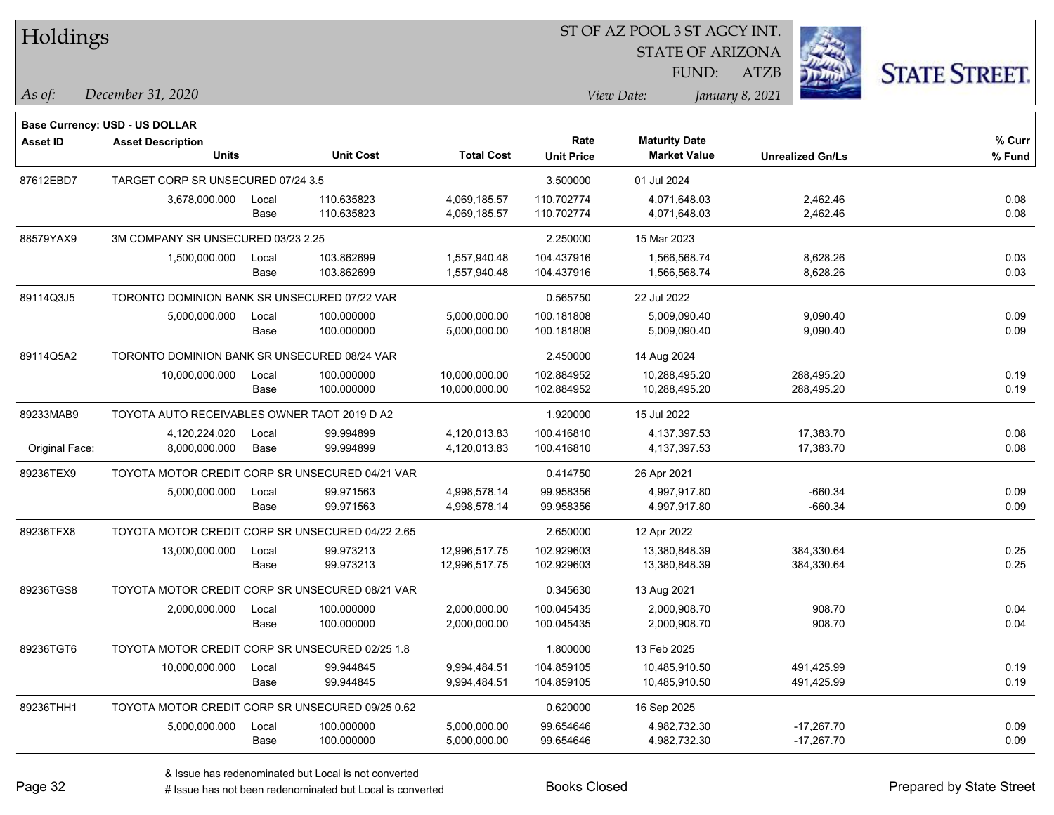# Holdings

ST OF AZ POOL 3 ST AGCY INT.
STATE OF ARIZONA
FUND: ATZB

*As of:* December 31, 2020 — *View Date:* January 8, 2021

**Base Currency: USD - US DOLLAR**

| Asset ID | Asset Description / Units | | Unit Cost | Total Cost | Rate / Unit Price | Maturity Date / Market Value | Unrealized Gn/Ls | % Curr / % Fund |
|---|---|---|---|---|---|---|---|---|
| 87612EBD7 | TARGET CORP SR UNSECURED 07/24 3.5 | | | | 3.500000 | 01 Jul 2024 | | |
| | 3,678,000.000 | Local | 110.635823 | 4,069,185.57 | 110.702774 | 4,071,648.03 | 2,462.46 | 0.08 |
| | | Base | 110.635823 | 4,069,185.57 | 110.702774 | 4,071,648.03 | 2,462.46 | 0.08 |
| 88579YAX9 | 3M COMPANY SR UNSECURED 03/23 2.25 | | | | 2.250000 | 15 Mar 2023 | | |
| | 1,500,000.000 | Local | 103.862699 | 1,557,940.48 | 104.437916 | 1,566,568.74 | 8,628.26 | 0.03 |
| | | Base | 103.862699 | 1,557,940.48 | 104.437916 | 1,566,568.74 | 8,628.26 | 0.03 |
| 89114Q3J5 | TORONTO DOMINION BANK SR UNSECURED 07/22 VAR | | | | 0.565750 | 22 Jul 2022 | | |
| | 5,000,000.000 | Local | 100.000000 | 5,000,000.00 | 100.181808 | 5,009,090.40 | 9,090.40 | 0.09 |
| | | Base | 100.000000 | 5,000,000.00 | 100.181808 | 5,009,090.40 | 9,090.40 | 0.09 |
| 89114Q5A2 | TORONTO DOMINION BANK SR UNSECURED 08/24 VAR | | | | 2.450000 | 14 Aug 2024 | | |
| | 10,000,000.000 | Local | 100.000000 | 10,000,000.00 | 102.884952 | 10,288,495.20 | 288,495.20 | 0.19 |
| | | Base | 100.000000 | 10,000,000.00 | 102.884952 | 10,288,495.20 | 288,495.20 | 0.19 |
| 89233MAB9 | TOYOTA AUTO RECEIVABLES OWNER TAOT 2019 D A2 | | | | 1.920000 | 15 Jul 2022 | | |
| | 4,120,224.020 | Local | 99.994899 | 4,120,013.83 | 100.416810 | 4,137,397.53 | 17,383.70 | 0.08 |
| Original Face: | 8,000,000.000 | Base | 99.994899 | 4,120,013.83 | 100.416810 | 4,137,397.53 | 17,383.70 | 0.08 |
| 89236TEX9 | TOYOTA MOTOR CREDIT CORP SR UNSECURED 04/21 VAR | | | | 0.414750 | 26 Apr 2021 | | |
| | 5,000,000.000 | Local | 99.971563 | 4,998,578.14 | 99.958356 | 4,997,917.80 | -660.34 | 0.09 |
| | | Base | 99.971563 | 4,998,578.14 | 99.958356 | 4,997,917.80 | -660.34 | 0.09 |
| 89236TFX8 | TOYOTA MOTOR CREDIT CORP SR UNSECURED 04/22 2.65 | | | | 2.650000 | 12 Apr 2022 | | |
| | 13,000,000.000 | Local | 99.973213 | 12,996,517.75 | 102.929603 | 13,380,848.39 | 384,330.64 | 0.25 |
| | | Base | 99.973213 | 12,996,517.75 | 102.929603 | 13,380,848.39 | 384,330.64 | 0.25 |
| 89236TGS8 | TOYOTA MOTOR CREDIT CORP SR UNSECURED 08/21 VAR | | | | 0.345630 | 13 Aug 2021 | | |
| | 2,000,000.000 | Local | 100.000000 | 2,000,000.00 | 100.045435 | 2,000,908.70 | 908.70 | 0.04 |
| | | Base | 100.000000 | 2,000,000.00 | 100.045435 | 2,000,908.70 | 908.70 | 0.04 |
| 89236TGT6 | TOYOTA MOTOR CREDIT CORP SR UNSECURED 02/25 1.8 | | | | 1.800000 | 13 Feb 2025 | | |
| | 10,000,000.000 | Local | 99.944845 | 9,994,484.51 | 104.859105 | 10,485,910.50 | 491,425.99 | 0.19 |
| | | Base | 99.944845 | 9,994,484.51 | 104.859105 | 10,485,910.50 | 491,425.99 | 0.19 |
| 89236THH1 | TOYOTA MOTOR CREDIT CORP SR UNSECURED 09/25 0.62 | | | | 0.620000 | 16 Sep 2025 | | |
| | 5,000,000.000 | Local | 100.000000 | 5,000,000.00 | 99.654646 | 4,982,732.30 | -17,267.70 | 0.09 |
| | | Base | 100.000000 | 5,000,000.00 | 99.654646 | 4,982,732.30 | -17,267.70 | 0.09 |

& Issue has redenominated but Local is not converted
# Issue has not been redenominated but Local is converted

Books Closed

Prepared by State Street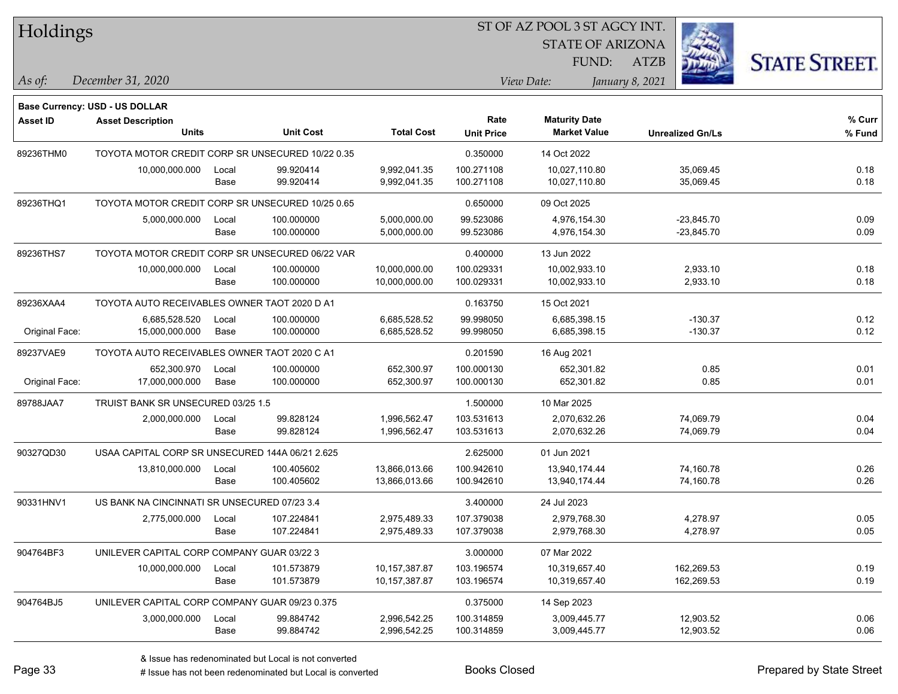# Holdings

ST OF AZ POOL 3 ST AGCY INT.
STATE OF ARIZONA
FUND: ATZB

*As of:* *December 31, 2020*
*View Date:* *January 8, 2021*

**Base Currency: USD - US DOLLAR**

| Asset ID | Asset Description / Units | | Unit Cost | Total Cost | Rate / Unit Price | Maturity Date / Market Value | Unrealized Gn/Ls | % Curr / % Fund |
|---|---|---|---|---|---|---|---|---|
| 89236THM0 | TOYOTA MOTOR CREDIT CORP SR UNSECURED 10/22 0.35 | | | | 0.350000 | 14 Oct 2022 | | |
| | 10,000,000.000 | Local | 99.920414 | 9,992,041.35 | 100.271108 | 10,027,110.80 | 35,069.45 | 0.18 |
| | | Base | 99.920414 | 9,992,041.35 | 100.271108 | 10,027,110.80 | 35,069.45 | 0.18 |
| 89236THQ1 | TOYOTA MOTOR CREDIT CORP SR UNSECURED 10/25 0.65 | | | | 0.650000 | 09 Oct 2025 | | |
| | 5,000,000.000 | Local | 100.000000 | 5,000,000.00 | 99.523086 | 4,976,154.30 | -23,845.70 | 0.09 |
| | | Base | 100.000000 | 5,000,000.00 | 99.523086 | 4,976,154.30 | -23,845.70 | 0.09 |
| 89236THS7 | TOYOTA MOTOR CREDIT CORP SR UNSECURED 06/22 VAR | | | | 0.400000 | 13 Jun 2022 | | |
| | 10,000,000.000 | Local | 100.000000 | 10,000,000.00 | 100.029331 | 10,002,933.10 | 2,933.10 | 0.18 |
| | | Base | 100.000000 | 10,000,000.00 | 100.029331 | 10,002,933.10 | 2,933.10 | 0.18 |
| 89236XAA4 | TOYOTA AUTO RECEIVABLES OWNER TAOT 2020 D A1 | | | | 0.163750 | 15 Oct 2021 | | |
| | 6,685,528.520 | Local | 100.000000 | 6,685,528.52 | 99.998050 | 6,685,398.15 | -130.37 | 0.12 |
| Original Face: | 15,000,000.000 | Base | 100.000000 | 6,685,528.52 | 99.998050 | 6,685,398.15 | -130.37 | 0.12 |
| 89237VAE9 | TOYOTA AUTO RECEIVABLES OWNER TAOT 2020 C A1 | | | | 0.201590 | 16 Aug 2021 | | |
| | 652,300.970 | Local | 100.000000 | 652,300.97 | 100.000130 | 652,301.82 | 0.85 | 0.01 |
| Original Face: | 17,000,000.000 | Base | 100.000000 | 652,300.97 | 100.000130 | 652,301.82 | 0.85 | 0.01 |
| 89788JAA7 | TRUIST BANK SR UNSECURED 03/25 1.5 | | | | 1.500000 | 10 Mar 2025 | | |
| | 2,000,000.000 | Local | 99.828124 | 1,996,562.47 | 103.531613 | 2,070,632.26 | 74,069.79 | 0.04 |
| | | Base | 99.828124 | 1,996,562.47 | 103.531613 | 2,070,632.26 | 74,069.79 | 0.04 |
| 90327QD30 | USAA CAPITAL CORP SR UNSECURED 144A 06/21 2.625 | | | | 2.625000 | 01 Jun 2021 | | |
| | 13,810,000.000 | Local | 100.405602 | 13,866,013.66 | 100.942610 | 13,940,174.44 | 74,160.78 | 0.26 |
| | | Base | 100.405602 | 13,866,013.66 | 100.942610 | 13,940,174.44 | 74,160.78 | 0.26 |
| 90331HNV1 | US BANK NA CINCINNATI SR UNSECURED 07/23 3.4 | | | | 3.400000 | 24 Jul 2023 | | |
| | 2,775,000.000 | Local | 107.224841 | 2,975,489.33 | 107.379038 | 2,979,768.30 | 4,278.97 | 0.05 |
| | | Base | 107.224841 | 2,975,489.33 | 107.379038 | 2,979,768.30 | 4,278.97 | 0.05 |
| 904764BF3 | UNILEVER CAPITAL CORP COMPANY GUAR 03/22 3 | | | | 3.000000 | 07 Mar 2022 | | |
| | 10,000,000.000 | Local | 101.573879 | 10,157,387.87 | 103.196574 | 10,319,657.40 | 162,269.53 | 0.19 |
| | | Base | 101.573879 | 10,157,387.87 | 103.196574 | 10,319,657.40 | 162,269.53 | 0.19 |
| 904764BJ5 | UNILEVER CAPITAL CORP COMPANY GUAR 09/23 0.375 | | | | 0.375000 | 14 Sep 2023 | | |
| | 3,000,000.000 | Local | 99.884742 | 2,996,542.25 | 100.314859 | 3,009,445.77 | 12,903.52 | 0.06 |
| | | Base | 99.884742 | 2,996,542.25 | 100.314859 | 3,009,445.77 | 12,903.52 | 0.06 |

& Issue has redenominated but Local is not converted
# Issue has not been redenominated but Local is converted

Books Closed

Prepared by State Street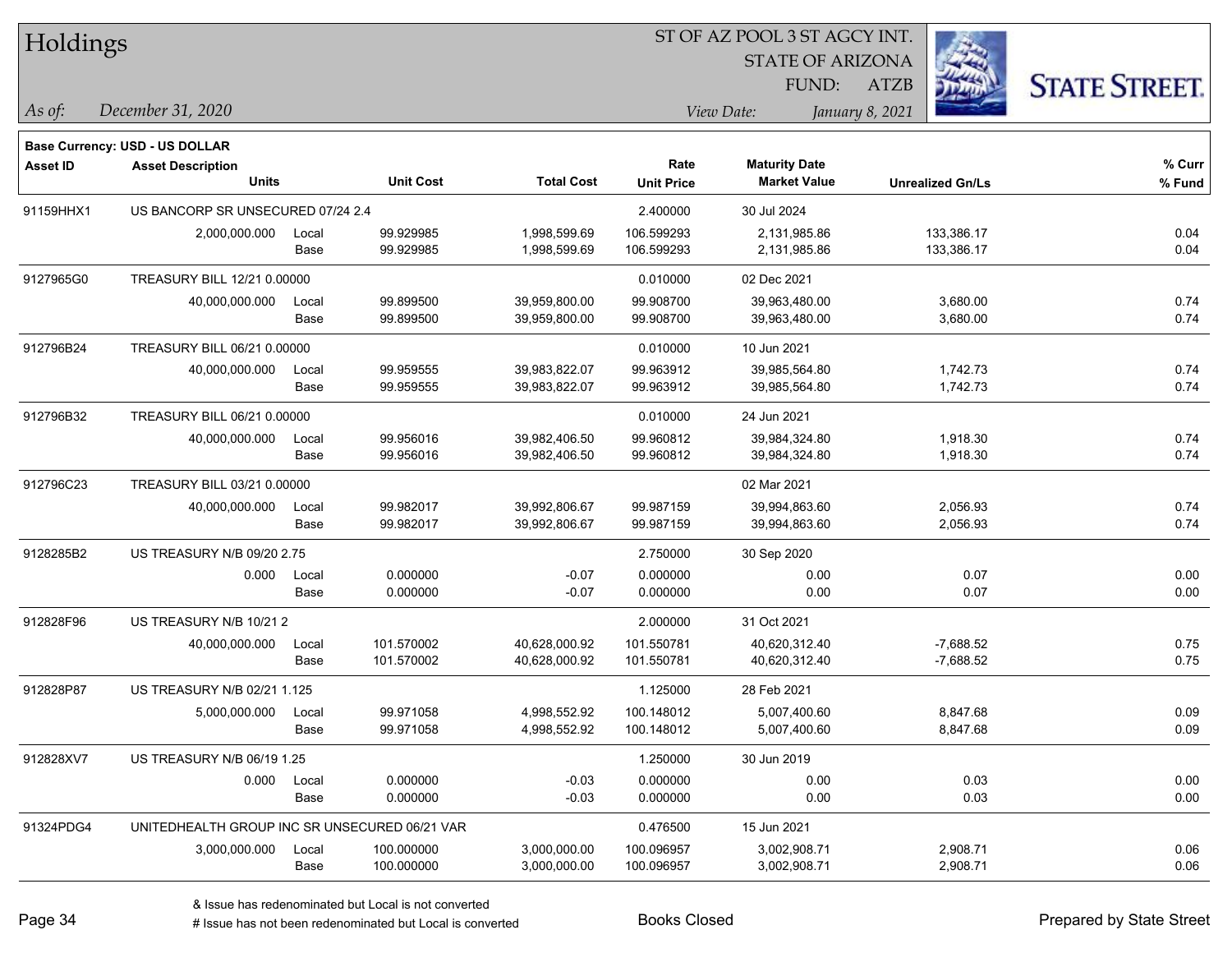# Holdings

ST OF AZ POOL 3 ST AGCY INT.
STATE OF ARIZONA
FUND: ATZB

*As of:* *December 31, 2020*
*View Date:* *January 8, 2021*

**Base Currency: USD - US DOLLAR**

| Asset ID | Asset Description / Units | | Unit Cost | Total Cost | Rate / Unit Price | Maturity Date / Market Value | Unrealized Gn/Ls | % Curr / % Fund |
|---|---|---|---|---|---|---|---|---|
| 91159HHX1 | US BANCORP SR UNSECURED 07/24 2.4 | | | | 2.400000 | 30 Jul 2024 | | |
| | 2,000,000.000 | Local | 99.929985 | 1,998,599.69 | 106.599293 | 2,131,985.86 | 133,386.17 | 0.04 |
| | | Base | 99.929985 | 1,998,599.69 | 106.599293 | 2,131,985.86 | 133,386.17 | 0.04 |
| 9127965G0 | TREASURY BILL 12/21 0.00000 | | | | 0.010000 | 02 Dec 2021 | | |
| | 40,000,000.000 | Local | 99.899500 | 39,959,800.00 | 99.908700 | 39,963,480.00 | 3,680.00 | 0.74 |
| | | Base | 99.899500 | 39,959,800.00 | 99.908700 | 39,963,480.00 | 3,680.00 | 0.74 |
| 912796B24 | TREASURY BILL 06/21 0.00000 | | | | 0.010000 | 10 Jun 2021 | | |
| | 40,000,000.000 | Local | 99.959555 | 39,983,822.07 | 99.963912 | 39,985,564.80 | 1,742.73 | 0.74 |
| | | Base | 99.959555 | 39,983,822.07 | 99.963912 | 39,985,564.80 | 1,742.73 | 0.74 |
| 912796B32 | TREASURY BILL 06/21 0.00000 | | | | 0.010000 | 24 Jun 2021 | | |
| | 40,000,000.000 | Local | 99.956016 | 39,982,406.50 | 99.960812 | 39,984,324.80 | 1,918.30 | 0.74 |
| | | Base | 99.956016 | 39,982,406.50 | 99.960812 | 39,984,324.80 | 1,918.30 | 0.74 |
| 912796C23 | TREASURY BILL 03/21 0.00000 | | | | | 02 Mar 2021 | | |
| | 40,000,000.000 | Local | 99.982017 | 39,992,806.67 | 99.987159 | 39,994,863.60 | 2,056.93 | 0.74 |
| | | Base | 99.982017 | 39,992,806.67 | 99.987159 | 39,994,863.60 | 2,056.93 | 0.74 |
| 9128285B2 | US TREASURY N/B 09/20 2.75 | | | | 2.750000 | 30 Sep 2020 | | |
| | 0.000 | Local | 0.000000 | -0.07 | 0.000000 | 0.00 | 0.07 | 0.00 |
| | | Base | 0.000000 | -0.07 | 0.000000 | 0.00 | 0.07 | 0.00 |
| 912828F96 | US TREASURY N/B 10/21 2 | | | | 2.000000 | 31 Oct 2021 | | |
| | 40,000,000.000 | Local | 101.570002 | 40,628,000.92 | 101.550781 | 40,620,312.40 | -7,688.52 | 0.75 |
| | | Base | 101.570002 | 40,628,000.92 | 101.550781 | 40,620,312.40 | -7,688.52 | 0.75 |
| 912828P87 | US TREASURY N/B 02/21 1.125 | | | | 1.125000 | 28 Feb 2021 | | |
| | 5,000,000.000 | Local | 99.971058 | 4,998,552.92 | 100.148012 | 5,007,400.60 | 8,847.68 | 0.09 |
| | | Base | 99.971058 | 4,998,552.92 | 100.148012 | 5,007,400.60 | 8,847.68 | 0.09 |
| 912828XV7 | US TREASURY N/B 06/19 1.25 | | | | 1.250000 | 30 Jun 2019 | | |
| | 0.000 | Local | 0.000000 | -0.03 | 0.000000 | 0.00 | 0.03 | 0.00 |
| | | Base | 0.000000 | -0.03 | 0.000000 | 0.00 | 0.03 | 0.00 |
| 91324PDG4 | UNITEDHEALTH GROUP INC SR UNSECURED 06/21 VAR | | | | 0.476500 | 15 Jun 2021 | | |
| | 3,000,000.000 | Local | 100.000000 | 3,000,000.00 | 100.096957 | 3,002,908.71 | 2,908.71 | 0.06 |
| | | Base | 100.000000 | 3,000,000.00 | 100.096957 | 3,002,908.71 | 2,908.71 | 0.06 |

& Issue has redenominated but Local is not converted
# Issue has not been redenominated but Local is converted

Books Closed

Prepared by State Street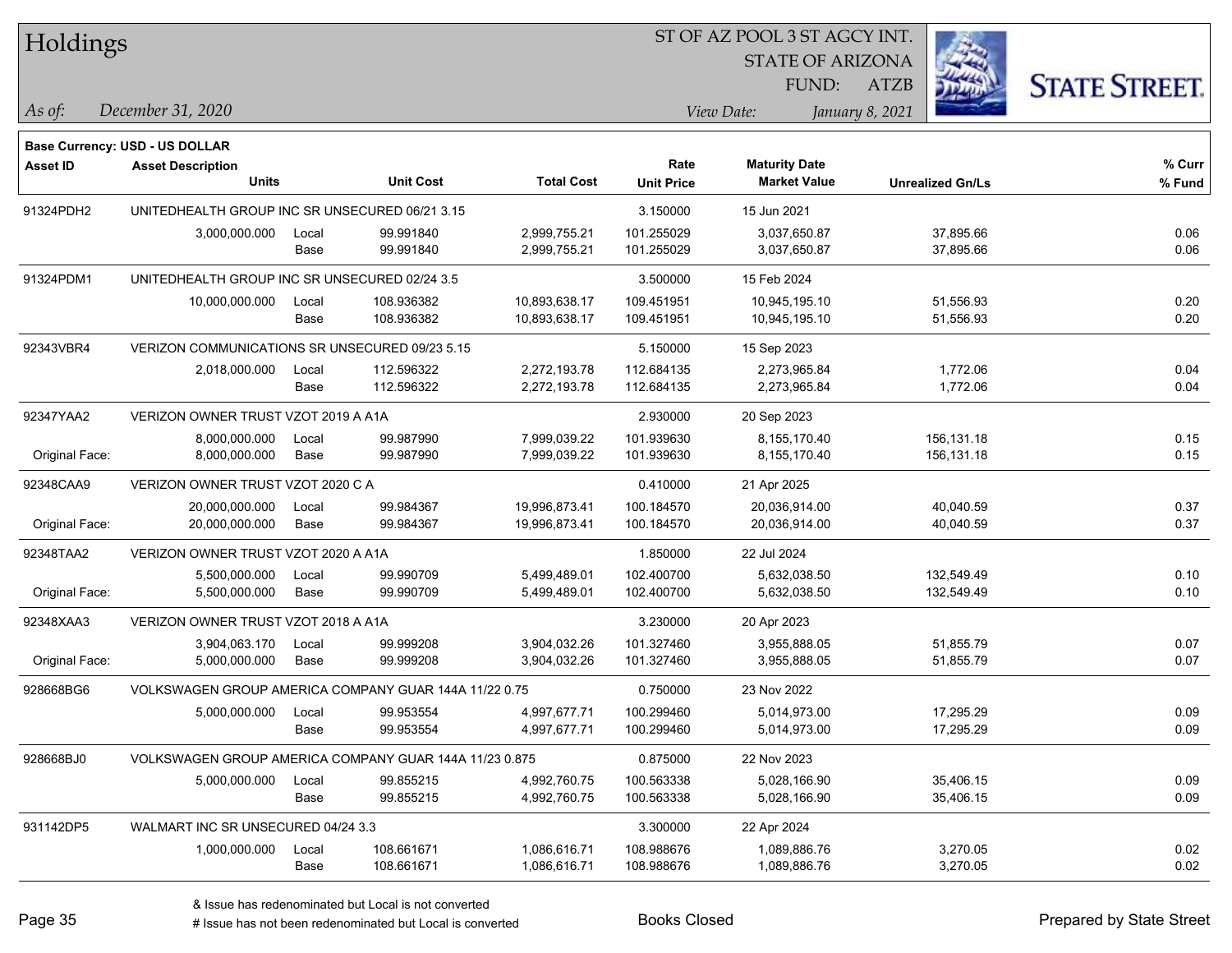# Holdings

ST OF AZ POOL 3 ST AGCY INT.
STATE OF ARIZONA
FUND: ATZB

*As of:* *December 31, 2020*

*View Date:* *January 8, 2021*

**Base Currency: USD - US DOLLAR**

| Asset ID | Asset Description / Units | | Unit Cost | Total Cost | Rate / Unit Price | Maturity Date / Market Value | Unrealized Gn/Ls | % Curr / % Fund |
|---|---|---|---|---|---|---|---|---|
| 91324PDH2 | UNITEDHEALTH GROUP INC SR UNSECURED 06/21 3.15 | | | | 3.150000 | 15 Jun 2021 | | |
| | 3,000,000.000 | Local | 99.991840 | 2,999,755.21 | 101.255029 | 3,037,650.87 | 37,895.66 | 0.06 |
| | | Base | 99.991840 | 2,999,755.21 | 101.255029 | 3,037,650.87 | 37,895.66 | 0.06 |
| 91324PDM1 | UNITEDHEALTH GROUP INC SR UNSECURED 02/24 3.5 | | | | 3.500000 | 15 Feb 2024 | | |
| | 10,000,000.000 | Local | 108.936382 | 10,893,638.17 | 109.451951 | 10,945,195.10 | 51,556.93 | 0.20 |
| | | Base | 108.936382 | 10,893,638.17 | 109.451951 | 10,945,195.10 | 51,556.93 | 0.20 |
| 92343VBR4 | VERIZON COMMUNICATIONS SR UNSECURED 09/23 5.15 | | | | 5.150000 | 15 Sep 2023 | | |
| | 2,018,000.000 | Local | 112.596322 | 2,272,193.78 | 112.684135 | 2,273,965.84 | 1,772.06 | 0.04 |
| | | Base | 112.596322 | 2,272,193.78 | 112.684135 | 2,273,965.84 | 1,772.06 | 0.04 |
| 92347YAA2 | VERIZON OWNER TRUST VZOT 2019 A A1A | | | | 2.930000 | 20 Sep 2023 | | |
| | 8,000,000.000 | Local | 99.987990 | 7,999,039.22 | 101.939630 | 8,155,170.40 | 156,131.18 | 0.15 |
| Original Face: | 8,000,000.000 | Base | 99.987990 | 7,999,039.22 | 101.939630 | 8,155,170.40 | 156,131.18 | 0.15 |
| 92348CAA9 | VERIZON OWNER TRUST VZOT 2020 C A | | | | 0.410000 | 21 Apr 2025 | | |
| | 20,000,000.000 | Local | 99.984367 | 19,996,873.41 | 100.184570 | 20,036,914.00 | 40,040.59 | 0.37 |
| Original Face: | 20,000,000.000 | Base | 99.984367 | 19,996,873.41 | 100.184570 | 20,036,914.00 | 40,040.59 | 0.37 |
| 92348TAA2 | VERIZON OWNER TRUST VZOT 2020 A A1A | | | | 1.850000 | 22 Jul 2024 | | |
| | 5,500,000.000 | Local | 99.990709 | 5,499,489.01 | 102.400700 | 5,632,038.50 | 132,549.49 | 0.10 |
| Original Face: | 5,500,000.000 | Base | 99.990709 | 5,499,489.01 | 102.400700 | 5,632,038.50 | 132,549.49 | 0.10 |
| 92348XAA3 | VERIZON OWNER TRUST VZOT 2018 A A1A | | | | 3.230000 | 20 Apr 2023 | | |
| | 3,904,063.170 | Local | 99.999208 | 3,904,032.26 | 101.327460 | 3,955,888.05 | 51,855.79 | 0.07 |
| Original Face: | 5,000,000.000 | Base | 99.999208 | 3,904,032.26 | 101.327460 | 3,955,888.05 | 51,855.79 | 0.07 |
| 928668BG6 | VOLKSWAGEN GROUP AMERICA COMPANY GUAR 144A 11/22 0.75 | | | | 0.750000 | 23 Nov 2022 | | |
| | 5,000,000.000 | Local | 99.953554 | 4,997,677.71 | 100.299460 | 5,014,973.00 | 17,295.29 | 0.09 |
| | | Base | 99.953554 | 4,997,677.71 | 100.299460 | 5,014,973.00 | 17,295.29 | 0.09 |
| 928668BJ0 | VOLKSWAGEN GROUP AMERICA COMPANY GUAR 144A 11/23 0.875 | | | | 0.875000 | 22 Nov 2023 | | |
| | 5,000,000.000 | Local | 99.855215 | 4,992,760.75 | 100.563338 | 5,028,166.90 | 35,406.15 | 0.09 |
| | | Base | 99.855215 | 4,992,760.75 | 100.563338 | 5,028,166.90 | 35,406.15 | 0.09 |
| 931142DP5 | WALMART INC SR UNSECURED 04/24 3.3 | | | | 3.300000 | 22 Apr 2024 | | |
| | 1,000,000.000 | Local | 108.661671 | 1,086,616.71 | 108.988676 | 1,089,886.76 | 3,270.05 | 0.02 |
| | | Base | 108.661671 | 1,086,616.71 | 108.988676 | 1,089,886.76 | 3,270.05 | 0.02 |

& Issue has redenominated but Local is not converted
# Issue has not been redenominated but Local is converted

Books Closed

Prepared by State Street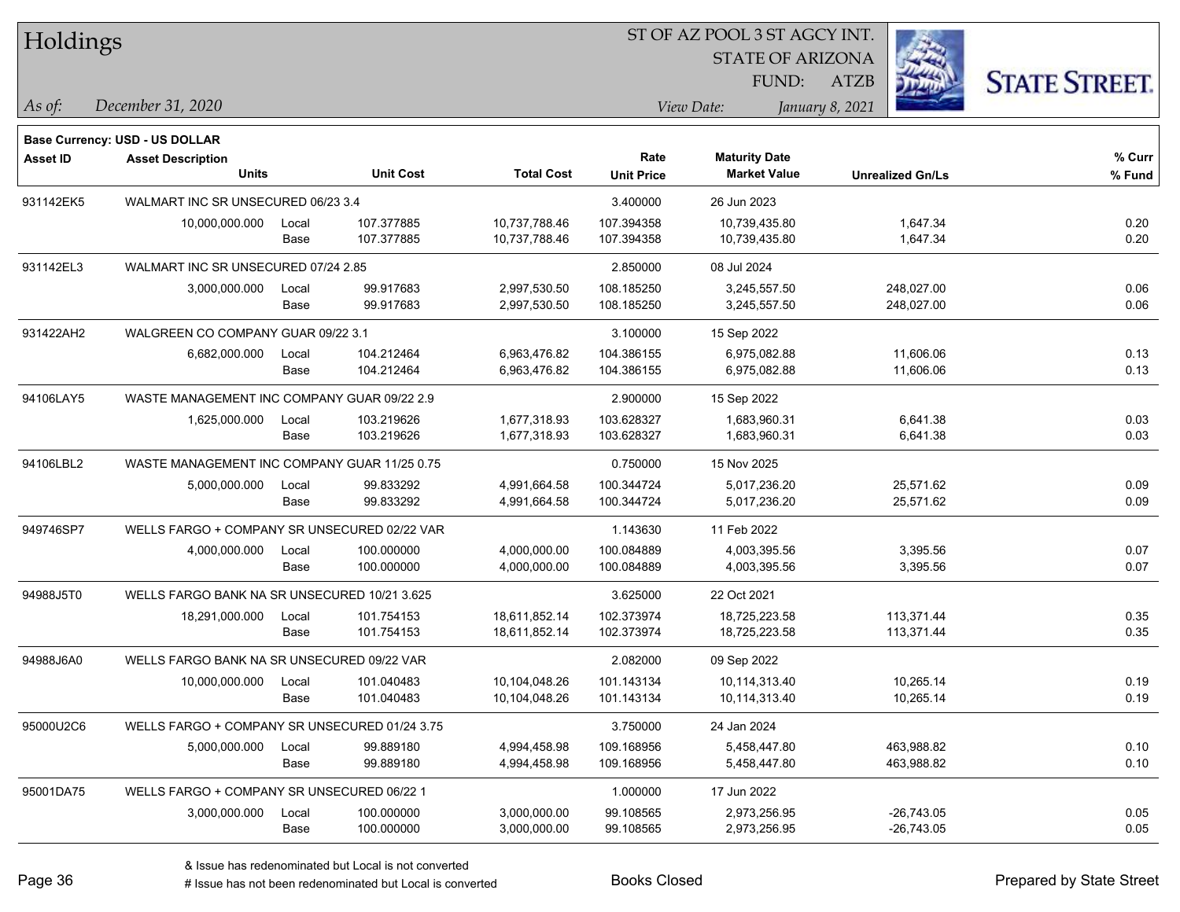# Holdings

ST OF AZ POOL 3 ST AGCY INT.
STATE OF ARIZONA
FUND: ATZB

*As of:* *December 31, 2020*

*View Date:* *January 8, 2021*

**Base Currency: USD - US DOLLAR**

| Asset ID | Asset Description / Units | | Unit Cost | Total Cost | Rate / Unit Price | Maturity Date / Market Value | Unrealized Gn/Ls | % Curr / % Fund |
|---|---|---|---|---|---|---|---|---|
| 931142EK5 | WALMART INC SR UNSECURED 06/23 3.4 | | | | 3.400000 | 26 Jun 2023 | | |
| | 10,000,000.000 | Local | 107.377885 | 10,737,788.46 | 107.394358 | 10,739,435.80 | 1,647.34 | 0.20 |
| | | Base | 107.377885 | 10,737,788.46 | 107.394358 | 10,739,435.80 | 1,647.34 | 0.20 |
| 931142EL3 | WALMART INC SR UNSECURED 07/24 2.85 | | | | 2.850000 | 08 Jul 2024 | | |
| | 3,000,000.000 | Local | 99.917683 | 2,997,530.50 | 108.185250 | 3,245,557.50 | 248,027.00 | 0.06 |
| | | Base | 99.917683 | 2,997,530.50 | 108.185250 | 3,245,557.50 | 248,027.00 | 0.06 |
| 931422AH2 | WALGREEN CO COMPANY GUAR 09/22 3.1 | | | | 3.100000 | 15 Sep 2022 | | |
| | 6,682,000.000 | Local | 104.212464 | 6,963,476.82 | 104.386155 | 6,975,082.88 | 11,606.06 | 0.13 |
| | | Base | 104.212464 | 6,963,476.82 | 104.386155 | 6,975,082.88 | 11,606.06 | 0.13 |
| 94106LAY5 | WASTE MANAGEMENT INC COMPANY GUAR 09/22 2.9 | | | | 2.900000 | 15 Sep 2022 | | |
| | 1,625,000.000 | Local | 103.219626 | 1,677,318.93 | 103.628327 | 1,683,960.31 | 6,641.38 | 0.03 |
| | | Base | 103.219626 | 1,677,318.93 | 103.628327 | 1,683,960.31 | 6,641.38 | 0.03 |
| 94106LBL2 | WASTE MANAGEMENT INC COMPANY GUAR 11/25 0.75 | | | | 0.750000 | 15 Nov 2025 | | |
| | 5,000,000.000 | Local | 99.833292 | 4,991,664.58 | 100.344724 | 5,017,236.20 | 25,571.62 | 0.09 |
| | | Base | 99.833292 | 4,991,664.58 | 100.344724 | 5,017,236.20 | 25,571.62 | 0.09 |
| 949746SP7 | WELLS FARGO + COMPANY SR UNSECURED 02/22 VAR | | | | 1.143630 | 11 Feb 2022 | | |
| | 4,000,000.000 | Local | 100.000000 | 4,000,000.00 | 100.084889 | 4,003,395.56 | 3,395.56 | 0.07 |
| | | Base | 100.000000 | 4,000,000.00 | 100.084889 | 4,003,395.56 | 3,395.56 | 0.07 |
| 94988J5T0 | WELLS FARGO BANK NA SR UNSECURED 10/21 3.625 | | | | 3.625000 | 22 Oct 2021 | | |
| | 18,291,000.000 | Local | 101.754153 | 18,611,852.14 | 102.373974 | 18,725,223.58 | 113,371.44 | 0.35 |
| | | Base | 101.754153 | 18,611,852.14 | 102.373974 | 18,725,223.58 | 113,371.44 | 0.35 |
| 94988J6A0 | WELLS FARGO BANK NA SR UNSECURED 09/22 VAR | | | | 2.082000 | 09 Sep 2022 | | |
| | 10,000,000.000 | Local | 101.040483 | 10,104,048.26 | 101.143134 | 10,114,313.40 | 10,265.14 | 0.19 |
| | | Base | 101.040483 | 10,104,048.26 | 101.143134 | 10,114,313.40 | 10,265.14 | 0.19 |
| 95000U2C6 | WELLS FARGO + COMPANY SR UNSECURED 01/24 3.75 | | | | 3.750000 | 24 Jan 2024 | | |
| | 5,000,000.000 | Local | 99.889180 | 4,994,458.98 | 109.168956 | 5,458,447.80 | 463,988.82 | 0.10 |
| | | Base | 99.889180 | 4,994,458.98 | 109.168956 | 5,458,447.80 | 463,988.82 | 0.10 |
| 95001DA75 | WELLS FARGO + COMPANY SR UNSECURED 06/22 1 | | | | 1.000000 | 17 Jun 2022 | | |
| | 3,000,000.000 | Local | 100.000000 | 3,000,000.00 | 99.108565 | 2,973,256.95 | -26,743.05 | 0.05 |
| | | Base | 100.000000 | 3,000,000.00 | 99.108565 | 2,973,256.95 | -26,743.05 | 0.05 |

& Issue has redenominated but Local is not converted
# Issue has not been redenominated but Local is converted

Books Closed

Prepared by State Street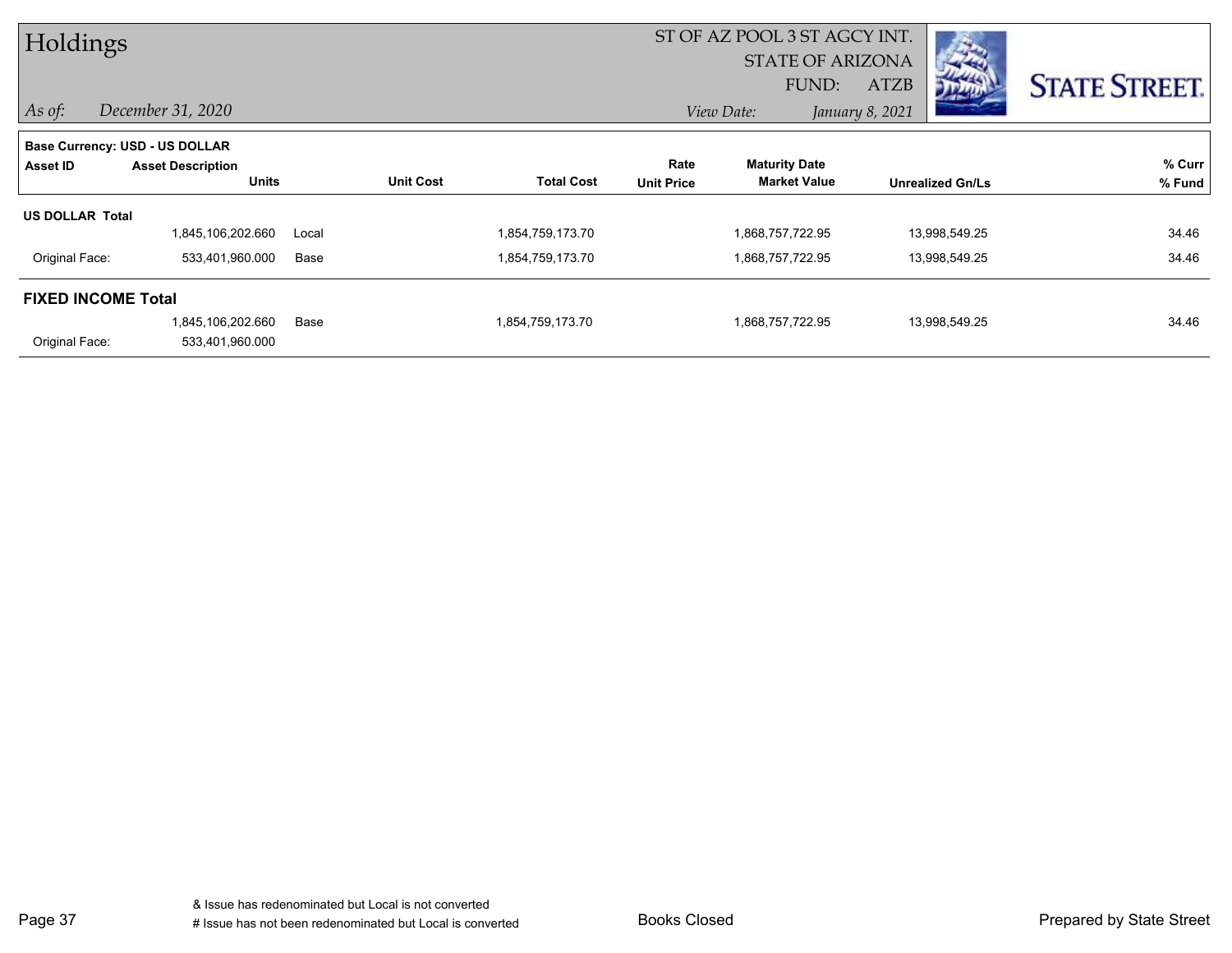# Holdings

ST OF AZ POOL 3 ST AGCY INT.
STATE OF ARIZONA
FUND: ATZB

*As of:* *December 31, 2020*

*View Date:* *January 8, 2021*

**Base Currency: USD - US DOLLAR**

| Asset ID | Asset Description / Units | | Unit Cost | Total Cost | Rate / Unit Price | Maturity Date / Market Value | Unrealized Gn/Ls | % Curr / % Fund |
|---|---|---|---|---|---|---|---|---|
| **US DOLLAR Total** | | | | | | | | |
| | 1,845,106,202.660 | Local | | 1,854,759,173.70 | | 1,868,757,722.95 | 13,998,549.25 | 34.46 |
| Original Face: | 533,401,960.000 | Base | | 1,854,759,173.70 | | 1,868,757,722.95 | 13,998,549.25 | 34.46 |
| **FIXED INCOME Total** | | | | | | | | |
| | 1,845,106,202.660 | Base | | 1,854,759,173.70 | | 1,868,757,722.95 | 13,998,549.25 | 34.46 |
| Original Face: | 533,401,960.000 | | | | | | | |

& Issue has redenominated but Local is not converted
# Issue has not been redenominated but Local is converted

Books Closed

Prepared by State Street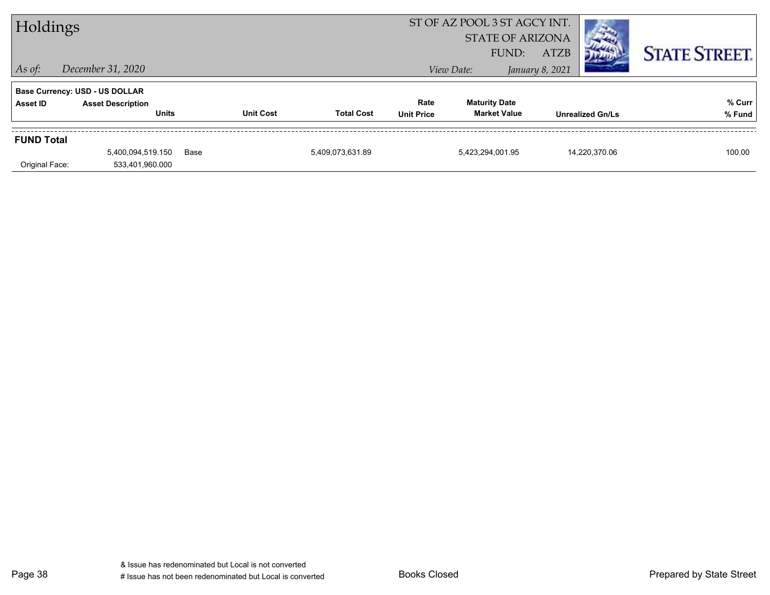# Holdings

*As of:* *December 31, 2020*

ST OF AZ POOL 3 ST AGCY INT.
STATE OF ARIZONA
FUND: ATZB
*View Date:* *January 8, 2021*

STATE STREET.

**Base Currency: USD - US DOLLAR**

| Asset ID | Asset Description / Units | | Unit Cost | Total Cost | Rate / Unit Price | Maturity Date / Market Value | Unrealized Gn/Ls | % Curr / % Fund |
|---|---|---|---|---|---|---|---|---|
| **FUND Total** | | | | | | | | |
| | 5,400,094,519.150 | Base | | 5,409,073,631.89 | | 5,423,294,001.95 | 14,220,370.06 | 100.00 |
| Original Face: | 533,401,960.000 | | | | | | | |

& Issue has redenominated but Local is not converted
# Issue has not been redenominated but Local is converted

Books Closed

Prepared by State Street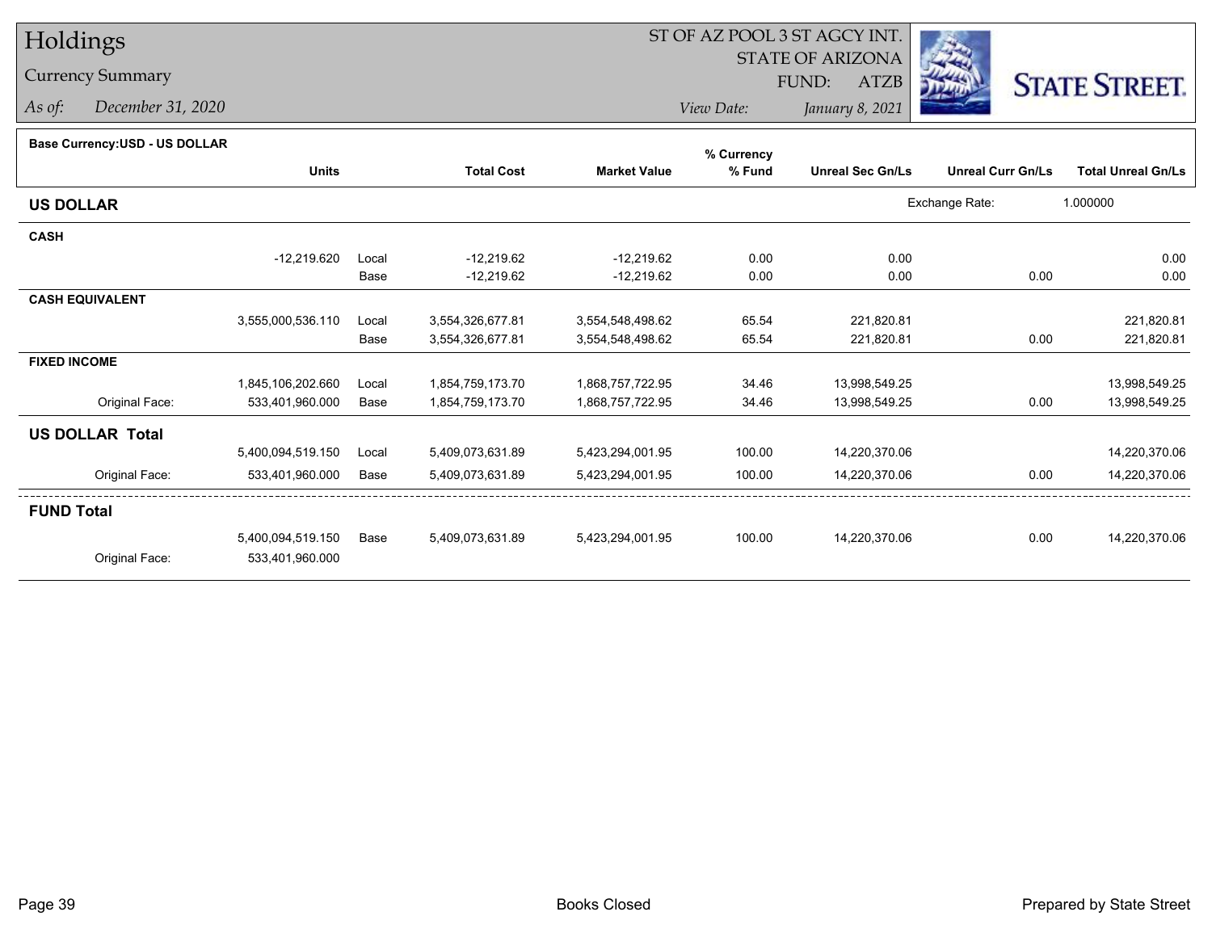# Holdings

## Currency Summary

*As of:* *December 31, 2020*

ST OF AZ POOL 3 ST AGCY INT.
STATE OF ARIZONA
FUND: ATZB

*View Date:* *January 8, 2021*

**Base Currency:USD - US DOLLAR**

| | Units | | Total Cost | Market Value | % Currency % Fund | Unreal Sec Gn/Ls | Unreal Curr Gn/Ls | Total Unreal Gn/Ls |
|---|---|---|---|---|---|---|---|---|
| **US DOLLAR** | | | | | | Exchange Rate: | 1.000000 | |
| **CASH** | | | | | | | | |
| | -12,219.620 | Local | -12,219.62 | -12,219.62 | 0.00 | 0.00 | | 0.00 |
| | | Base | -12,219.62 | -12,219.62 | 0.00 | 0.00 | 0.00 | 0.00 |
| **CASH EQUIVALENT** | | | | | | | | |
| | 3,555,000,536.110 | Local | 3,554,326,677.81 | 3,554,548,498.62 | 65.54 | 221,820.81 | | 221,820.81 |
| | | Base | 3,554,326,677.81 | 3,554,548,498.62 | 65.54 | 221,820.81 | 0.00 | 221,820.81 |
| **FIXED INCOME** | | | | | | | | |
| | 1,845,106,202.660 | Local | 1,854,759,173.70 | 1,868,757,722.95 | 34.46 | 13,998,549.25 | | 13,998,549.25 |
| Original Face: | 533,401,960.000 | Base | 1,854,759,173.70 | 1,868,757,722.95 | 34.46 | 13,998,549.25 | 0.00 | 13,998,549.25 |
| **US DOLLAR Total** | | | | | | | | |
| | 5,400,094,519.150 | Local | 5,409,073,631.89 | 5,423,294,001.95 | 100.00 | 14,220,370.06 | | 14,220,370.06 |
| Original Face: | 533,401,960.000 | Base | 5,409,073,631.89 | 5,423,294,001.95 | 100.00 | 14,220,370.06 | 0.00 | 14,220,370.06 |
| **FUND Total** | | | | | | | | |
| | 5,400,094,519.150 | Base | 5,409,073,631.89 | 5,423,294,001.95 | 100.00 | 14,220,370.06 | 0.00 | 14,220,370.06 |
| Original Face: | 533,401,960.000 | | | | | | | |

Books Closed

Prepared by State Street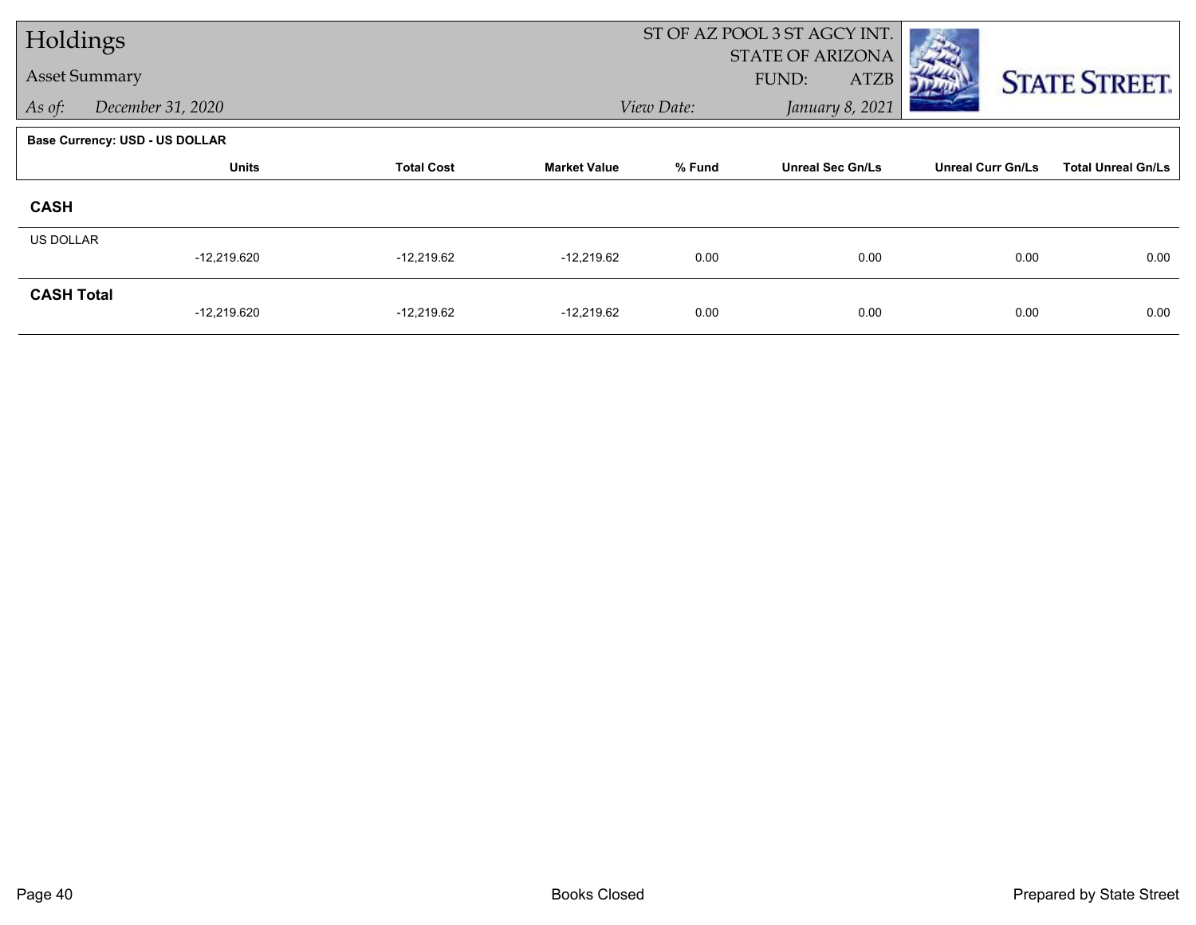# Holdings

## Asset Summary

*As of:* *December 31, 2020*

ST OF AZ POOL 3 ST AGCY INT.
STATE OF ARIZONA
FUND: ATZB

*View Date:* *January 8, 2021*

**Base Currency: USD - US DOLLAR**

| | Units | Total Cost | Market Value | % Fund | Unreal Sec Gn/Ls | Unreal Curr Gn/Ls | Total Unreal Gn/Ls |
|---|---|---|---|---|---|---|---|
| **CASH** | | | | | | | |
| US DOLLAR | -12,219.620 | -12,219.62 | -12,219.62 | 0.00 | 0.00 | 0.00 | 0.00 |
| **CASH Total** | -12,219.620 | -12,219.62 | -12,219.62 | 0.00 | 0.00 | 0.00 | 0.00 |

Books Closed

Prepared by State Street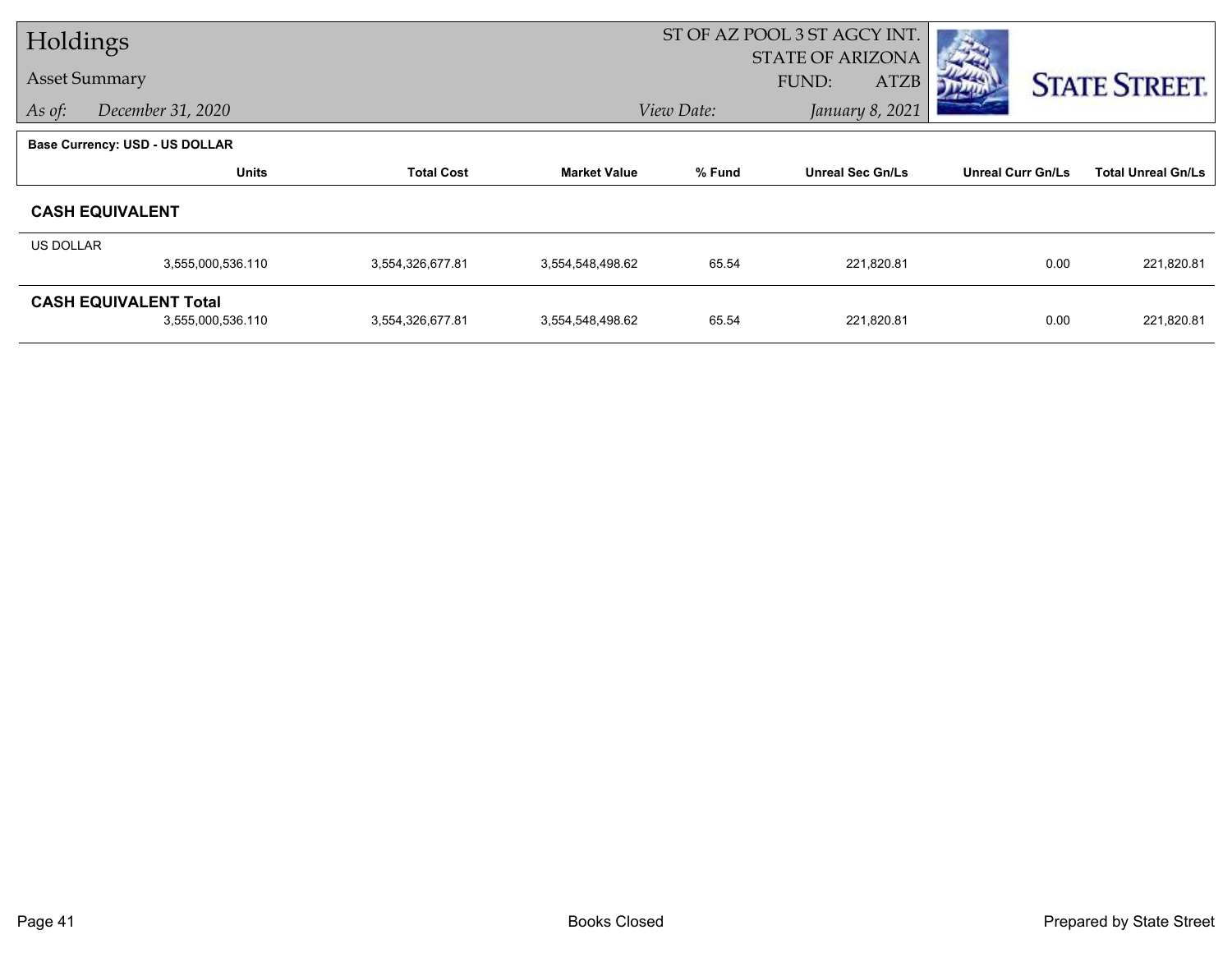# Holdings

Asset Summary

*As of:* *December 31, 2020*

ST OF AZ POOL 3 ST AGCY INT.
STATE OF ARIZONA
FUND: ATZB

*View Date:* *January 8, 2021*

**Base Currency: USD - US DOLLAR**

| | Units | Total Cost | Market Value | % Fund | Unreal Sec Gn/Ls | Unreal Curr Gn/Ls | Total Unreal Gn/Ls |
|---|---|---|---|---|---|---|---|
| **CASH EQUIVALENT** | | | | | | | |
| US DOLLAR | 3,555,000,536.110 | 3,554,326,677.81 | 3,554,548,498.62 | 65.54 | 221,820.81 | 0.00 | 221,820.81 |
| **CASH EQUIVALENT Total** | 3,555,000,536.110 | 3,554,326,677.81 | 3,554,548,498.62 | 65.54 | 221,820.81 | 0.00 | 221,820.81 |

Books Closed

Prepared by State Street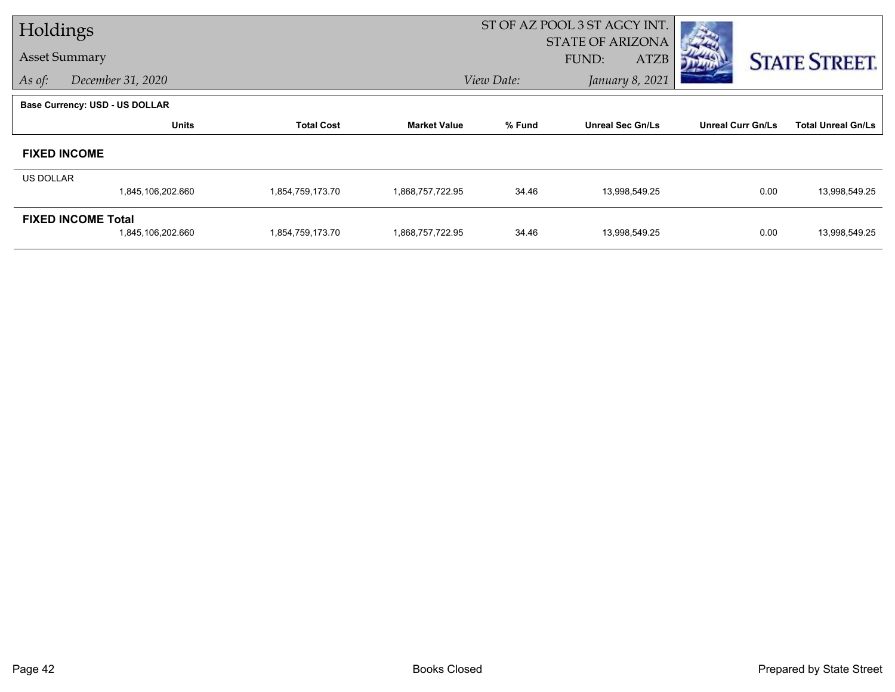# Holdings

## Asset Summary

*As of:* *December 31, 2020*

ST OF AZ POOL 3 ST AGCY INT.
STATE OF ARIZONA
FUND: ATZB

*View Date:* *January 8, 2021*

**Base Currency: USD - US DOLLAR**

| | Units | Total Cost | Market Value | % Fund | Unreal Sec Gn/Ls | Unreal Curr Gn/Ls | Total Unreal Gn/Ls |
|---|---|---|---|---|---|---|---|
| **FIXED INCOME** | | | | | | | |
| US DOLLAR | 1,845,106,202.660 | 1,854,759,173.70 | 1,868,757,722.95 | 34.46 | 13,998,549.25 | 0.00 | 13,998,549.25 |
| **FIXED INCOME Total** | 1,845,106,202.660 | 1,854,759,173.70 | 1,868,757,722.95 | 34.46 | 13,998,549.25 | 0.00 | 13,998,549.25 |

Books Closed

Prepared by State Street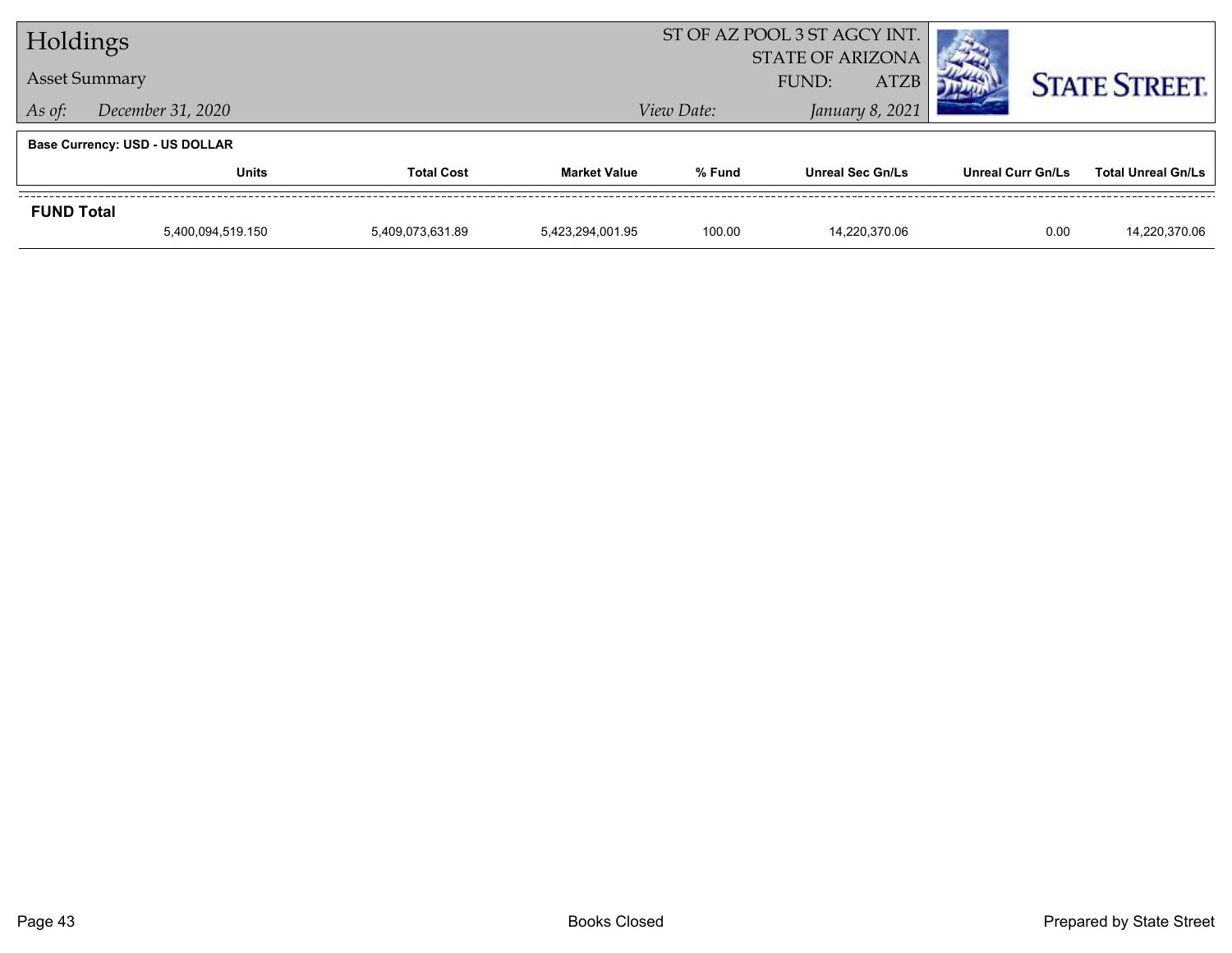# Holdings

## Asset Summary

*As of:* *December 31, 2020*

ST OF AZ POOL 3 ST AGCY INT.
STATE OF ARIZONA
FUND: ATZB

*View Date:* *January 8, 2021*

STATE STREET.

**Base Currency: USD - US DOLLAR**

| | Units | Total Cost | Market Value | % Fund | Unreal Sec Gn/Ls | Unreal Curr Gn/Ls | Total Unreal Gn/Ls |
|---|---|---|---|---|---|---|---|
| **FUND Total** | | | | | | | |
| | 5,400,094,519.150 | 5,409,073,631.89 | 5,423,294,001.95 | 100.00 | 14,220,370.06 | 0.00 | 14,220,370.06 |

Books Closed

Prepared by State Street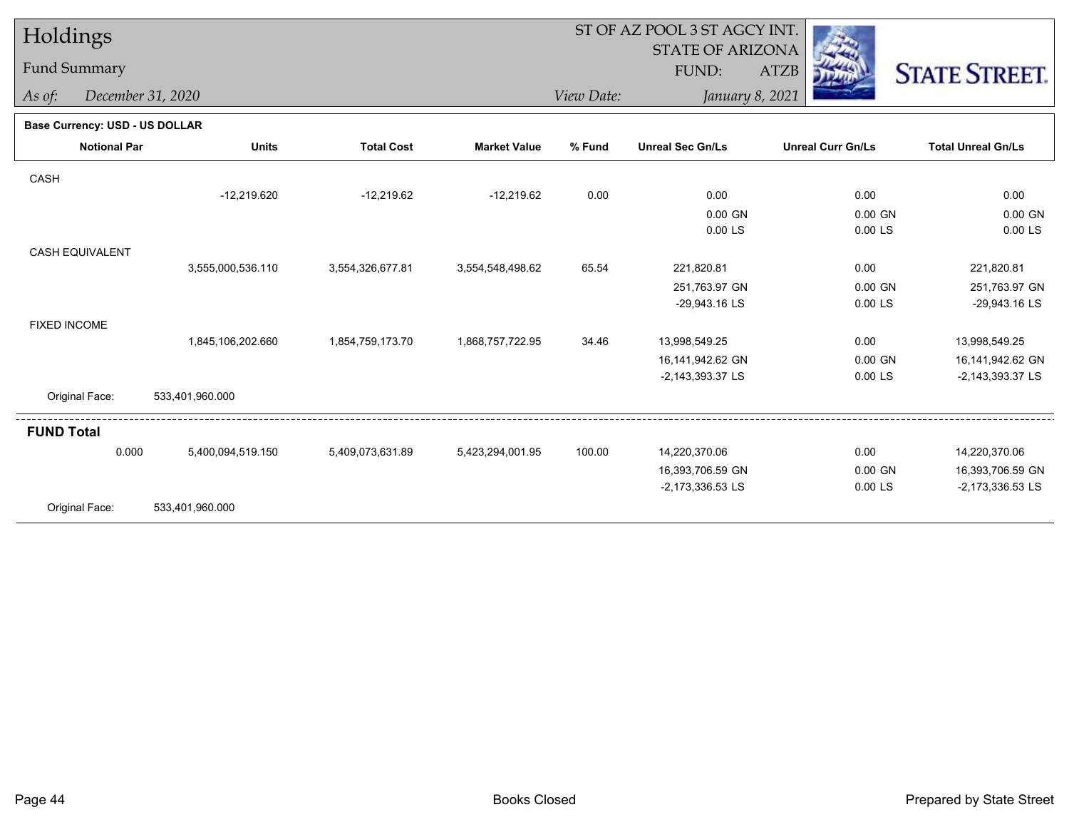# Holdings

Fund Summary

*As of:* *December 31, 2020*

ST OF AZ POOL 3 ST AGCY INT.
STATE OF ARIZONA
FUND: ATZB

*View Date:* *January 8, 2021*

STATE STREET.

**Base Currency: USD - US DOLLAR**

| Notional Par | Units | Total Cost | Market Value | % Fund | Unreal Sec Gn/Ls | Unreal Curr Gn/Ls | Total Unreal Gn/Ls |
|---|---|---|---|---|---|---|---|
| CASH | | | | | | | |
| | -12,219.620 | -12,219.62 | -12,219.62 | 0.00 | 0.00 | 0.00 | 0.00 |
| | | | | | 0.00 GN | 0.00 GN | 0.00 GN |
| | | | | | 0.00 LS | 0.00 LS | 0.00 LS |
| CASH EQUIVALENT | | | | | | | |
| | 3,555,000,536.110 | 3,554,326,677.81 | 3,554,548,498.62 | 65.54 | 221,820.81 | 0.00 | 221,820.81 |
| | | | | | 251,763.97 GN | 0.00 GN | 251,763.97 GN |
| | | | | | -29,943.16 LS | 0.00 LS | -29,943.16 LS |
| FIXED INCOME | | | | | | | |
| | 1,845,106,202.660 | 1,854,759,173.70 | 1,868,757,722.95 | 34.46 | 13,998,549.25 | 0.00 | 13,998,549.25 |
| | | | | | 16,141,942.62 GN | 0.00 GN | 16,141,942.62 GN |
| | | | | | -2,143,393.37 LS | 0.00 LS | -2,143,393.37 LS |
| Original Face: | 533,401,960.000 | | | | | | |
| **FUND Total** | | | | | | | |
| 0.000 | 5,400,094,519.150 | 5,409,073,631.89 | 5,423,294,001.95 | 100.00 | 14,220,370.06 | 0.00 | 14,220,370.06 |
| | | | | | 16,393,706.59 GN | 0.00 GN | 16,393,706.59 GN |
| | | | | | -2,173,336.53 LS | 0.00 LS | -2,173,336.53 LS |
| Original Face: | 533,401,960.000 | | | | | | |

Books Closed

Prepared by State Street